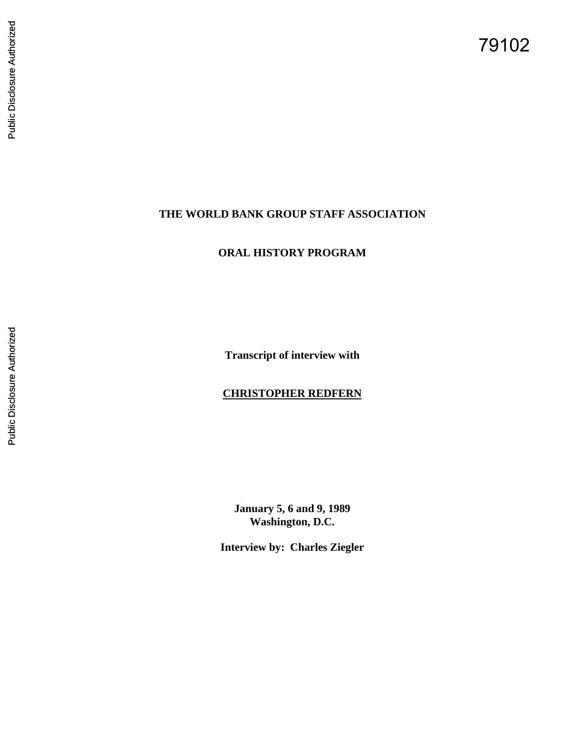79102

# THE WORLD BANK GROUP STAFF ASSOCIATION

## ORAL HISTORY PROGRAM

**Transcript of interview with**

**CHRISTOPHER REDFERN**

**January 5, 6 and 9, 1989**
**Washington, D.C.**

**Interview by: Charles Ziegler**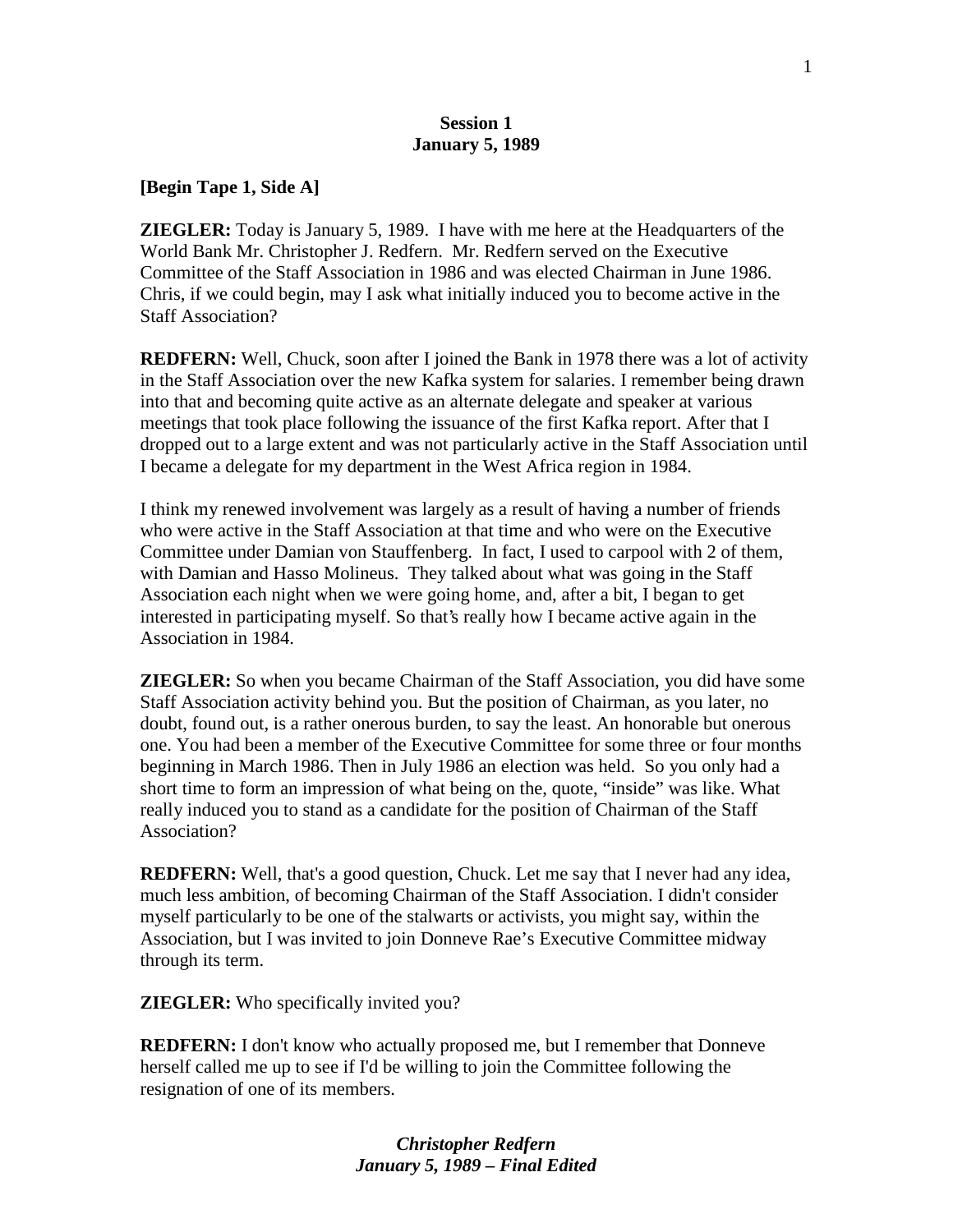**Session 1**
**January 5, 1989**

**[Begin Tape 1, Side A]**

**ZIEGLER:** Today is January 5, 1989. I have with me here at the Headquarters of the World Bank Mr. Christopher J. Redfern. Mr. Redfern served on the Executive Committee of the Staff Association in 1986 and was elected Chairman in June 1986. Chris, if we could begin, may I ask what initially induced you to become active in the Staff Association?

**REDFERN:** Well, Chuck, soon after I joined the Bank in 1978 there was a lot of activity in the Staff Association over the new Kafka system for salaries. I remember being drawn into that and becoming quite active as an alternate delegate and speaker at various meetings that took place following the issuance of the first Kafka report. After that I dropped out to a large extent and was not particularly active in the Staff Association until I became a delegate for my department in the West Africa region in 1984.

I think my renewed involvement was largely as a result of having a number of friends who were active in the Staff Association at that time and who were on the Executive Committee under Damian von Stauffenberg. In fact, I used to carpool with 2 of them, with Damian and Hasso Molineus. They talked about what was going in the Staff Association each night when we were going home, and, after a bit, I began to get interested in participating myself. So that's really how I became active again in the Association in 1984.

**ZIEGLER:** So when you became Chairman of the Staff Association, you did have some Staff Association activity behind you. But the position of Chairman, as you later, no doubt, found out, is a rather onerous burden, to say the least. An honorable but onerous one. You had been a member of the Executive Committee for some three or four months beginning in March 1986. Then in July 1986 an election was held. So you only had a short time to form an impression of what being on the, quote, "inside" was like. What really induced you to stand as a candidate for the position of Chairman of the Staff Association?

**REDFERN:** Well, that's a good question, Chuck. Let me say that I never had any idea, much less ambition, of becoming Chairman of the Staff Association. I didn't consider myself particularly to be one of the stalwarts or activists, you might say, within the Association, but I was invited to join Donneve Rae's Executive Committee midway through its term.

**ZIEGLER:** Who specifically invited you?

**REDFERN:** I don't know who actually proposed me, but I remember that Donneve herself called me up to see if I'd be willing to join the Committee following the resignation of one of its members.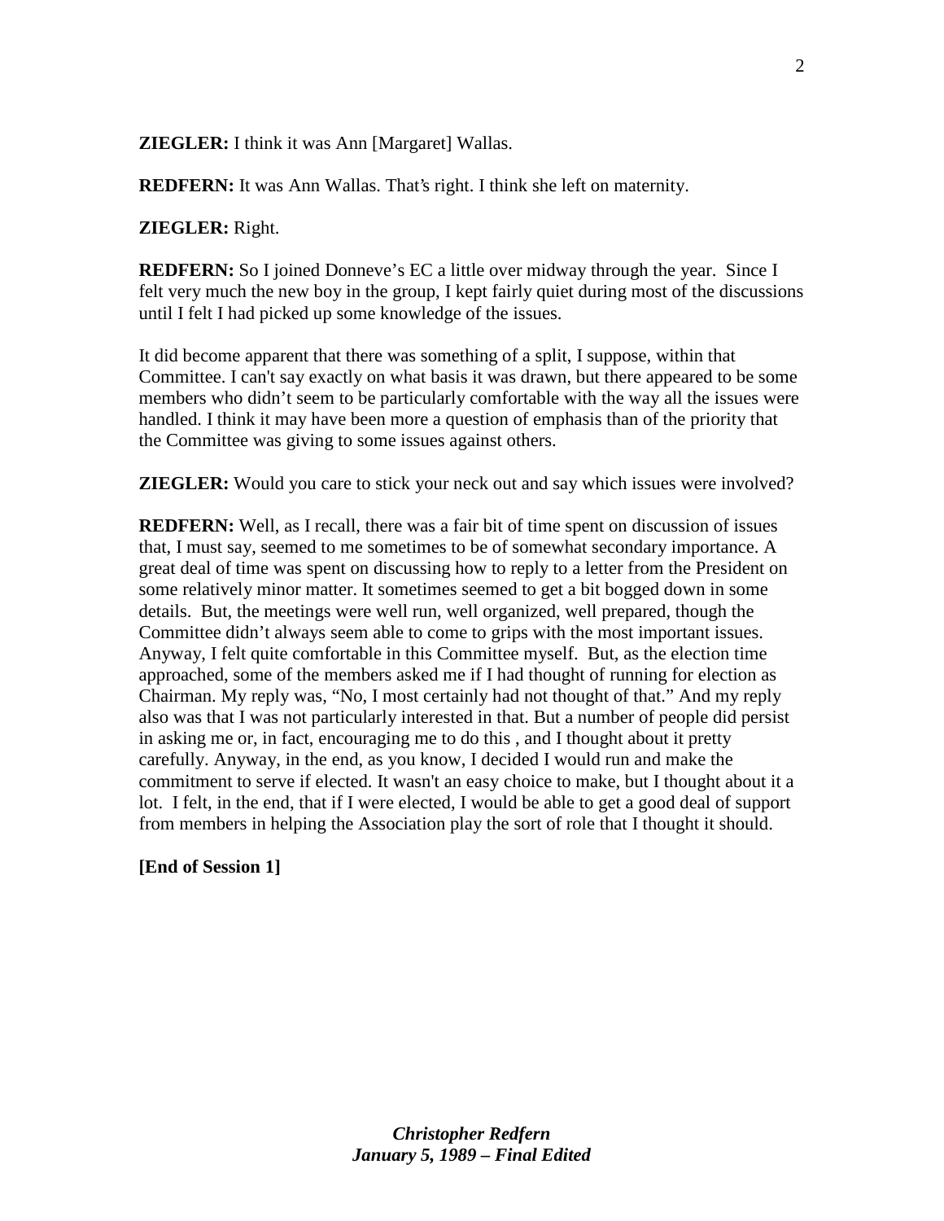**ZIEGLER:** I think it was Ann [Margaret] Wallas.

**REDFERN:** It was Ann Wallas. That's right. I think she left on maternity.

**ZIEGLER:** Right.

**REDFERN:** So I joined Donneve's EC a little over midway through the year. Since I felt very much the new boy in the group, I kept fairly quiet during most of the discussions until I felt I had picked up some knowledge of the issues.

It did become apparent that there was something of a split, I suppose, within that Committee. I can't say exactly on what basis it was drawn, but there appeared to be some members who didn't seem to be particularly comfortable with the way all the issues were handled. I think it may have been more a question of emphasis than of the priority that the Committee was giving to some issues against others.

**ZIEGLER:** Would you care to stick your neck out and say which issues were involved?

**REDFERN:** Well, as I recall, there was a fair bit of time spent on discussion of issues that, I must say, seemed to me sometimes to be of somewhat secondary importance. A great deal of time was spent on discussing how to reply to a letter from the President on some relatively minor matter. It sometimes seemed to get a bit bogged down in some details. But, the meetings were well run, well organized, well prepared, though the Committee didn't always seem able to come to grips with the most important issues. Anyway, I felt quite comfortable in this Committee myself. But, as the election time approached, some of the members asked me if I had thought of running for election as Chairman. My reply was, "No, I most certainly had not thought of that." And my reply also was that I was not particularly interested in that. But a number of people did persist in asking me or, in fact, encouraging me to do this , and I thought about it pretty carefully. Anyway, in the end, as you know, I decided I would run and make the commitment to serve if elected. It wasn't an easy choice to make, but I thought about it a lot. I felt, in the end, that if I were elected, I would be able to get a good deal of support from members in helping the Association play the sort of role that I thought it should.

**[End of Session 1]**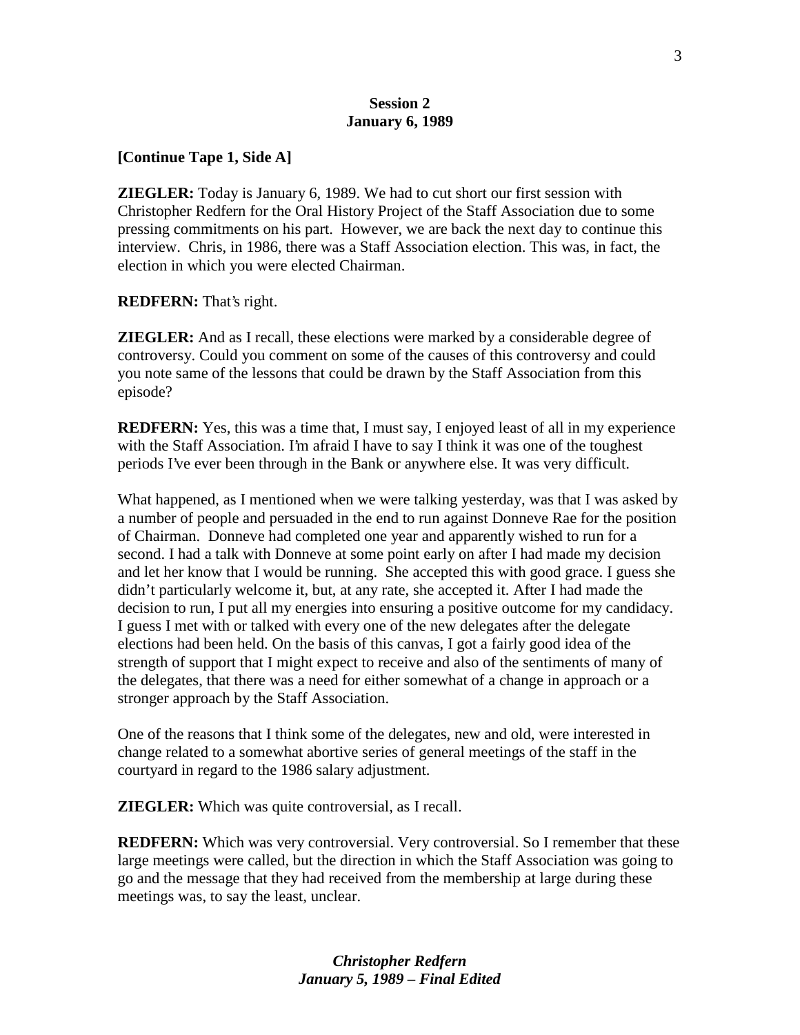**Session 2**
**January 6, 1989**

**[Continue Tape 1, Side A]**

**ZIEGLER:** Today is January 6, 1989. We had to cut short our first session with Christopher Redfern for the Oral History Project of the Staff Association due to some pressing commitments on his part. However, we are back the next day to continue this interview. Chris, in 1986, there was a Staff Association election. This was, in fact, the election in which you were elected Chairman.

**REDFERN:** That's right.

**ZIEGLER:** And as I recall, these elections were marked by a considerable degree of controversy. Could you comment on some of the causes of this controversy and could you note same of the lessons that could be drawn by the Staff Association from this episode?

**REDFERN:** Yes, this was a time that, I must say, I enjoyed least of all in my experience with the Staff Association. I'm afraid I have to say I think it was one of the toughest periods I've ever been through in the Bank or anywhere else. It was very difficult.

What happened, as I mentioned when we were talking yesterday, was that I was asked by a number of people and persuaded in the end to run against Donneve Rae for the position of Chairman. Donneve had completed one year and apparently wished to run for a second. I had a talk with Donneve at some point early on after I had made my decision and let her know that I would be running. She accepted this with good grace. I guess she didn't particularly welcome it, but, at any rate, she accepted it. After I had made the decision to run, I put all my energies into ensuring a positive outcome for my candidacy. I guess I met with or talked with every one of the new delegates after the delegate elections had been held. On the basis of this canvas, I got a fairly good idea of the strength of support that I might expect to receive and also of the sentiments of many of the delegates, that there was a need for either somewhat of a change in approach or a stronger approach by the Staff Association.

One of the reasons that I think some of the delegates, new and old, were interested in change related to a somewhat abortive series of general meetings of the staff in the courtyard in regard to the 1986 salary adjustment.

**ZIEGLER:** Which was quite controversial, as I recall.

**REDFERN:** Which was very controversial. Very controversial. So I remember that these large meetings were called, but the direction in which the Staff Association was going to go and the message that they had received from the membership at large during these meetings was, to say the least, unclear.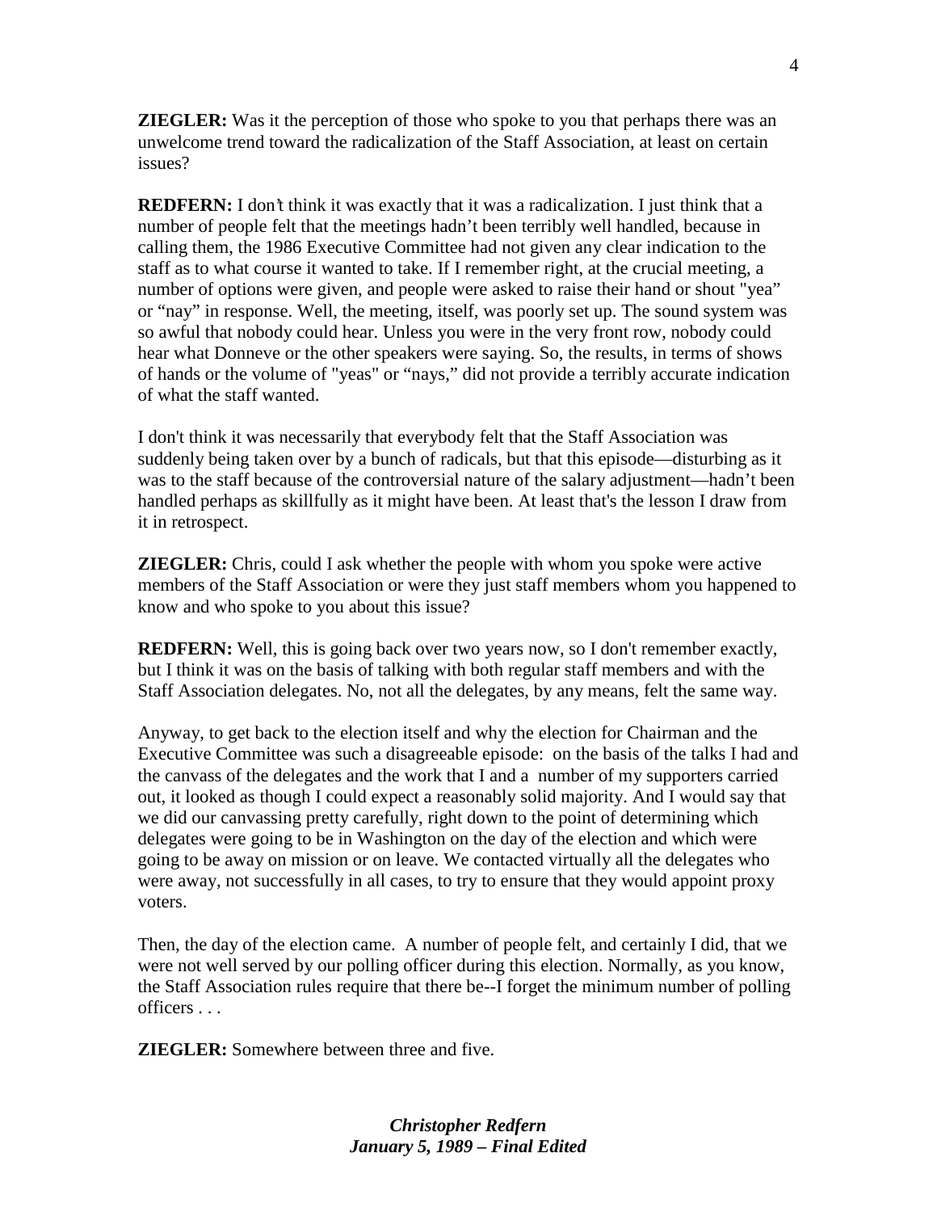**ZIEGLER:** Was it the perception of those who spoke to you that perhaps there was an unwelcome trend toward the radicalization of the Staff Association, at least on certain issues?

**REDFERN:** I don't think it was exactly that it was a radicalization. I just think that a number of people felt that the meetings hadn't been terribly well handled, because in calling them, the 1986 Executive Committee had not given any clear indication to the staff as to what course it wanted to take. If I remember right, at the crucial meeting, a number of options were given, and people were asked to raise their hand or shout "yea" or "nay" in response. Well, the meeting, itself, was poorly set up. The sound system was so awful that nobody could hear. Unless you were in the very front row, nobody could hear what Donneve or the other speakers were saying. So, the results, in terms of shows of hands or the volume of "yeas" or "nays," did not provide a terribly accurate indication of what the staff wanted.

I don't think it was necessarily that everybody felt that the Staff Association was suddenly being taken over by a bunch of radicals, but that this episode—disturbing as it was to the staff because of the controversial nature of the salary adjustment—hadn't been handled perhaps as skillfully as it might have been. At least that's the lesson I draw from it in retrospect.

**ZIEGLER:** Chris, could I ask whether the people with whom you spoke were active members of the Staff Association or were they just staff members whom you happened to know and who spoke to you about this issue?

**REDFERN:** Well, this is going back over two years now, so I don't remember exactly, but I think it was on the basis of talking with both regular staff members and with the Staff Association delegates. No, not all the delegates, by any means, felt the same way.

Anyway, to get back to the election itself and why the election for Chairman and the Executive Committee was such a disagreeable episode: on the basis of the talks I had and the canvass of the delegates and the work that I and a number of my supporters carried out, it looked as though I could expect a reasonably solid majority. And I would say that we did our canvassing pretty carefully, right down to the point of determining which delegates were going to be in Washington on the day of the election and which were going to be away on mission or on leave. We contacted virtually all the delegates who were away, not successfully in all cases, to try to ensure that they would appoint proxy voters.

Then, the day of the election came. A number of people felt, and certainly I did, that we were not well served by our polling officer during this election. Normally, as you know, the Staff Association rules require that there be--I forget the minimum number of polling officers . . .

**ZIEGLER:** Somewhere between three and five.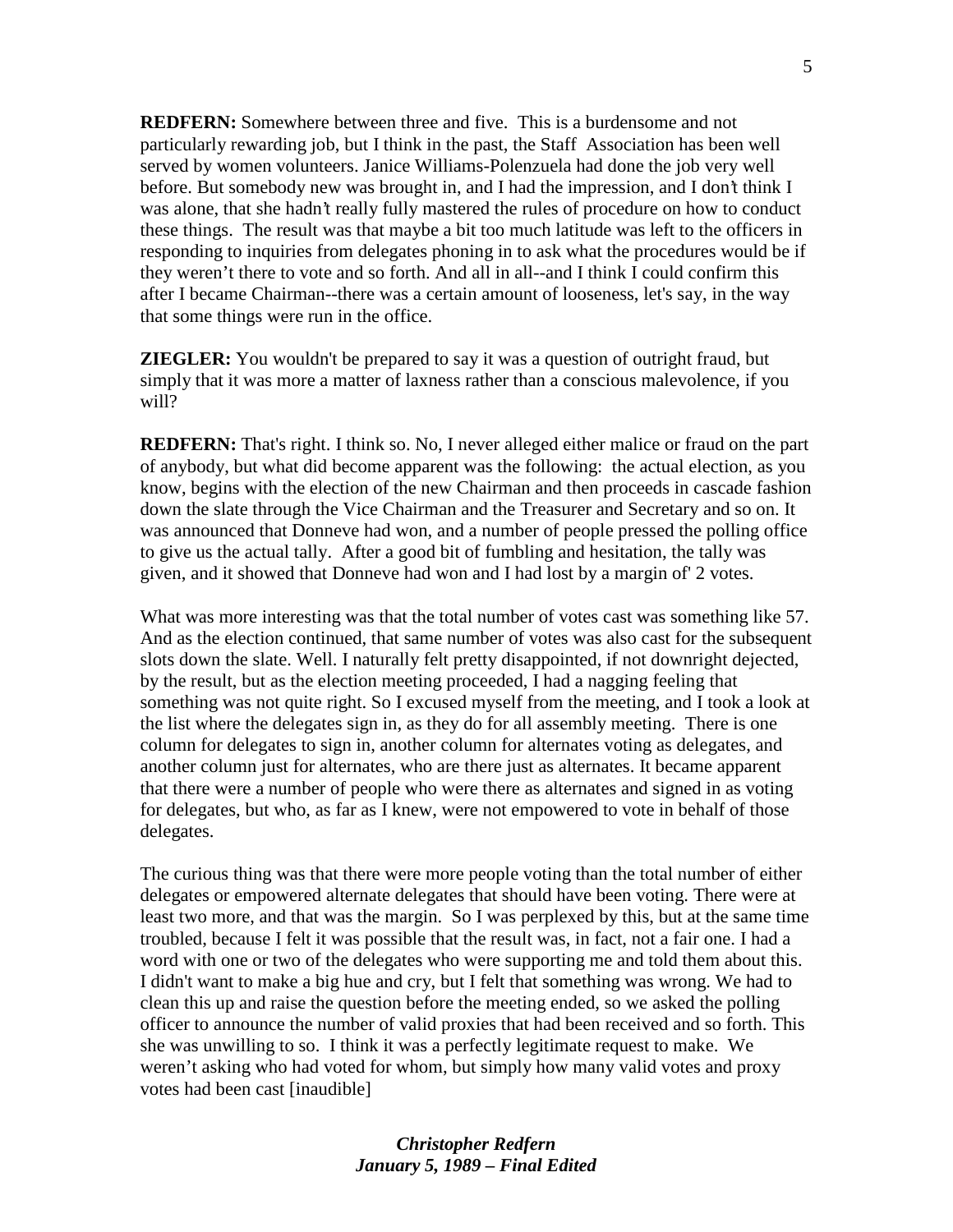**REDFERN:** Somewhere between three and five. This is a burdensome and not particularly rewarding job, but I think in the past, the Staff Association has been well served by women volunteers. Janice Williams-Polenzuela had done the job very well before. But somebody new was brought in, and I had the impression, and I don't think I was alone, that she hadn't really fully mastered the rules of procedure on how to conduct these things. The result was that maybe a bit too much latitude was left to the officers in responding to inquiries from delegates phoning in to ask what the procedures would be if they weren't there to vote and so forth. And all in all--and I think I could confirm this after I became Chairman--there was a certain amount of looseness, let's say, in the way that some things were run in the office.

**ZIEGLER:** You wouldn't be prepared to say it was a question of outright fraud, but simply that it was more a matter of laxness rather than a conscious malevolence, if you will?

**REDFERN:** That's right. I think so. No, I never alleged either malice or fraud on the part of anybody, but what did become apparent was the following: the actual election, as you know, begins with the election of the new Chairman and then proceeds in cascade fashion down the slate through the Vice Chairman and the Treasurer and Secretary and so on. It was announced that Donneve had won, and a number of people pressed the polling office to give us the actual tally. After a good bit of fumbling and hesitation, the tally was given, and it showed that Donneve had won and I had lost by a margin of' 2 votes.

What was more interesting was that the total number of votes cast was something like 57. And as the election continued, that same number of votes was also cast for the subsequent slots down the slate. Well. I naturally felt pretty disappointed, if not downright dejected, by the result, but as the election meeting proceeded, I had a nagging feeling that something was not quite right. So I excused myself from the meeting, and I took a look at the list where the delegates sign in, as they do for all assembly meeting. There is one column for delegates to sign in, another column for alternates voting as delegates, and another column just for alternates, who are there just as alternates. It became apparent that there were a number of people who were there as alternates and signed in as voting for delegates, but who, as far as I knew, were not empowered to vote in behalf of those delegates.

The curious thing was that there were more people voting than the total number of either delegates or empowered alternate delegates that should have been voting. There were at least two more, and that was the margin. So I was perplexed by this, but at the same time troubled, because I felt it was possible that the result was, in fact, not a fair one. I had a word with one or two of the delegates who were supporting me and told them about this. I didn't want to make a big hue and cry, but I felt that something was wrong. We had to clean this up and raise the question before the meeting ended, so we asked the polling officer to announce the number of valid proxies that had been received and so forth. This she was unwilling to so. I think it was a perfectly legitimate request to make. We weren't asking who had voted for whom, but simply how many valid votes and proxy votes had been cast [inaudible]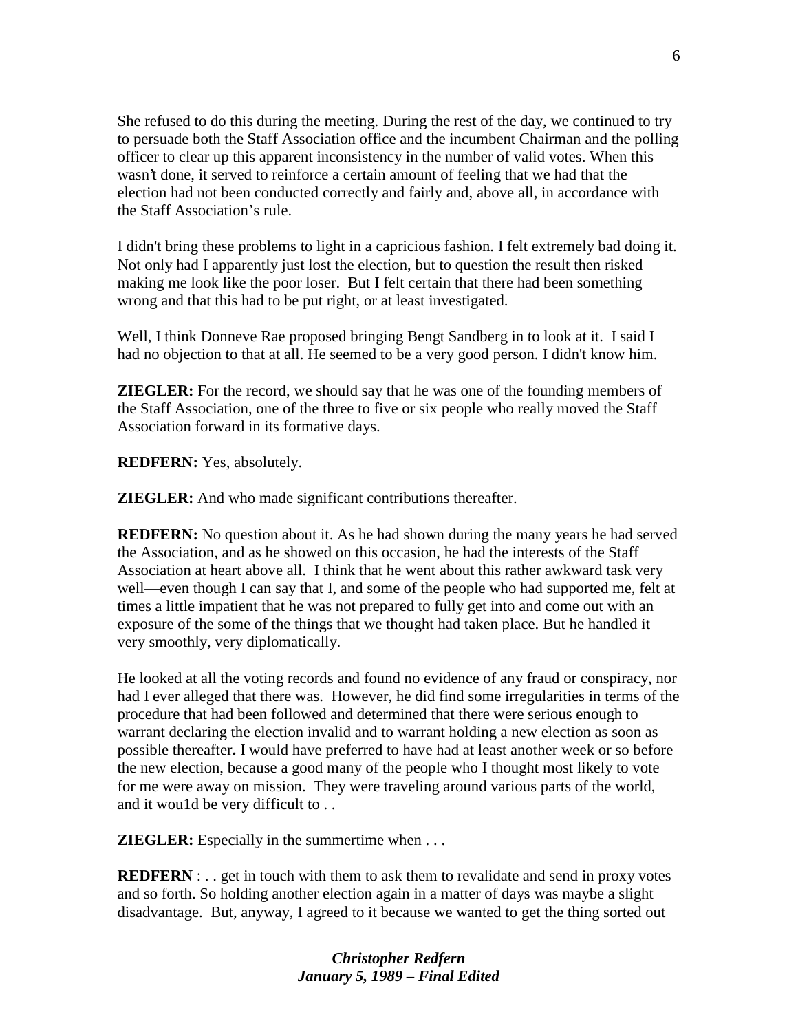She refused to do this during the meeting. During the rest of the day, we continued to try to persuade both the Staff Association office and the incumbent Chairman and the polling officer to clear up this apparent inconsistency in the number of valid votes. When this wasn't done, it served to reinforce a certain amount of feeling that we had that the election had not been conducted correctly and fairly and, above all, in accordance with the Staff Association's rule.

I didn't bring these problems to light in a capricious fashion. I felt extremely bad doing it. Not only had I apparently just lost the election, but to question the result then risked making me look like the poor loser. But I felt certain that there had been something wrong and that this had to be put right, or at least investigated.

Well, I think Donneve Rae proposed bringing Bengt Sandberg in to look at it. I said I had no objection to that at all. He seemed to be a very good person. I didn't know him.

**ZIEGLER:** For the record, we should say that he was one of the founding members of the Staff Association, one of the three to five or six people who really moved the Staff Association forward in its formative days.

**REDFERN:** Yes, absolutely.

**ZIEGLER:** And who made significant contributions thereafter.

**REDFERN:** No question about it. As he had shown during the many years he had served the Association, and as he showed on this occasion, he had the interests of the Staff Association at heart above all. I think that he went about this rather awkward task very well—even though I can say that I, and some of the people who had supported me, felt at times a little impatient that he was not prepared to fully get into and come out with an exposure of the some of the things that we thought had taken place. But he handled it very smoothly, very diplomatically.

He looked at all the voting records and found no evidence of any fraud or conspiracy, nor had I ever alleged that there was. However, he did find some irregularities in terms of the procedure that had been followed and determined that there were serious enough to warrant declaring the election invalid and to warrant holding a new election as soon as possible thereafter**.** I would have preferred to have had at least another week or so before the new election, because a good many of the people who I thought most likely to vote for me were away on mission. They were traveling around various parts of the world, and it wou1d be very difficult to . .

**ZIEGLER:** Especially in the summertime when . . .

**REDFERN** : . . get in touch with them to ask them to revalidate and send in proxy votes and so forth. So holding another election again in a matter of days was maybe a slight disadvantage. But, anyway, I agreed to it because we wanted to get the thing sorted out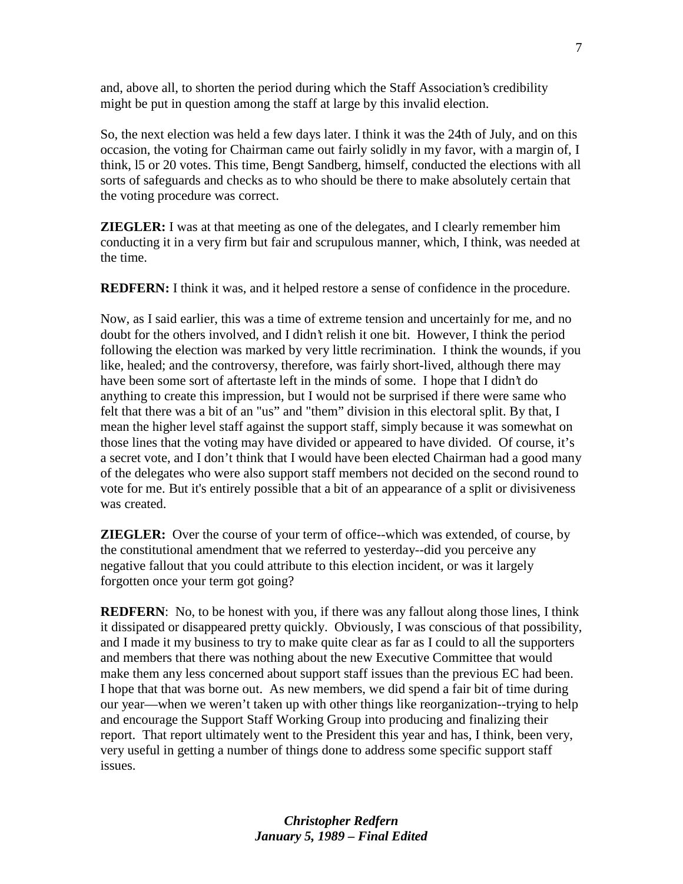and, above all, to shorten the period during which the Staff Association's credibility might be put in question among the staff at large by this invalid election.

So, the next election was held a few days later. I think it was the 24th of July, and on this occasion, the voting for Chairman came out fairly solidly in my favor, with a margin of, I think, l5 or 20 votes. This time, Bengt Sandberg, himself, conducted the elections with all sorts of safeguards and checks as to who should be there to make absolutely certain that the voting procedure was correct.

**ZIEGLER:** I was at that meeting as one of the delegates, and I clearly remember him conducting it in a very firm but fair and scrupulous manner, which, I think, was needed at the time.

**REDFERN:** I think it was, and it helped restore a sense of confidence in the procedure.

Now, as I said earlier, this was a time of extreme tension and uncertainly for me, and no doubt for the others involved, and I didn't relish it one bit. However, I think the period following the election was marked by very little recrimination. I think the wounds, if you like, healed; and the controversy, therefore, was fairly short-lived, although there may have been some sort of aftertaste left in the minds of some. I hope that I didn't do anything to create this impression, but I would not be surprised if there were same who felt that there was a bit of an "us" and "them" division in this electoral split. By that, I mean the higher level staff against the support staff, simply because it was somewhat on those lines that the voting may have divided or appeared to have divided. Of course, it's a secret vote, and I don't think that I would have been elected Chairman had a good many of the delegates who were also support staff members not decided on the second round to vote for me. But it's entirely possible that a bit of an appearance of a split or divisiveness was created.

**ZIEGLER:** Over the course of your term of office--which was extended, of course, by the constitutional amendment that we referred to yesterday--did you perceive any negative fallout that you could attribute to this election incident, or was it largely forgotten once your term got going?

**REDFERN**: No, to be honest with you, if there was any fallout along those lines, I think it dissipated or disappeared pretty quickly. Obviously, I was conscious of that possibility, and I made it my business to try to make quite clear as far as I could to all the supporters and members that there was nothing about the new Executive Committee that would make them any less concerned about support staff issues than the previous EC had been. I hope that that was borne out. As new members, we did spend a fair bit of time during our year—when we weren't taken up with other things like reorganization--trying to help and encourage the Support Staff Working Group into producing and finalizing their report. That report ultimately went to the President this year and has, I think, been very, very useful in getting a number of things done to address some specific support staff issues.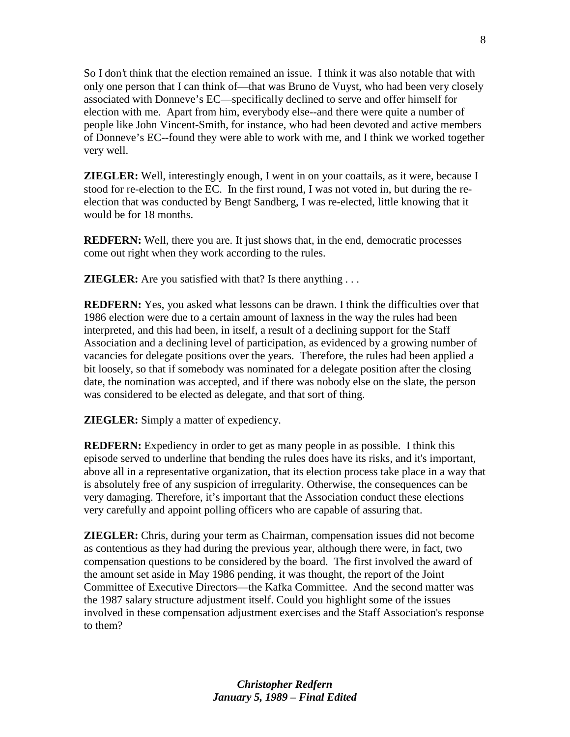So I don't think that the election remained an issue. I think it was also notable that with only one person that I can think of—that was Bruno de Vuyst, who had been very closely associated with Donneve's EC—specifically declined to serve and offer himself for election with me. Apart from him, everybody else--and there were quite a number of people like John Vincent-Smith, for instance, who had been devoted and active members of Donneve's EC--found they were able to work with me, and I think we worked together very well.

**ZIEGLER:** Well, interestingly enough, I went in on your coattails, as it were, because I stood for re-election to the EC. In the first round, I was not voted in, but during the re-election that was conducted by Bengt Sandberg, I was re-elected, little knowing that it would be for 18 months.

**REDFERN:** Well, there you are. It just shows that, in the end, democratic processes come out right when they work according to the rules.

**ZIEGLER:** Are you satisfied with that? Is there anything . . .

**REDFERN:** Yes, you asked what lessons can be drawn. I think the difficulties over that 1986 election were due to a certain amount of laxness in the way the rules had been interpreted, and this had been, in itself, a result of a declining support for the Staff Association and a declining level of participation, as evidenced by a growing number of vacancies for delegate positions over the years. Therefore, the rules had been applied a bit loosely, so that if somebody was nominated for a delegate position after the closing date, the nomination was accepted, and if there was nobody else on the slate, the person was considered to be elected as delegate, and that sort of thing.

**ZIEGLER:** Simply a matter of expediency.

**REDFERN:** Expediency in order to get as many people in as possible. I think this episode served to underline that bending the rules does have its risks, and it's important, above all in a representative organization, that its election process take place in a way that is absolutely free of any suspicion of irregularity. Otherwise, the consequences can be very damaging. Therefore, it's important that the Association conduct these elections very carefully and appoint polling officers who are capable of assuring that.

**ZIEGLER:** Chris, during your term as Chairman, compensation issues did not become as contentious as they had during the previous year, although there were, in fact, two compensation questions to be considered by the board. The first involved the award of the amount set aside in May 1986 pending, it was thought, the report of the Joint Committee of Executive Directors—the Kafka Committee. And the second matter was the 1987 salary structure adjustment itself. Could you highlight some of the issues involved in these compensation adjustment exercises and the Staff Association's response to them?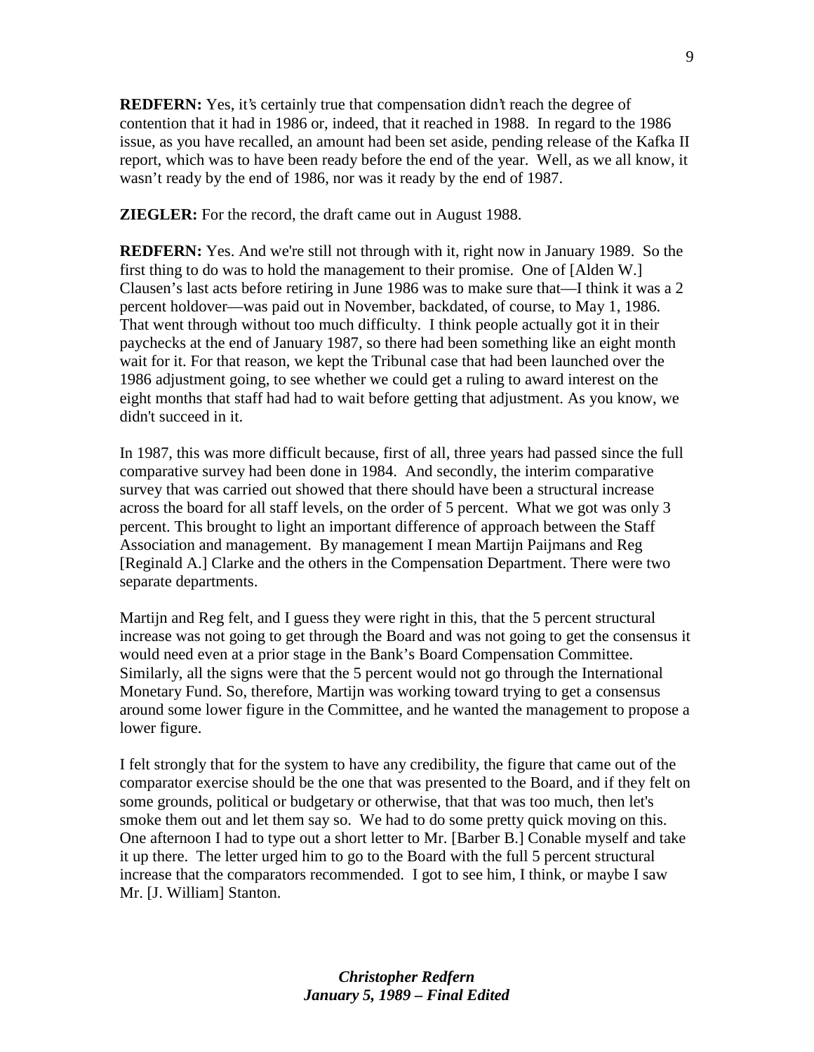**REDFERN:** Yes, it's certainly true that compensation didn't reach the degree of contention that it had in 1986 or, indeed, that it reached in 1988. In regard to the 1986 issue, as you have recalled, an amount had been set aside, pending release of the Kafka II report, which was to have been ready before the end of the year. Well, as we all know, it wasn't ready by the end of 1986, nor was it ready by the end of 1987.

**ZIEGLER:** For the record, the draft came out in August 1988.

**REDFERN:** Yes. And we're still not through with it, right now in January 1989. So the first thing to do was to hold the management to their promise. One of [Alden W.] Clausen's last acts before retiring in June 1986 was to make sure that—I think it was a 2 percent holdover—was paid out in November, backdated, of course, to May 1, 1986. That went through without too much difficulty. I think people actually got it in their paychecks at the end of January 1987, so there had been something like an eight month wait for it. For that reason, we kept the Tribunal case that had been launched over the 1986 adjustment going, to see whether we could get a ruling to award interest on the eight months that staff had had to wait before getting that adjustment. As you know, we didn't succeed in it.

In 1987, this was more difficult because, first of all, three years had passed since the full comparative survey had been done in 1984. And secondly, the interim comparative survey that was carried out showed that there should have been a structural increase across the board for all staff levels, on the order of 5 percent. What we got was only 3 percent. This brought to light an important difference of approach between the Staff Association and management. By management I mean Martijn Paijmans and Reg [Reginald A.] Clarke and the others in the Compensation Department. There were two separate departments.

Martijn and Reg felt, and I guess they were right in this, that the 5 percent structural increase was not going to get through the Board and was not going to get the consensus it would need even at a prior stage in the Bank's Board Compensation Committee. Similarly, all the signs were that the 5 percent would not go through the International Monetary Fund. So, therefore, Martijn was working toward trying to get a consensus around some lower figure in the Committee, and he wanted the management to propose a lower figure.

I felt strongly that for the system to have any credibility, the figure that came out of the comparator exercise should be the one that was presented to the Board, and if they felt on some grounds, political or budgetary or otherwise, that that was too much, then let's smoke them out and let them say so. We had to do some pretty quick moving on this. One afternoon I had to type out a short letter to Mr. [Barber B.] Conable myself and take it up there. The letter urged him to go to the Board with the full 5 percent structural increase that the comparators recommended. I got to see him, I think, or maybe I saw Mr. [J. William] Stanton.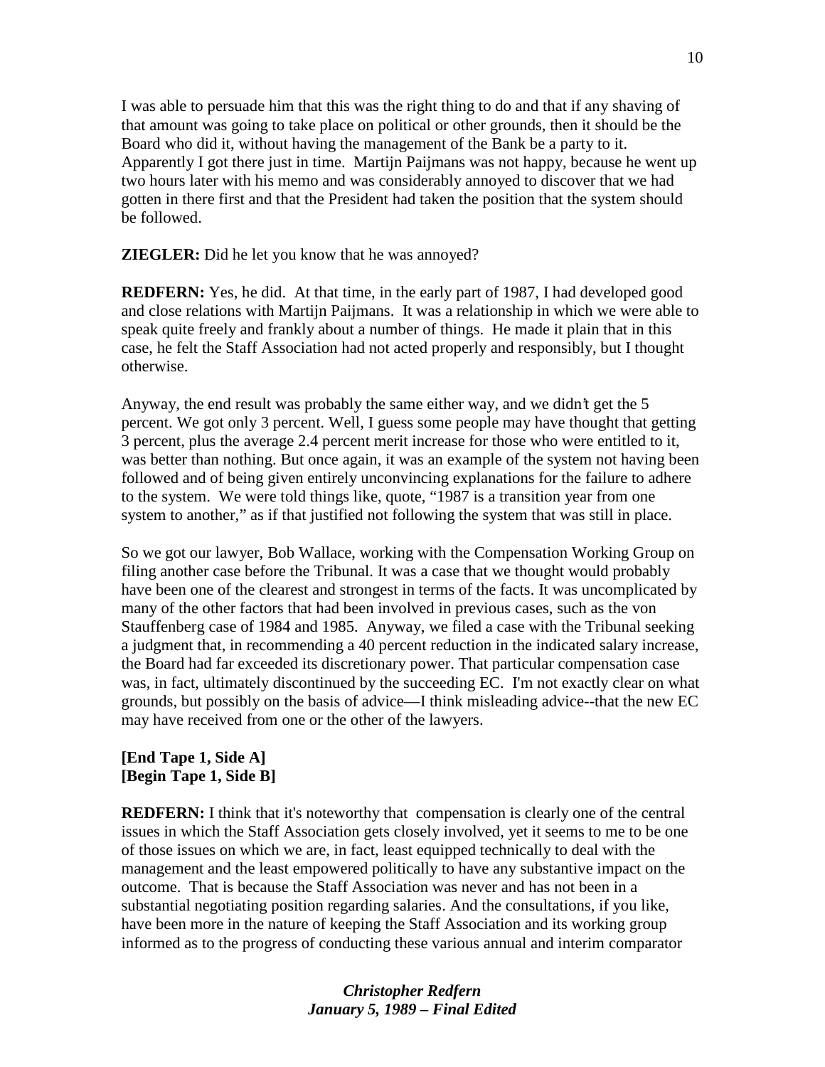I was able to persuade him that this was the right thing to do and that if any shaving of that amount was going to take place on political or other grounds, then it should be the Board who did it, without having the management of the Bank be a party to it. Apparently I got there just in time. Martijn Paijmans was not happy, because he went up two hours later with his memo and was considerably annoyed to discover that we had gotten in there first and that the President had taken the position that the system should be followed.

**ZIEGLER:** Did he let you know that he was annoyed?

**REDFERN:** Yes, he did. At that time, in the early part of 1987, I had developed good and close relations with Martijn Paijmans. It was a relationship in which we were able to speak quite freely and frankly about a number of things. He made it plain that in this case, he felt the Staff Association had not acted properly and responsibly, but I thought otherwise.

Anyway, the end result was probably the same either way, and we didn't get the 5 percent. We got only 3 percent. Well, I guess some people may have thought that getting 3 percent, plus the average 2.4 percent merit increase for those who were entitled to it, was better than nothing. But once again, it was an example of the system not having been followed and of being given entirely unconvincing explanations for the failure to adhere to the system. We were told things like, quote, "1987 is a transition year from one system to another," as if that justified not following the system that was still in place.

So we got our lawyer, Bob Wallace, working with the Compensation Working Group on filing another case before the Tribunal. It was a case that we thought would probably have been one of the clearest and strongest in terms of the facts. It was uncomplicated by many of the other factors that had been involved in previous cases, such as the von Stauffenberg case of 1984 and 1985. Anyway, we filed a case with the Tribunal seeking a judgment that, in recommending a 40 percent reduction in the indicated salary increase, the Board had far exceeded its discretionary power. That particular compensation case was, in fact, ultimately discontinued by the succeeding EC. I'm not exactly clear on what grounds, but possibly on the basis of advice—I think misleading advice--that the new EC may have received from one or the other of the lawyers.

**[End Tape 1, Side A]**
**[Begin Tape 1, Side B]**

**REDFERN:** I think that it's noteworthy that compensation is clearly one of the central issues in which the Staff Association gets closely involved, yet it seems to me to be one of those issues on which we are, in fact, least equipped technically to deal with the management and the least empowered politically to have any substantive impact on the outcome. That is because the Staff Association was never and has not been in a substantial negotiating position regarding salaries. And the consultations, if you like, have been more in the nature of keeping the Staff Association and its working group informed as to the progress of conducting these various annual and interim comparator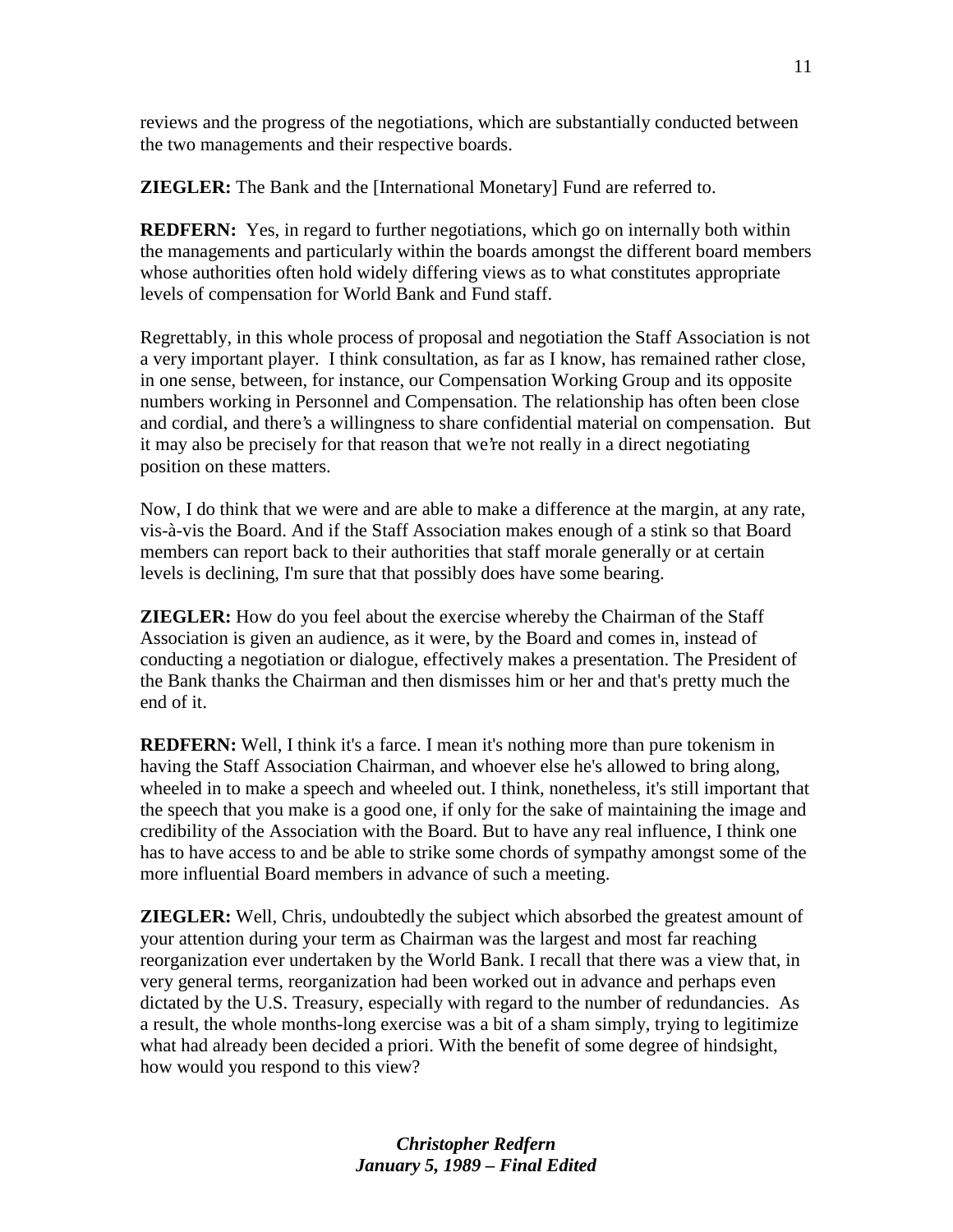reviews and the progress of the negotiations, which are substantially conducted between the two managements and their respective boards.

**ZIEGLER:** The Bank and the [International Monetary] Fund are referred to.

**REDFERN:** Yes, in regard to further negotiations, which go on internally both within the managements and particularly within the boards amongst the different board members whose authorities often hold widely differing views as to what constitutes appropriate levels of compensation for World Bank and Fund staff.

Regrettably, in this whole process of proposal and negotiation the Staff Association is not a very important player. I think consultation, as far as I know, has remained rather close, in one sense, between, for instance, our Compensation Working Group and its opposite numbers working in Personnel and Compensation. The relationship has often been close and cordial, and there's a willingness to share confidential material on compensation. But it may also be precisely for that reason that we're not really in a direct negotiating position on these matters.

Now, I do think that we were and are able to make a difference at the margin, at any rate, vis-à-vis the Board. And if the Staff Association makes enough of a stink so that Board members can report back to their authorities that staff morale generally or at certain levels is declining, I'm sure that that possibly does have some bearing.

**ZIEGLER:** How do you feel about the exercise whereby the Chairman of the Staff Association is given an audience, as it were, by the Board and comes in, instead of conducting a negotiation or dialogue, effectively makes a presentation. The President of the Bank thanks the Chairman and then dismisses him or her and that's pretty much the end of it.

**REDFERN:** Well, I think it's a farce. I mean it's nothing more than pure tokenism in having the Staff Association Chairman, and whoever else he's allowed to bring along, wheeled in to make a speech and wheeled out. I think, nonetheless, it's still important that the speech that you make is a good one, if only for the sake of maintaining the image and credibility of the Association with the Board. But to have any real influence, I think one has to have access to and be able to strike some chords of sympathy amongst some of the more influential Board members in advance of such a meeting.

**ZIEGLER:** Well, Chris, undoubtedly the subject which absorbed the greatest amount of your attention during your term as Chairman was the largest and most far reaching reorganization ever undertaken by the World Bank. I recall that there was a view that, in very general terms, reorganization had been worked out in advance and perhaps even dictated by the U.S. Treasury, especially with regard to the number of redundancies. As a result, the whole months-long exercise was a bit of a sham simply, trying to legitimize what had already been decided a priori. With the benefit of some degree of hindsight, how would you respond to this view?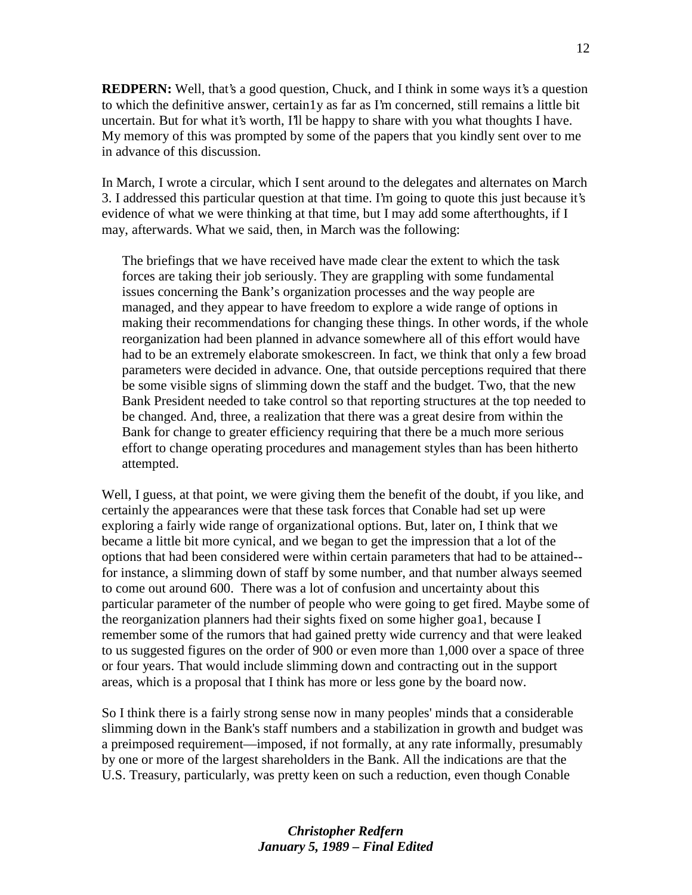**REDPERN:** Well, that's a good question, Chuck, and I think in some ways it's a question to which the definitive answer, certain1y as far as I'm concerned, still remains a little bit uncertain. But for what it's worth, I'll be happy to share with you what thoughts I have. My memory of this was prompted by some of the papers that you kindly sent over to me in advance of this discussion.

In March, I wrote a circular, which I sent around to the delegates and alternates on March 3. I addressed this particular question at that time. I'm going to quote this just because it's evidence of what we were thinking at that time, but I may add some afterthoughts, if I may, afterwards. What we said, then, in March was the following:

> The briefings that we have received have made clear the extent to which the task forces are taking their job seriously. They are grappling with some fundamental issues concerning the Bank's organization processes and the way people are managed, and they appear to have freedom to explore a wide range of options in making their recommendations for changing these things. In other words, if the whole reorganization had been planned in advance somewhere all of this effort would have had to be an extremely elaborate smokescreen. In fact, we think that only a few broad parameters were decided in advance. One, that outside perceptions required that there be some visible signs of slimming down the staff and the budget. Two, that the new Bank President needed to take control so that reporting structures at the top needed to be changed. And, three, a realization that there was a great desire from within the Bank for change to greater efficiency requiring that there be a much more serious effort to change operating procedures and management styles than has been hitherto attempted.

Well, I guess, at that point, we were giving them the benefit of the doubt, if you like, and certainly the appearances were that these task forces that Conable had set up were exploring a fairly wide range of organizational options. But, later on, I think that we became a little bit more cynical, and we began to get the impression that a lot of the options that had been considered were within certain parameters that had to be attained--for instance, a slimming down of staff by some number, and that number always seemed to come out around 600. There was a lot of confusion and uncertainty about this particular parameter of the number of people who were going to get fired. Maybe some of the reorganization planners had their sights fixed on some higher goa1, because I remember some of the rumors that had gained pretty wide currency and that were leaked to us suggested figures on the order of 900 or even more than 1,000 over a space of three or four years. That would include slimming down and contracting out in the support areas, which is a proposal that I think has more or less gone by the board now.

So I think there is a fairly strong sense now in many peoples' minds that a considerable slimming down in the Bank's staff numbers and a stabilization in growth and budget was a preimposed requirement—imposed, if not formally, at any rate informally, presumably by one or more of the largest shareholders in the Bank. All the indications are that the U.S. Treasury, particularly, was pretty keen on such a reduction, even though Conable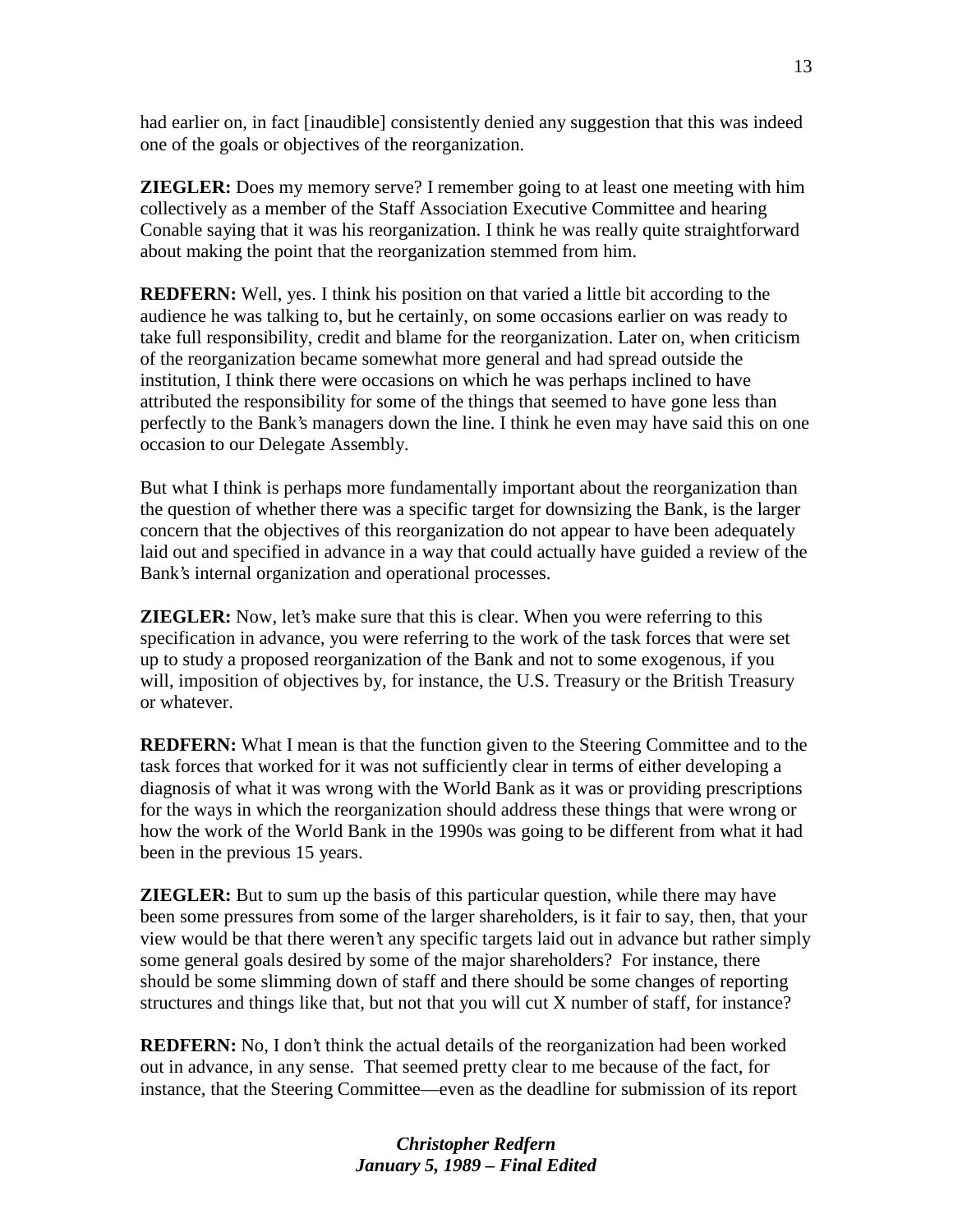had earlier on, in fact [inaudible] consistently denied any suggestion that this was indeed one of the goals or objectives of the reorganization.

**ZIEGLER:** Does my memory serve? I remember going to at least one meeting with him collectively as a member of the Staff Association Executive Committee and hearing Conable saying that it was his reorganization. I think he was really quite straightforward about making the point that the reorganization stemmed from him.

**REDFERN:** Well, yes. I think his position on that varied a little bit according to the audience he was talking to, but he certainly, on some occasions earlier on was ready to take full responsibility, credit and blame for the reorganization. Later on, when criticism of the reorganization became somewhat more general and had spread outside the institution, I think there were occasions on which he was perhaps inclined to have attributed the responsibility for some of the things that seemed to have gone less than perfectly to the Bank's managers down the line. I think he even may have said this on one occasion to our Delegate Assembly.

But what I think is perhaps more fundamentally important about the reorganization than the question of whether there was a specific target for downsizing the Bank, is the larger concern that the objectives of this reorganization do not appear to have been adequately laid out and specified in advance in a way that could actually have guided a review of the Bank's internal organization and operational processes.

**ZIEGLER:** Now, let's make sure that this is clear. When you were referring to this specification in advance, you were referring to the work of the task forces that were set up to study a proposed reorganization of the Bank and not to some exogenous, if you will, imposition of objectives by, for instance, the U.S. Treasury or the British Treasury or whatever.

**REDFERN:** What I mean is that the function given to the Steering Committee and to the task forces that worked for it was not sufficiently clear in terms of either developing a diagnosis of what it was wrong with the World Bank as it was or providing prescriptions for the ways in which the reorganization should address these things that were wrong or how the work of the World Bank in the 1990s was going to be different from what it had been in the previous 15 years.

**ZIEGLER:** But to sum up the basis of this particular question, while there may have been some pressures from some of the larger shareholders, is it fair to say, then, that your view would be that there weren't any specific targets laid out in advance but rather simply some general goals desired by some of the major shareholders? For instance, there should be some slimming down of staff and there should be some changes of reporting structures and things like that, but not that you will cut X number of staff, for instance?

**REDFERN:** No, I don't think the actual details of the reorganization had been worked out in advance, in any sense. That seemed pretty clear to me because of the fact, for instance, that the Steering Committee—even as the deadline for submission of its report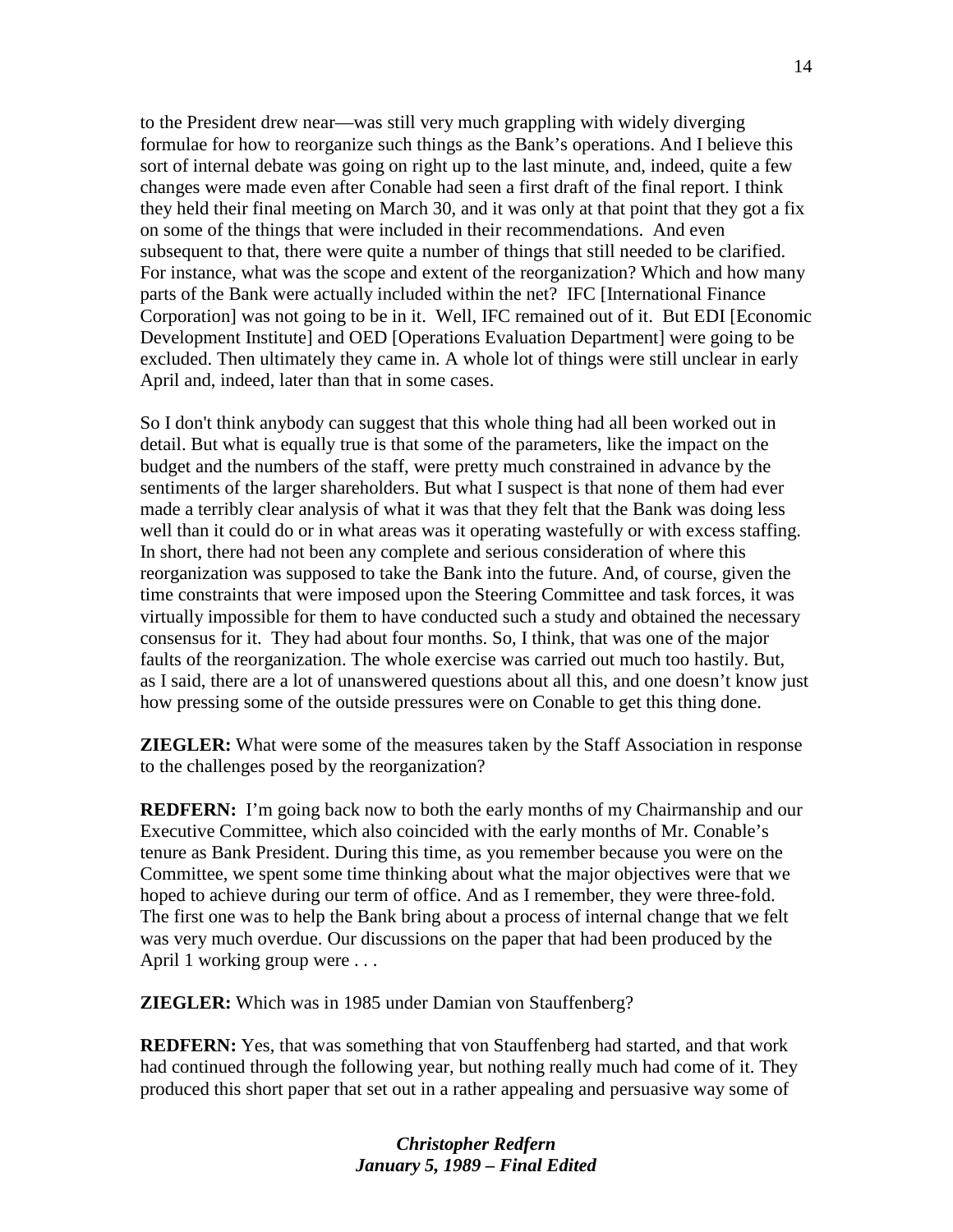to the President drew near—was still very much grappling with widely diverging formulae for how to reorganize such things as the Bank's operations. And I believe this sort of internal debate was going on right up to the last minute, and, indeed, quite a few changes were made even after Conable had seen a first draft of the final report. I think they held their final meeting on March 30, and it was only at that point that they got a fix on some of the things that were included in their recommendations. And even subsequent to that, there were quite a number of things that still needed to be clarified. For instance, what was the scope and extent of the reorganization? Which and how many parts of the Bank were actually included within the net? IFC [International Finance Corporation] was not going to be in it. Well, IFC remained out of it. But EDI [Economic Development Institute] and OED [Operations Evaluation Department] were going to be excluded. Then ultimately they came in. A whole lot of things were still unclear in early April and, indeed, later than that in some cases.

So I don't think anybody can suggest that this whole thing had all been worked out in detail. But what is equally true is that some of the parameters, like the impact on the budget and the numbers of the staff, were pretty much constrained in advance by the sentiments of the larger shareholders. But what I suspect is that none of them had ever made a terribly clear analysis of what it was that they felt that the Bank was doing less well than it could do or in what areas was it operating wastefully or with excess staffing. In short, there had not been any complete and serious consideration of where this reorganization was supposed to take the Bank into the future. And, of course, given the time constraints that were imposed upon the Steering Committee and task forces, it was virtually impossible for them to have conducted such a study and obtained the necessary consensus for it. They had about four months. So, I think, that was one of the major faults of the reorganization. The whole exercise was carried out much too hastily. But, as I said, there are a lot of unanswered questions about all this, and one doesn't know just how pressing some of the outside pressures were on Conable to get this thing done.

**ZIEGLER:** What were some of the measures taken by the Staff Association in response to the challenges posed by the reorganization?

**REDFERN:** I'm going back now to both the early months of my Chairmanship and our Executive Committee, which also coincided with the early months of Mr. Conable's tenure as Bank President. During this time, as you remember because you were on the Committee, we spent some time thinking about what the major objectives were that we hoped to achieve during our term of office. And as I remember, they were three-fold. The first one was to help the Bank bring about a process of internal change that we felt was very much overdue. Our discussions on the paper that had been produced by the April 1 working group were . . .

**ZIEGLER:** Which was in 1985 under Damian von Stauffenberg?

**REDFERN:** Yes, that was something that von Stauffenberg had started, and that work had continued through the following year, but nothing really much had come of it. They produced this short paper that set out in a rather appealing and persuasive way some of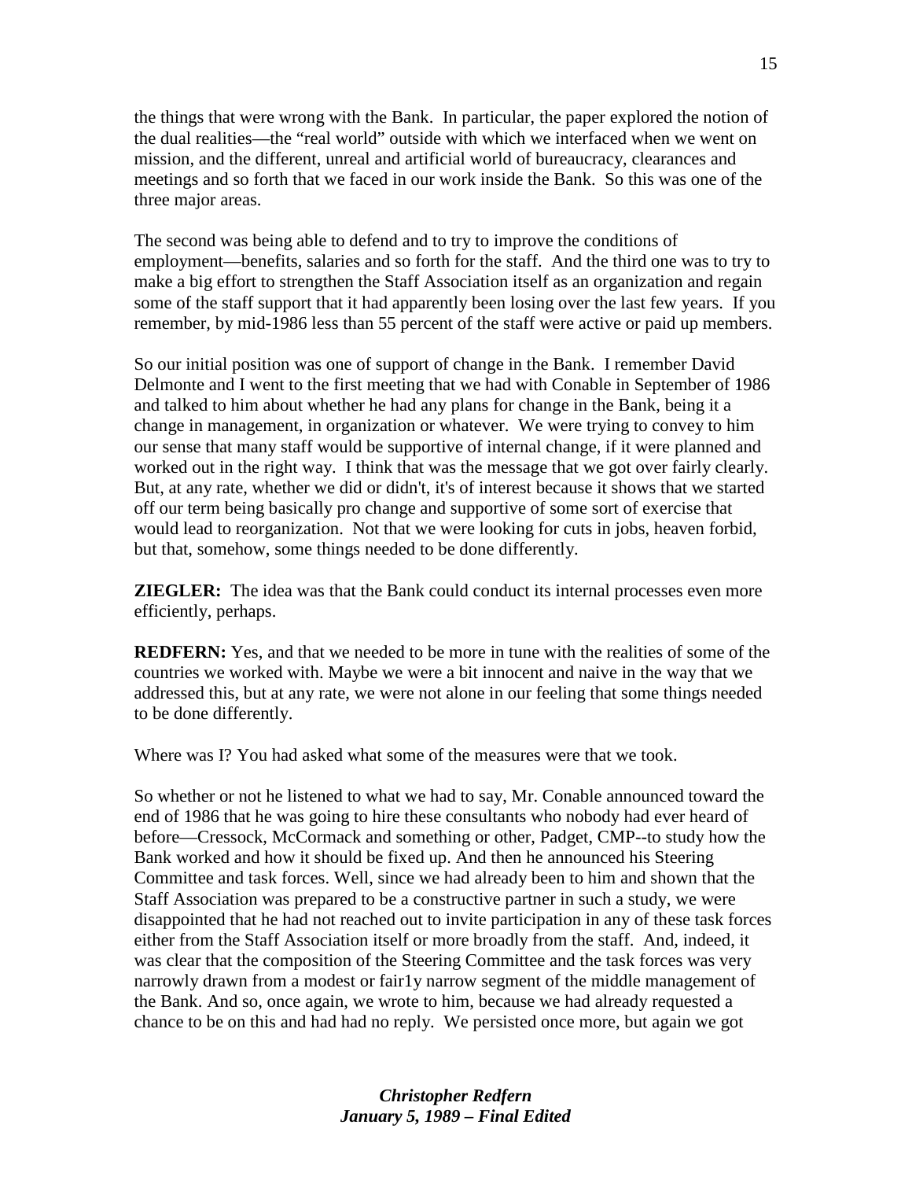the things that were wrong with the Bank. In particular, the paper explored the notion of the dual realities—the "real world" outside with which we interfaced when we went on mission, and the different, unreal and artificial world of bureaucracy, clearances and meetings and so forth that we faced in our work inside the Bank. So this was one of the three major areas.

The second was being able to defend and to try to improve the conditions of employment—benefits, salaries and so forth for the staff. And the third one was to try to make a big effort to strengthen the Staff Association itself as an organization and regain some of the staff support that it had apparently been losing over the last few years. If you remember, by mid-1986 less than 55 percent of the staff were active or paid up members.

So our initial position was one of support of change in the Bank. I remember David Delmonte and I went to the first meeting that we had with Conable in September of 1986 and talked to him about whether he had any plans for change in the Bank, being it a change in management, in organization or whatever. We were trying to convey to him our sense that many staff would be supportive of internal change, if it were planned and worked out in the right way. I think that was the message that we got over fairly clearly. But, at any rate, whether we did or didn't, it's of interest because it shows that we started off our term being basically pro change and supportive of some sort of exercise that would lead to reorganization. Not that we were looking for cuts in jobs, heaven forbid, but that, somehow, some things needed to be done differently.

**ZIEGLER:** The idea was that the Bank could conduct its internal processes even more efficiently, perhaps.

**REDFERN:** Yes, and that we needed to be more in tune with the realities of some of the countries we worked with. Maybe we were a bit innocent and naive in the way that we addressed this, but at any rate, we were not alone in our feeling that some things needed to be done differently.

Where was I? You had asked what some of the measures were that we took.

So whether or not he listened to what we had to say, Mr. Conable announced toward the end of 1986 that he was going to hire these consultants who nobody had ever heard of before—Cressock, McCormack and something or other, Padget, CMP--to study how the Bank worked and how it should be fixed up. And then he announced his Steering Committee and task forces. Well, since we had already been to him and shown that the Staff Association was prepared to be a constructive partner in such a study, we were disappointed that he had not reached out to invite participation in any of these task forces either from the Staff Association itself or more broadly from the staff. And, indeed, it was clear that the composition of the Steering Committee and the task forces was very narrowly drawn from a modest or fair1y narrow segment of the middle management of the Bank. And so, once again, we wrote to him, because we had already requested a chance to be on this and had had no reply. We persisted once more, but again we got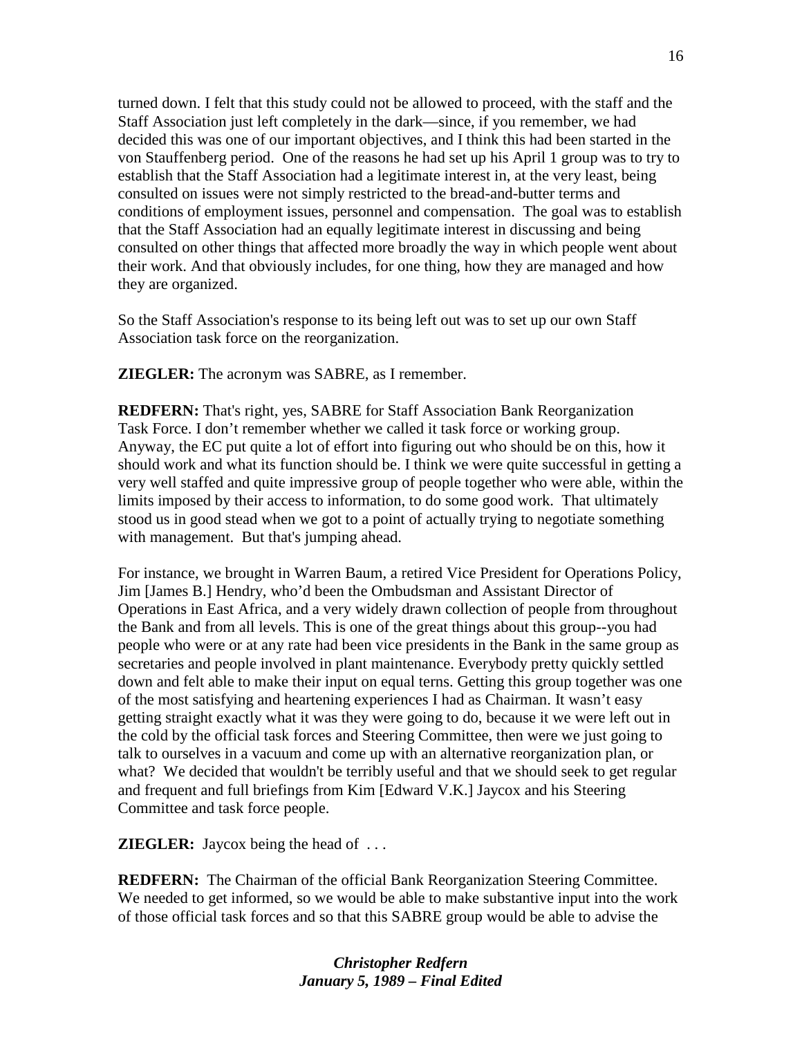turned down. I felt that this study could not be allowed to proceed, with the staff and the Staff Association just left completely in the dark—since, if you remember, we had decided this was one of our important objectives, and I think this had been started in the von Stauffenberg period. One of the reasons he had set up his April 1 group was to try to establish that the Staff Association had a legitimate interest in, at the very least, being consulted on issues were not simply restricted to the bread-and-butter terms and conditions of employment issues, personnel and compensation. The goal was to establish that the Staff Association had an equally legitimate interest in discussing and being consulted on other things that affected more broadly the way in which people went about their work. And that obviously includes, for one thing, how they are managed and how they are organized.

So the Staff Association's response to its being left out was to set up our own Staff Association task force on the reorganization.

**ZIEGLER:** The acronym was SABRE, as I remember.

**REDFERN:** That's right, yes, SABRE for Staff Association Bank Reorganization Task Force. I don't remember whether we called it task force or working group. Anyway, the EC put quite a lot of effort into figuring out who should be on this, how it should work and what its function should be. I think we were quite successful in getting a very well staffed and quite impressive group of people together who were able, within the limits imposed by their access to information, to do some good work. That ultimately stood us in good stead when we got to a point of actually trying to negotiate something with management. But that's jumping ahead.

For instance, we brought in Warren Baum, a retired Vice President for Operations Policy, Jim [James B.] Hendry, who'd been the Ombudsman and Assistant Director of Operations in East Africa, and a very widely drawn collection of people from throughout the Bank and from all levels. This is one of the great things about this group--you had people who were or at any rate had been vice presidents in the Bank in the same group as secretaries and people involved in plant maintenance. Everybody pretty quickly settled down and felt able to make their input on equal terns. Getting this group together was one of the most satisfying and heartening experiences I had as Chairman. It wasn't easy getting straight exactly what it was they were going to do, because it we were left out in the cold by the official task forces and Steering Committee, then were we just going to talk to ourselves in a vacuum and come up with an alternative reorganization plan, or what? We decided that wouldn't be terribly useful and that we should seek to get regular and frequent and full briefings from Kim [Edward V.K.] Jaycox and his Steering Committee and task force people.

**ZIEGLER:** Jaycox being the head of . . .

**REDFERN:** The Chairman of the official Bank Reorganization Steering Committee. We needed to get informed, so we would be able to make substantive input into the work of those official task forces and so that this SABRE group would be able to advise the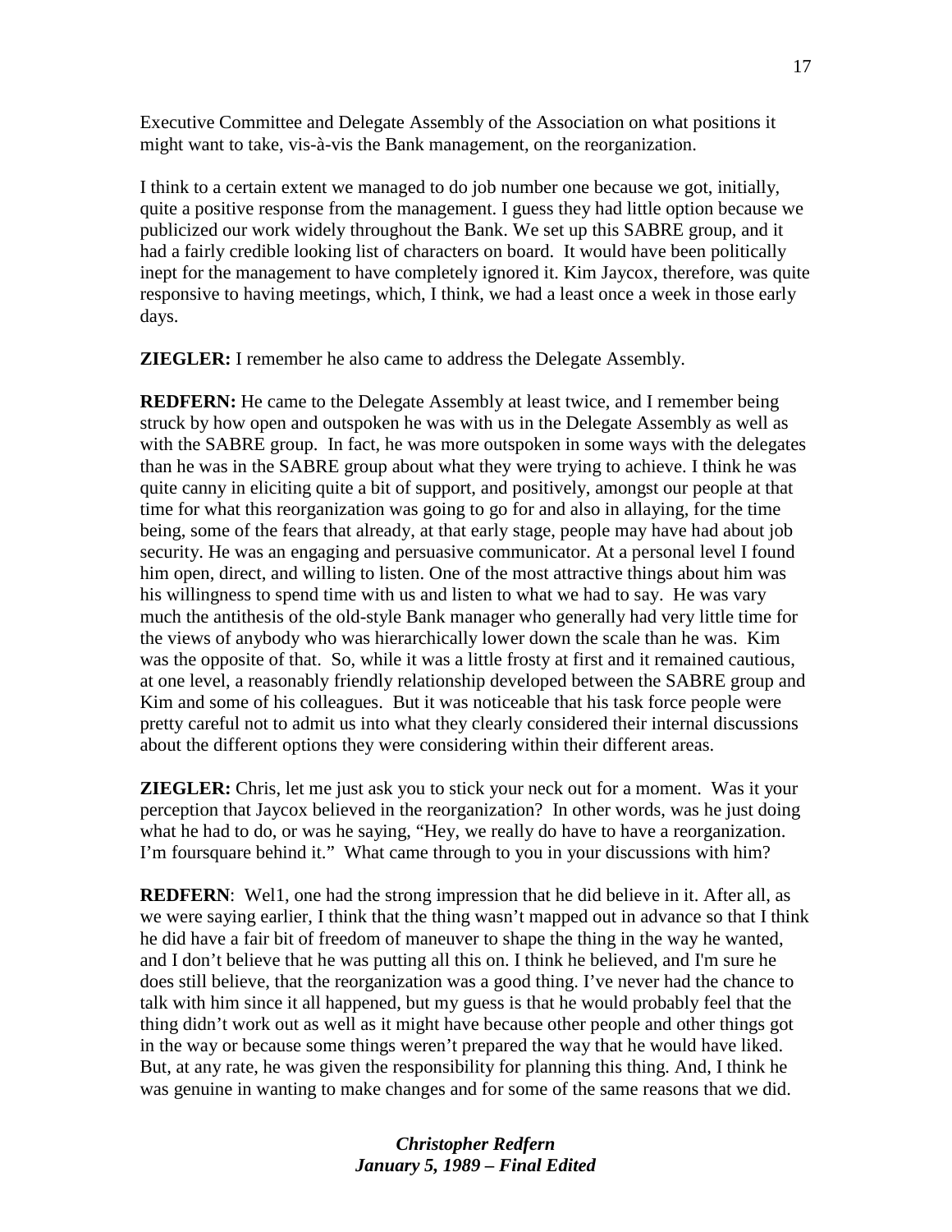Executive Committee and Delegate Assembly of the Association on what positions it might want to take, vis-à-vis the Bank management, on the reorganization.

I think to a certain extent we managed to do job number one because we got, initially, quite a positive response from the management. I guess they had little option because we publicized our work widely throughout the Bank. We set up this SABRE group, and it had a fairly credible looking list of characters on board. It would have been politically inept for the management to have completely ignored it. Kim Jaycox, therefore, was quite responsive to having meetings, which, I think, we had a least once a week in those early days.

**ZIEGLER:** I remember he also came to address the Delegate Assembly.

**REDFERN:** He came to the Delegate Assembly at least twice, and I remember being struck by how open and outspoken he was with us in the Delegate Assembly as well as with the SABRE group. In fact, he was more outspoken in some ways with the delegates than he was in the SABRE group about what they were trying to achieve. I think he was quite canny in eliciting quite a bit of support, and positively, amongst our people at that time for what this reorganization was going to go for and also in allaying, for the time being, some of the fears that already, at that early stage, people may have had about job security. He was an engaging and persuasive communicator. At a personal level I found him open, direct, and willing to listen. One of the most attractive things about him was his willingness to spend time with us and listen to what we had to say. He was vary much the antithesis of the old-style Bank manager who generally had very little time for the views of anybody who was hierarchically lower down the scale than he was. Kim was the opposite of that. So, while it was a little frosty at first and it remained cautious, at one level, a reasonably friendly relationship developed between the SABRE group and Kim and some of his colleagues. But it was noticeable that his task force people were pretty careful not to admit us into what they clearly considered their internal discussions about the different options they were considering within their different areas.

**ZIEGLER:** Chris, let me just ask you to stick your neck out for a moment. Was it your perception that Jaycox believed in the reorganization? In other words, was he just doing what he had to do, or was he saying, "Hey, we really do have to have a reorganization. I'm foursquare behind it." What came through to you in your discussions with him?

**REDFERN**: Wel1, one had the strong impression that he did believe in it. After all, as we were saying earlier, I think that the thing wasn't mapped out in advance so that I think he did have a fair bit of freedom of maneuver to shape the thing in the way he wanted, and I don't believe that he was putting all this on. I think he believed, and I'm sure he does still believe, that the reorganization was a good thing. I've never had the chance to talk with him since it all happened, but my guess is that he would probably feel that the thing didn't work out as well as it might have because other people and other things got in the way or because some things weren't prepared the way that he would have liked. But, at any rate, he was given the responsibility for planning this thing. And, I think he was genuine in wanting to make changes and for some of the same reasons that we did.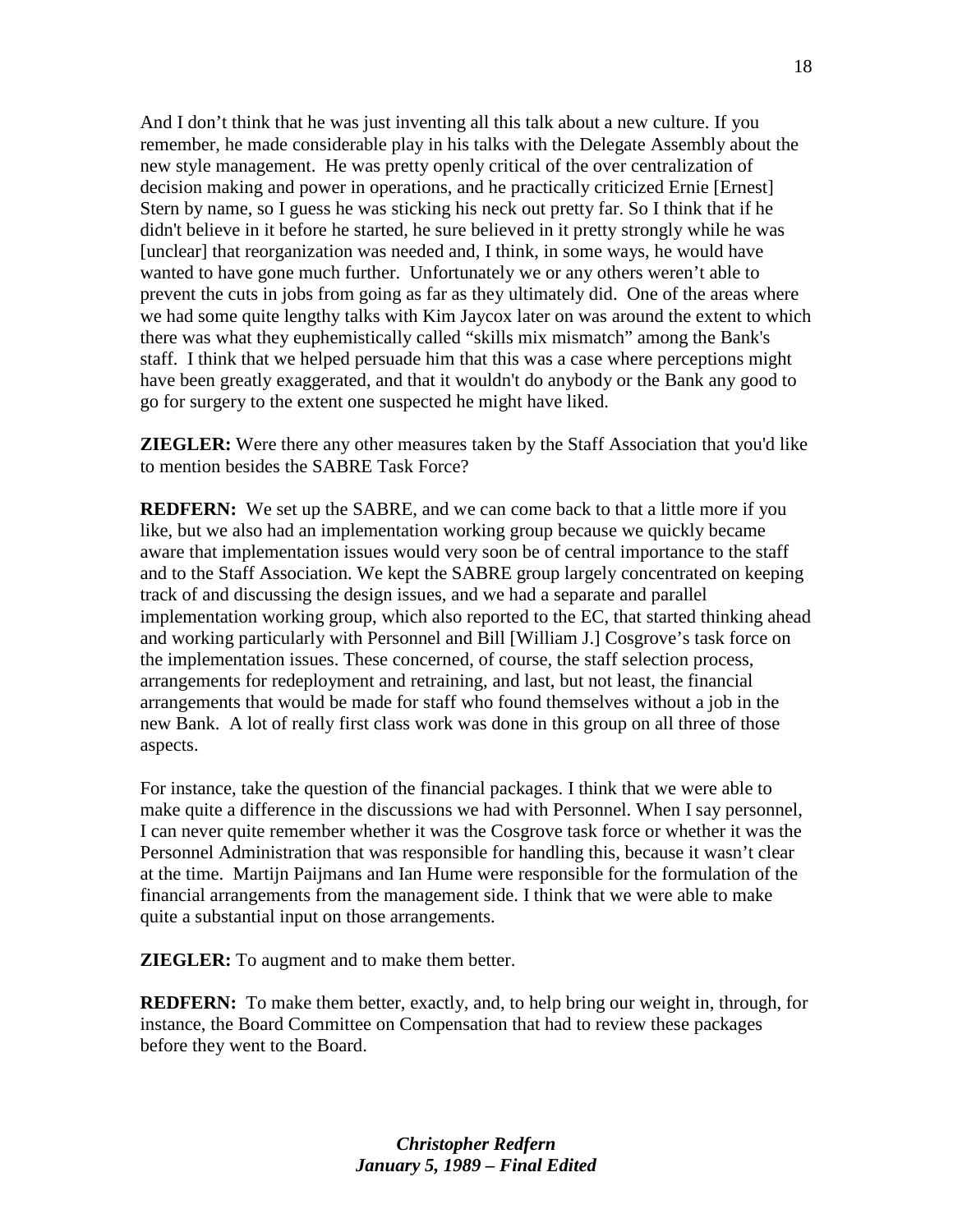And I don't think that he was just inventing all this talk about a new culture. If you remember, he made considerable play in his talks with the Delegate Assembly about the new style management. He was pretty openly critical of the over centralization of decision making and power in operations, and he practically criticized Ernie [Ernest] Stern by name, so I guess he was sticking his neck out pretty far. So I think that if he didn't believe in it before he started, he sure believed in it pretty strongly while he was [unclear] that reorganization was needed and, I think, in some ways, he would have wanted to have gone much further. Unfortunately we or any others weren't able to prevent the cuts in jobs from going as far as they ultimately did. One of the areas where we had some quite lengthy talks with Kim Jaycox later on was around the extent to which there was what they euphemistically called "skills mix mismatch" among the Bank's staff. I think that we helped persuade him that this was a case where perceptions might have been greatly exaggerated, and that it wouldn't do anybody or the Bank any good to go for surgery to the extent one suspected he might have liked.

**ZIEGLER:** Were there any other measures taken by the Staff Association that you'd like to mention besides the SABRE Task Force?

**REDFERN:** We set up the SABRE, and we can come back to that a little more if you like, but we also had an implementation working group because we quickly became aware that implementation issues would very soon be of central importance to the staff and to the Staff Association. We kept the SABRE group largely concentrated on keeping track of and discussing the design issues, and we had a separate and parallel implementation working group, which also reported to the EC, that started thinking ahead and working particularly with Personnel and Bill [William J.] Cosgrove's task force on the implementation issues. These concerned, of course, the staff selection process, arrangements for redeployment and retraining, and last, but not least, the financial arrangements that would be made for staff who found themselves without a job in the new Bank. A lot of really first class work was done in this group on all three of those aspects.

For instance, take the question of the financial packages. I think that we were able to make quite a difference in the discussions we had with Personnel. When I say personnel, I can never quite remember whether it was the Cosgrove task force or whether it was the Personnel Administration that was responsible for handling this, because it wasn't clear at the time. Martijn Paijmans and Ian Hume were responsible for the formulation of the financial arrangements from the management side. I think that we were able to make quite a substantial input on those arrangements.

**ZIEGLER:** To augment and to make them better.

**REDFERN:** To make them better, exactly, and, to help bring our weight in, through, for instance, the Board Committee on Compensation that had to review these packages before they went to the Board.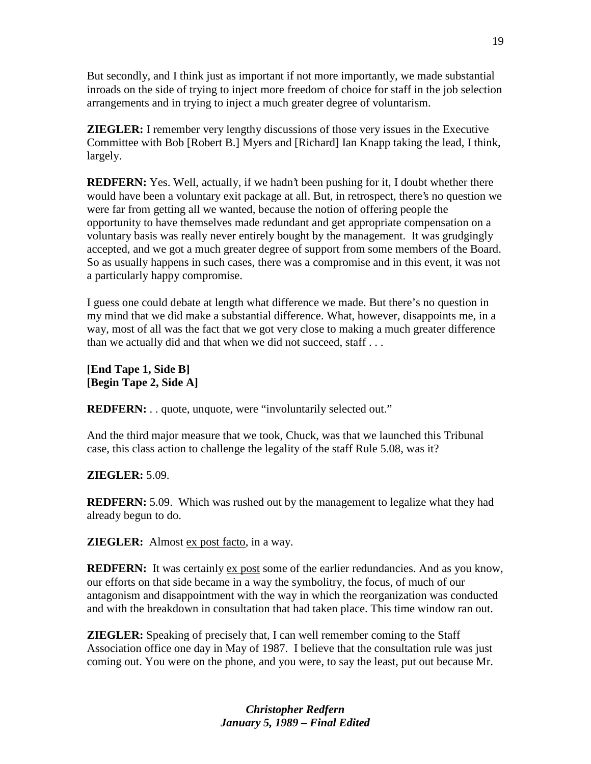But secondly, and I think just as important if not more importantly, we made substantial inroads on the side of trying to inject more freedom of choice for staff in the job selection arrangements and in trying to inject a much greater degree of voluntarism.

**ZIEGLER:** I remember very lengthy discussions of those very issues in the Executive Committee with Bob [Robert B.] Myers and [Richard] Ian Knapp taking the lead, I think, largely.

**REDFERN:** Yes. Well, actually, if we hadn't been pushing for it, I doubt whether there would have been a voluntary exit package at all. But, in retrospect, there's no question we were far from getting all we wanted, because the notion of offering people the opportunity to have themselves made redundant and get appropriate compensation on a voluntary basis was really never entirely bought by the management. It was grudgingly accepted, and we got a much greater degree of support from some members of the Board. So as usually happens in such cases, there was a compromise and in this event, it was not a particularly happy compromise.

I guess one could debate at length what difference we made. But there's no question in my mind that we did make a substantial difference. What, however, disappoints me, in a way, most of all was the fact that we got very close to making a much greater difference than we actually did and that when we did not succeed, staff . . .

**[End Tape 1, Side B]**
**[Begin Tape 2, Side A]**

**REDFERN:** . . quote, unquote, were "involuntarily selected out."

And the third major measure that we took, Chuck, was that we launched this Tribunal case, this class action to challenge the legality of the staff Rule 5.08, was it?

**ZIEGLER:** 5.09.

**REDFERN:** 5.09. Which was rushed out by the management to legalize what they had already begun to do.

**ZIEGLER:** Almost ex post facto, in a way.

**REDFERN:** It was certainly ex post some of the earlier redundancies. And as you know, our efforts on that side became in a way the symbolitry, the focus, of much of our antagonism and disappointment with the way in which the reorganization was conducted and with the breakdown in consultation that had taken place. This time window ran out.

**ZIEGLER:** Speaking of precisely that, I can well remember coming to the Staff Association office one day in May of 1987. I believe that the consultation rule was just coming out. You were on the phone, and you were, to say the least, put out because Mr.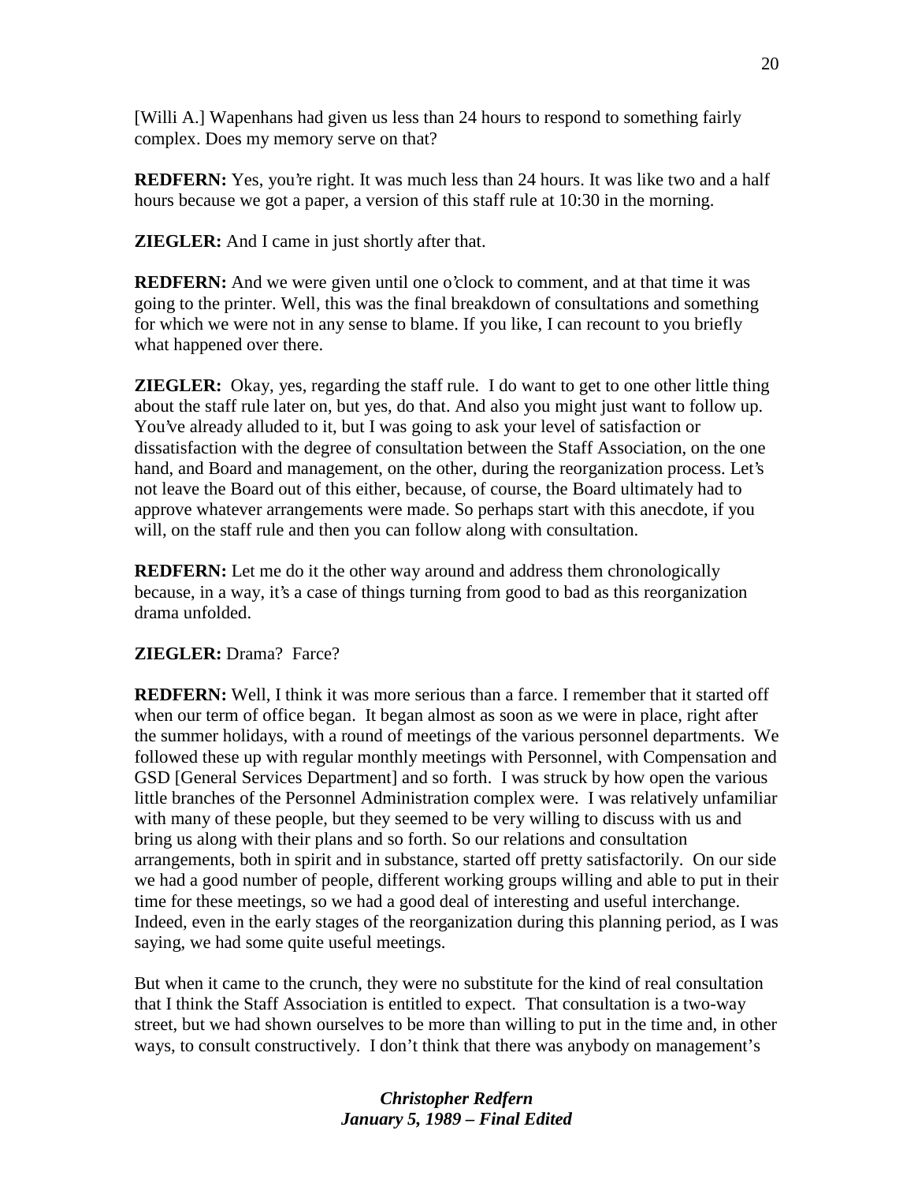[Willi A.] Wapenhans had given us less than 24 hours to respond to something fairly complex. Does my memory serve on that?

**REDFERN:** Yes, you're right. It was much less than 24 hours. It was like two and a half hours because we got a paper, a version of this staff rule at 10:30 in the morning.

**ZIEGLER:** And I came in just shortly after that.

**REDFERN:** And we were given until one o'clock to comment, and at that time it was going to the printer. Well, this was the final breakdown of consultations and something for which we were not in any sense to blame. If you like, I can recount to you briefly what happened over there.

**ZIEGLER:** Okay, yes, regarding the staff rule. I do want to get to one other little thing about the staff rule later on, but yes, do that. And also you might just want to follow up. You've already alluded to it, but I was going to ask your level of satisfaction or dissatisfaction with the degree of consultation between the Staff Association, on the one hand, and Board and management, on the other, during the reorganization process. Let's not leave the Board out of this either, because, of course, the Board ultimately had to approve whatever arrangements were made. So perhaps start with this anecdote, if you will, on the staff rule and then you can follow along with consultation.

**REDFERN:** Let me do it the other way around and address them chronologically because, in a way, it's a case of things turning from good to bad as this reorganization drama unfolded.

**ZIEGLER:** Drama? Farce?

**REDFERN:** Well, I think it was more serious than a farce. I remember that it started off when our term of office began. It began almost as soon as we were in place, right after the summer holidays, with a round of meetings of the various personnel departments. We followed these up with regular monthly meetings with Personnel, with Compensation and GSD [General Services Department] and so forth. I was struck by how open the various little branches of the Personnel Administration complex were. I was relatively unfamiliar with many of these people, but they seemed to be very willing to discuss with us and bring us along with their plans and so forth. So our relations and consultation arrangements, both in spirit and in substance, started off pretty satisfactorily. On our side we had a good number of people, different working groups willing and able to put in their time for these meetings, so we had a good deal of interesting and useful interchange. Indeed, even in the early stages of the reorganization during this planning period, as I was saying, we had some quite useful meetings.

But when it came to the crunch, they were no substitute for the kind of real consultation that I think the Staff Association is entitled to expect. That consultation is a two-way street, but we had shown ourselves to be more than willing to put in the time and, in other ways, to consult constructively. I don't think that there was anybody on management's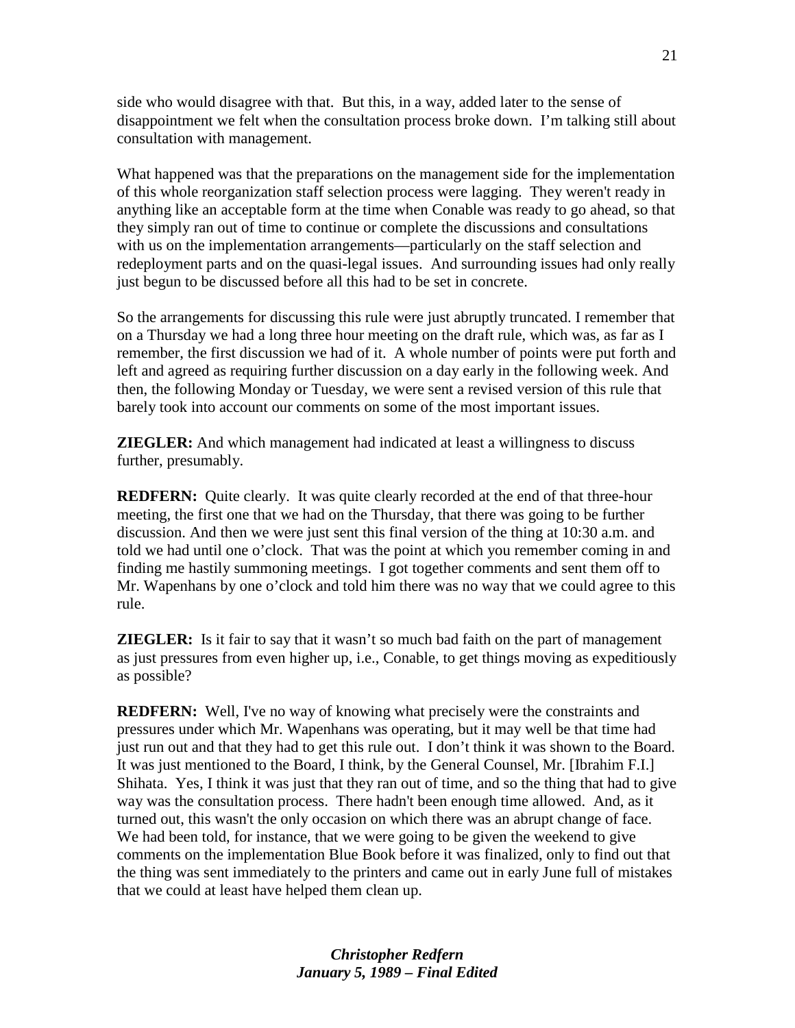side who would disagree with that. But this, in a way, added later to the sense of disappointment we felt when the consultation process broke down. I'm talking still about consultation with management.

What happened was that the preparations on the management side for the implementation of this whole reorganization staff selection process were lagging. They weren't ready in anything like an acceptable form at the time when Conable was ready to go ahead, so that they simply ran out of time to continue or complete the discussions and consultations with us on the implementation arrangements—particularly on the staff selection and redeployment parts and on the quasi-legal issues. And surrounding issues had only really just begun to be discussed before all this had to be set in concrete.

So the arrangements for discussing this rule were just abruptly truncated. I remember that on a Thursday we had a long three hour meeting on the draft rule, which was, as far as I remember, the first discussion we had of it. A whole number of points were put forth and left and agreed as requiring further discussion on a day early in the following week. And then, the following Monday or Tuesday, we were sent a revised version of this rule that barely took into account our comments on some of the most important issues.

**ZIEGLER:** And which management had indicated at least a willingness to discuss further, presumably.

**REDFERN:** Quite clearly. It was quite clearly recorded at the end of that three-hour meeting, the first one that we had on the Thursday, that there was going to be further discussion. And then we were just sent this final version of the thing at 10:30 a.m. and told we had until one o'clock. That was the point at which you remember coming in and finding me hastily summoning meetings. I got together comments and sent them off to Mr. Wapenhans by one o'clock and told him there was no way that we could agree to this rule.

**ZIEGLER:** Is it fair to say that it wasn't so much bad faith on the part of management as just pressures from even higher up, i.e., Conable, to get things moving as expeditiously as possible?

**REDFERN:** Well, I've no way of knowing what precisely were the constraints and pressures under which Mr. Wapenhans was operating, but it may well be that time had just run out and that they had to get this rule out. I don't think it was shown to the Board. It was just mentioned to the Board, I think, by the General Counsel, Mr. [Ibrahim F.I.] Shihata. Yes, I think it was just that they ran out of time, and so the thing that had to give way was the consultation process. There hadn't been enough time allowed. And, as it turned out, this wasn't the only occasion on which there was an abrupt change of face. We had been told, for instance, that we were going to be given the weekend to give comments on the implementation Blue Book before it was finalized, only to find out that the thing was sent immediately to the printers and came out in early June full of mistakes that we could at least have helped them clean up.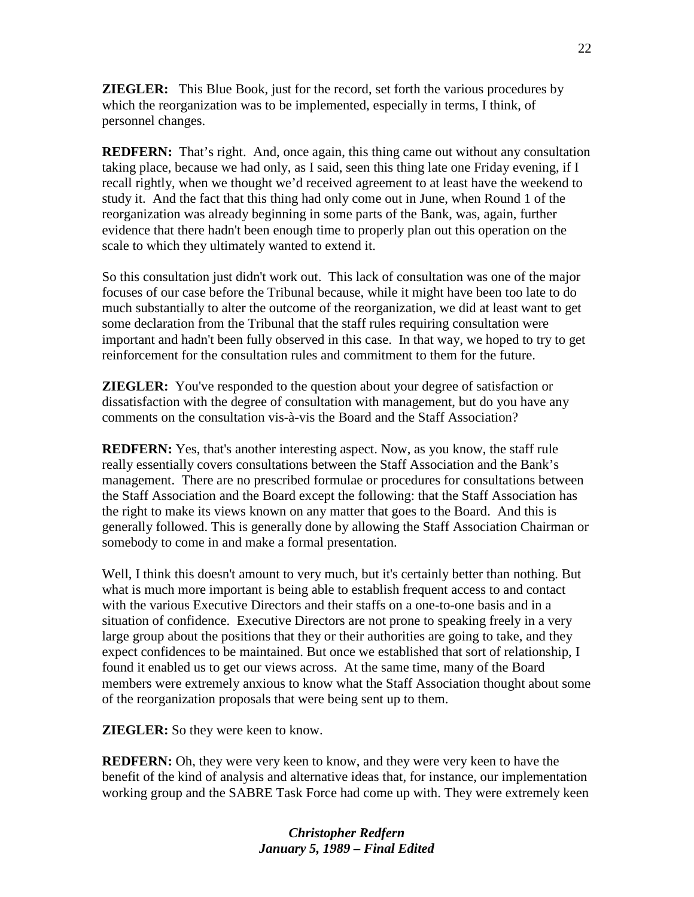**ZIEGLER:** This Blue Book, just for the record, set forth the various procedures by which the reorganization was to be implemented, especially in terms, I think, of personnel changes.

**REDFERN:** That's right. And, once again, this thing came out without any consultation taking place, because we had only, as I said, seen this thing late one Friday evening, if I recall rightly, when we thought we'd received agreement to at least have the weekend to study it. And the fact that this thing had only come out in June, when Round 1 of the reorganization was already beginning in some parts of the Bank, was, again, further evidence that there hadn't been enough time to properly plan out this operation on the scale to which they ultimately wanted to extend it.

So this consultation just didn't work out. This lack of consultation was one of the major focuses of our case before the Tribunal because, while it might have been too late to do much substantially to alter the outcome of the reorganization, we did at least want to get some declaration from the Tribunal that the staff rules requiring consultation were important and hadn't been fully observed in this case. In that way, we hoped to try to get reinforcement for the consultation rules and commitment to them for the future.

**ZIEGLER:** You've responded to the question about your degree of satisfaction or dissatisfaction with the degree of consultation with management, but do you have any comments on the consultation vis-à-vis the Board and the Staff Association?

**REDFERN:** Yes, that's another interesting aspect. Now, as you know, the staff rule really essentially covers consultations between the Staff Association and the Bank's management. There are no prescribed formulae or procedures for consultations between the Staff Association and the Board except the following: that the Staff Association has the right to make its views known on any matter that goes to the Board. And this is generally followed. This is generally done by allowing the Staff Association Chairman or somebody to come in and make a formal presentation.

Well, I think this doesn't amount to very much, but it's certainly better than nothing. But what is much more important is being able to establish frequent access to and contact with the various Executive Directors and their staffs on a one-to-one basis and in a situation of confidence. Executive Directors are not prone to speaking freely in a very large group about the positions that they or their authorities are going to take, and they expect confidences to be maintained. But once we established that sort of relationship, I found it enabled us to get our views across. At the same time, many of the Board members were extremely anxious to know what the Staff Association thought about some of the reorganization proposals that were being sent up to them.

**ZIEGLER:** So they were keen to know.

**REDFERN:** Oh, they were very keen to know, and they were very keen to have the benefit of the kind of analysis and alternative ideas that, for instance, our implementation working group and the SABRE Task Force had come up with. They were extremely keen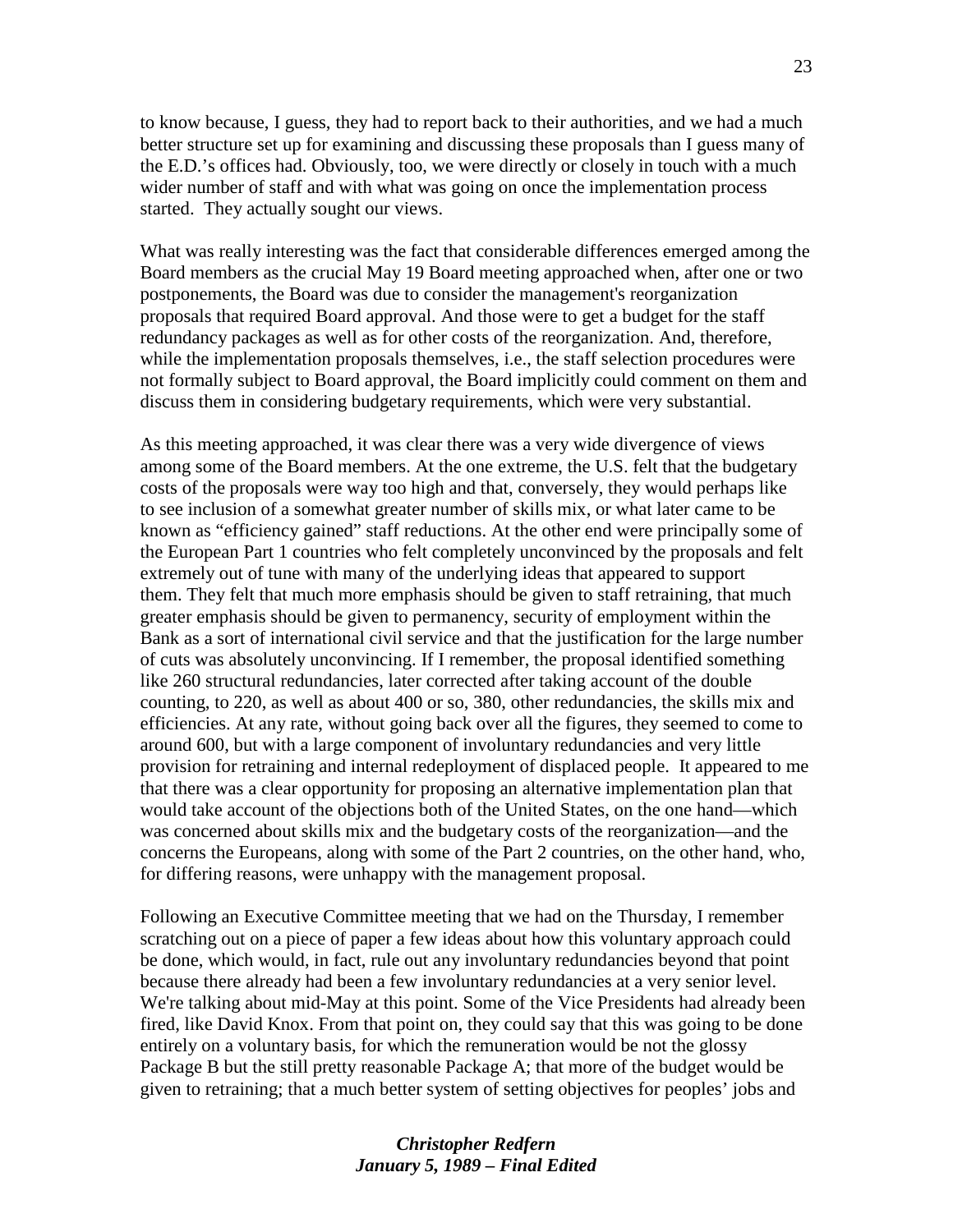to know because, I guess, they had to report back to their authorities, and we had a much better structure set up for examining and discussing these proposals than I guess many of the E.D.'s offices had. Obviously, too, we were directly or closely in touch with a much wider number of staff and with what was going on once the implementation process started. They actually sought our views.

What was really interesting was the fact that considerable differences emerged among the Board members as the crucial May 19 Board meeting approached when, after one or two postponements, the Board was due to consider the management's reorganization proposals that required Board approval. And those were to get a budget for the staff redundancy packages as well as for other costs of the reorganization. And, therefore, while the implementation proposals themselves, i.e., the staff selection procedures were not formally subject to Board approval, the Board implicitly could comment on them and discuss them in considering budgetary requirements, which were very substantial.

As this meeting approached, it was clear there was a very wide divergence of views among some of the Board members. At the one extreme, the U.S. felt that the budgetary costs of the proposals were way too high and that, conversely, they would perhaps like to see inclusion of a somewhat greater number of skills mix, or what later came to be known as "efficiency gained" staff reductions. At the other end were principally some of the European Part 1 countries who felt completely unconvinced by the proposals and felt extremely out of tune with many of the underlying ideas that appeared to support them. They felt that much more emphasis should be given to staff retraining, that much greater emphasis should be given to permanency, security of employment within the Bank as a sort of international civil service and that the justification for the large number of cuts was absolutely unconvincing. If I remember, the proposal identified something like 260 structural redundancies, later corrected after taking account of the double counting, to 220, as well as about 400 or so, 380, other redundancies, the skills mix and efficiencies. At any rate, without going back over all the figures, they seemed to come to around 600, but with a large component of involuntary redundancies and very little provision for retraining and internal redeployment of displaced people. It appeared to me that there was a clear opportunity for proposing an alternative implementation plan that would take account of the objections both of the United States, on the one hand—which was concerned about skills mix and the budgetary costs of the reorganization—and the concerns the Europeans, along with some of the Part 2 countries, on the other hand, who, for differing reasons, were unhappy with the management proposal.

Following an Executive Committee meeting that we had on the Thursday, I remember scratching out on a piece of paper a few ideas about how this voluntary approach could be done, which would, in fact, rule out any involuntary redundancies beyond that point because there already had been a few involuntary redundancies at a very senior level. We're talking about mid-May at this point. Some of the Vice Presidents had already been fired, like David Knox. From that point on, they could say that this was going to be done entirely on a voluntary basis, for which the remuneration would be not the glossy Package B but the still pretty reasonable Package A; that more of the budget would be given to retraining; that a much better system of setting objectives for peoples' jobs and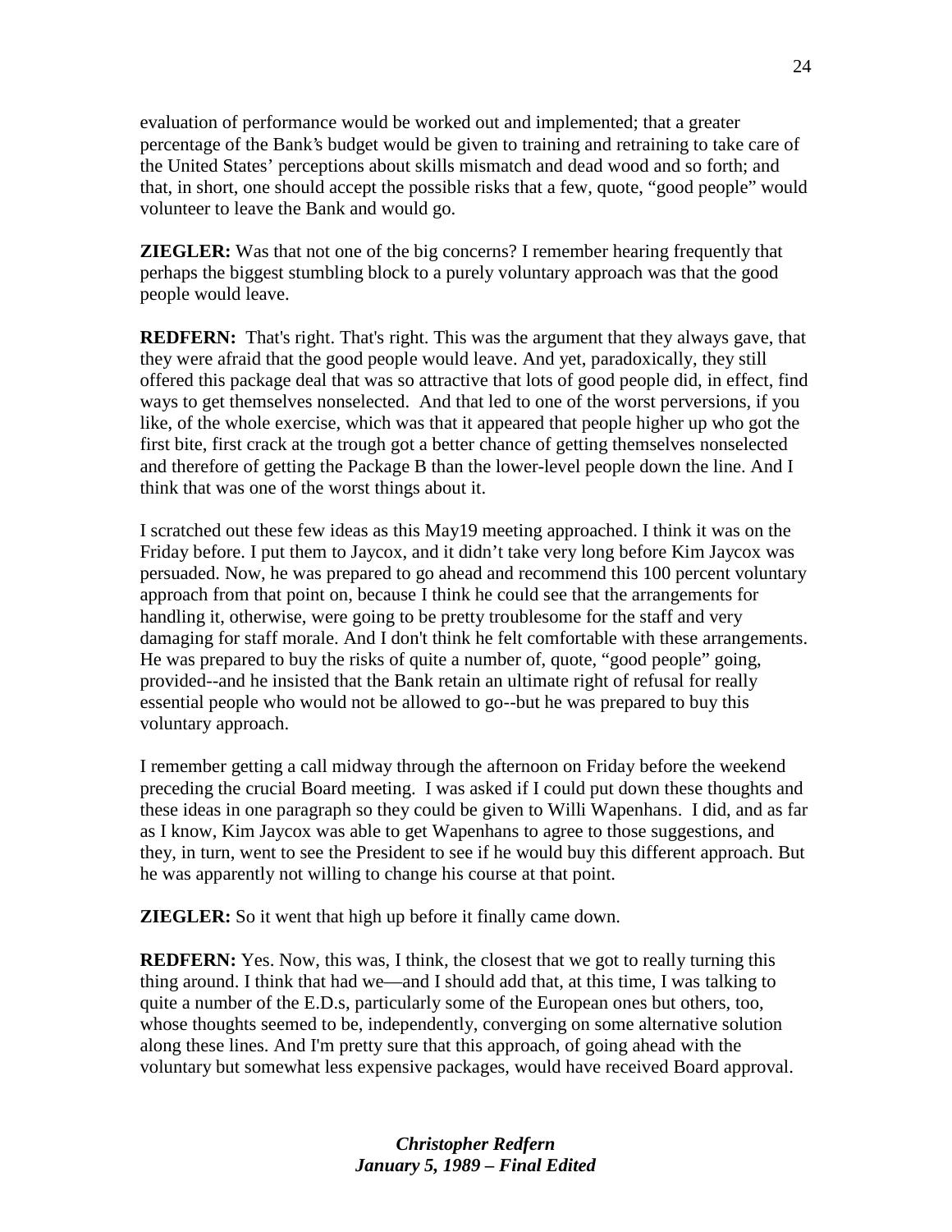evaluation of performance would be worked out and implemented; that a greater percentage of the Bank's budget would be given to training and retraining to take care of the United States' perceptions about skills mismatch and dead wood and so forth; and that, in short, one should accept the possible risks that a few, quote, "good people" would volunteer to leave the Bank and would go.

**ZIEGLER:** Was that not one of the big concerns? I remember hearing frequently that perhaps the biggest stumbling block to a purely voluntary approach was that the good people would leave.

**REDFERN:** That's right. That's right. This was the argument that they always gave, that they were afraid that the good people would leave. And yet, paradoxically, they still offered this package deal that was so attractive that lots of good people did, in effect, find ways to get themselves nonselected. And that led to one of the worst perversions, if you like, of the whole exercise, which was that it appeared that people higher up who got the first bite, first crack at the trough got a better chance of getting themselves nonselected and therefore of getting the Package B than the lower-level people down the line. And I think that was one of the worst things about it.

I scratched out these few ideas as this May19 meeting approached. I think it was on the Friday before. I put them to Jaycox, and it didn't take very long before Kim Jaycox was persuaded. Now, he was prepared to go ahead and recommend this 100 percent voluntary approach from that point on, because I think he could see that the arrangements for handling it, otherwise, were going to be pretty troublesome for the staff and very damaging for staff morale. And I don't think he felt comfortable with these arrangements. He was prepared to buy the risks of quite a number of, quote, "good people" going, provided--and he insisted that the Bank retain an ultimate right of refusal for really essential people who would not be allowed to go--but he was prepared to buy this voluntary approach.

I remember getting a call midway through the afternoon on Friday before the weekend preceding the crucial Board meeting. I was asked if I could put down these thoughts and these ideas in one paragraph so they could be given to Willi Wapenhans. I did, and as far as I know, Kim Jaycox was able to get Wapenhans to agree to those suggestions, and they, in turn, went to see the President to see if he would buy this different approach. But he was apparently not willing to change his course at that point.

**ZIEGLER:** So it went that high up before it finally came down.

**REDFERN:** Yes. Now, this was, I think, the closest that we got to really turning this thing around. I think that had we—and I should add that, at this time, I was talking to quite a number of the E.D.s, particularly some of the European ones but others, too, whose thoughts seemed to be, independently, converging on some alternative solution along these lines. And I'm pretty sure that this approach, of going ahead with the voluntary but somewhat less expensive packages, would have received Board approval.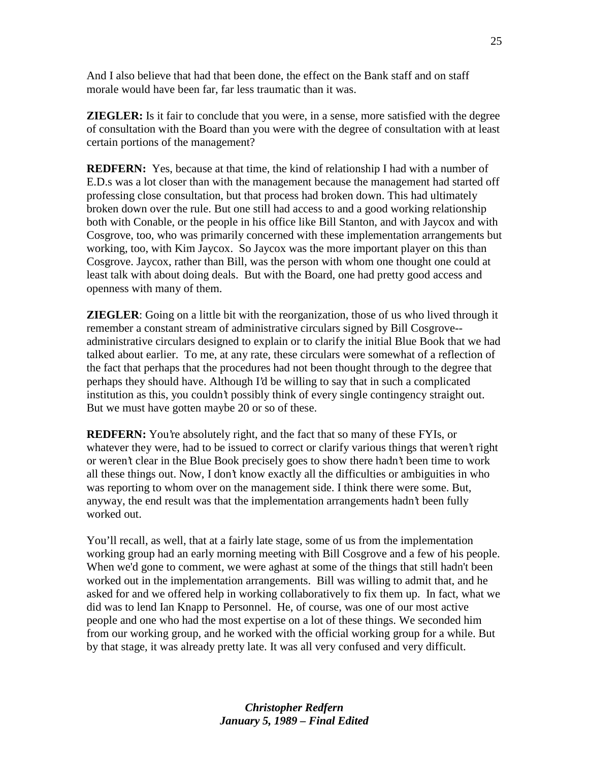And I also believe that had that been done, the effect on the Bank staff and on staff morale would have been far, far less traumatic than it was.

**ZIEGLER:** Is it fair to conclude that you were, in a sense, more satisfied with the degree of consultation with the Board than you were with the degree of consultation with at least certain portions of the management?

**REDFERN:** Yes, because at that time, the kind of relationship I had with a number of E.D.s was a lot closer than with the management because the management had started off professing close consultation, but that process had broken down. This had ultimately broken down over the rule. But one still had access to and a good working relationship both with Conable, or the people in his office like Bill Stanton, and with Jaycox and with Cosgrove, too, who was primarily concerned with these implementation arrangements but working, too, with Kim Jaycox. So Jaycox was the more important player on this than Cosgrove. Jaycox, rather than Bill, was the person with whom one thought one could at least talk with about doing deals. But with the Board, one had pretty good access and openness with many of them.

**ZIEGLER**: Going on a little bit with the reorganization, those of us who lived through it remember a constant stream of administrative circulars signed by Bill Cosgrove--administrative circulars designed to explain or to clarify the initial Blue Book that we had talked about earlier. To me, at any rate, these circulars were somewhat of a reflection of the fact that perhaps that the procedures had not been thought through to the degree that perhaps they should have. Although I'd be willing to say that in such a complicated institution as this, you couldn't possibly think of every single contingency straight out. But we must have gotten maybe 20 or so of these.

**REDFERN:** You're absolutely right, and the fact that so many of these FYIs, or whatever they were, had to be issued to correct or clarify various things that weren't right or weren't clear in the Blue Book precisely goes to show there hadn't been time to work all these things out. Now, I don't know exactly all the difficulties or ambiguities in who was reporting to whom over on the management side. I think there were some. But, anyway, the end result was that the implementation arrangements hadn't been fully worked out.

You'll recall, as well, that at a fairly late stage, some of us from the implementation working group had an early morning meeting with Bill Cosgrove and a few of his people. When we'd gone to comment, we were aghast at some of the things that still hadn't been worked out in the implementation arrangements. Bill was willing to admit that, and he asked for and we offered help in working collaboratively to fix them up. In fact, what we did was to lend Ian Knapp to Personnel. He, of course, was one of our most active people and one who had the most expertise on a lot of these things. We seconded him from our working group, and he worked with the official working group for a while. But by that stage, it was already pretty late. It was all very confused and very difficult.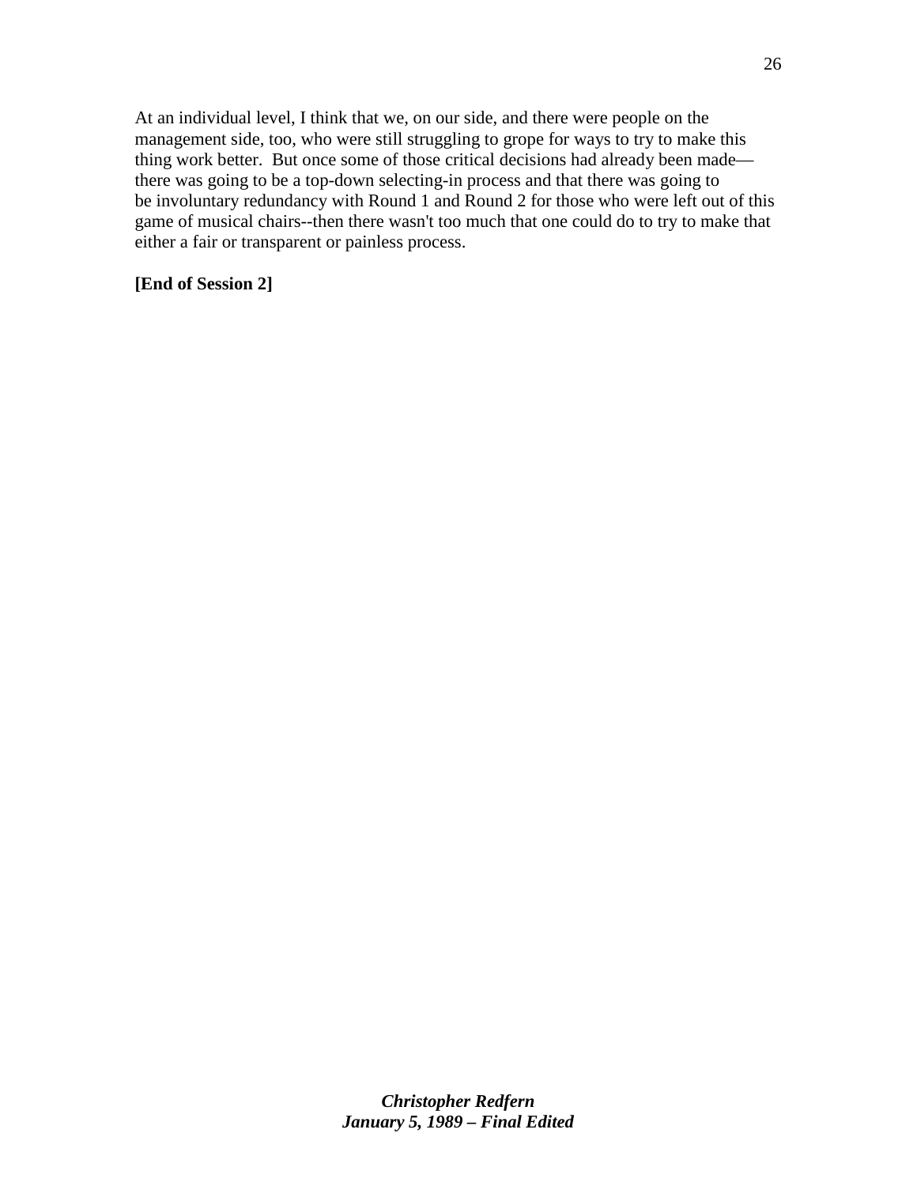At an individual level, I think that we, on our side, and there were people on the management side, too, who were still struggling to grope for ways to try to make this thing work better. But once some of those critical decisions had already been made—there was going to be a top-down selecting-in process and that there was going to be involuntary redundancy with Round 1 and Round 2 for those who were left out of this game of musical chairs--then there wasn't too much that one could do to try to make that either a fair or transparent or painless process.

**[End of Session 2]**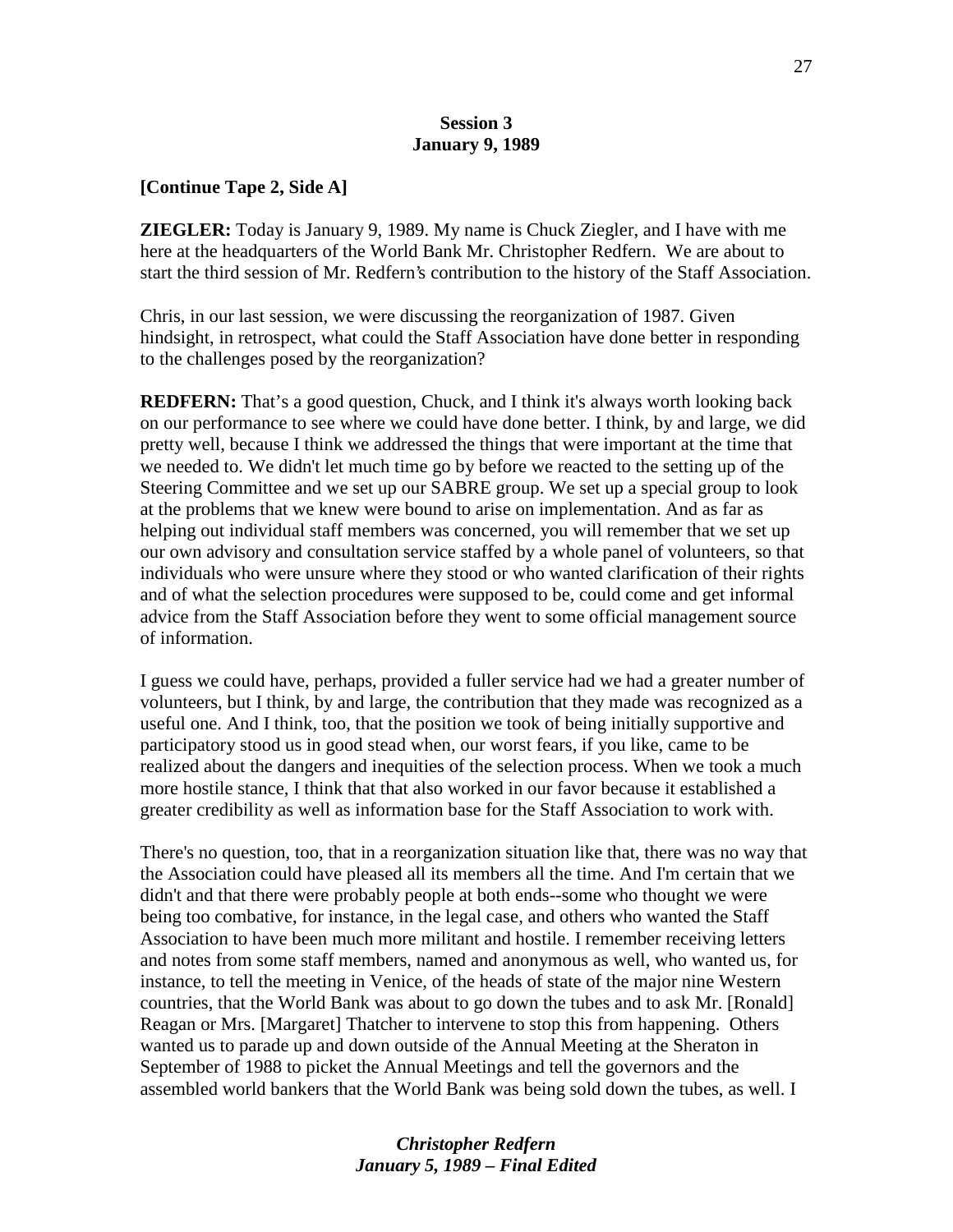**Session 3**
**January 9, 1989**

**[Continue Tape 2, Side A]**

**ZIEGLER:** Today is January 9, 1989. My name is Chuck Ziegler, and I have with me here at the headquarters of the World Bank Mr. Christopher Redfern. We are about to start the third session of Mr. Redfern's contribution to the history of the Staff Association.

Chris, in our last session, we were discussing the reorganization of 1987. Given hindsight, in retrospect, what could the Staff Association have done better in responding to the challenges posed by the reorganization?

**REDFERN:** That's a good question, Chuck, and I think it's always worth looking back on our performance to see where we could have done better. I think, by and large, we did pretty well, because I think we addressed the things that were important at the time that we needed to. We didn't let much time go by before we reacted to the setting up of the Steering Committee and we set up our SABRE group. We set up a special group to look at the problems that we knew were bound to arise on implementation. And as far as helping out individual staff members was concerned, you will remember that we set up our own advisory and consultation service staffed by a whole panel of volunteers, so that individuals who were unsure where they stood or who wanted clarification of their rights and of what the selection procedures were supposed to be, could come and get informal advice from the Staff Association before they went to some official management source of information.

I guess we could have, perhaps, provided a fuller service had we had a greater number of volunteers, but I think, by and large, the contribution that they made was recognized as a useful one. And I think, too, that the position we took of being initially supportive and participatory stood us in good stead when, our worst fears, if you like, came to be realized about the dangers and inequities of the selection process. When we took a much more hostile stance, I think that that also worked in our favor because it established a greater credibility as well as information base for the Staff Association to work with.

There's no question, too, that in a reorganization situation like that, there was no way that the Association could have pleased all its members all the time. And I'm certain that we didn't and that there were probably people at both ends--some who thought we were being too combative, for instance, in the legal case, and others who wanted the Staff Association to have been much more militant and hostile. I remember receiving letters and notes from some staff members, named and anonymous as well, who wanted us, for instance, to tell the meeting in Venice, of the heads of state of the major nine Western countries, that the World Bank was about to go down the tubes and to ask Mr. [Ronald] Reagan or Mrs. [Margaret] Thatcher to intervene to stop this from happening. Others wanted us to parade up and down outside of the Annual Meeting at the Sheraton in September of 1988 to picket the Annual Meetings and tell the governors and the assembled world bankers that the World Bank was being sold down the tubes, as well. I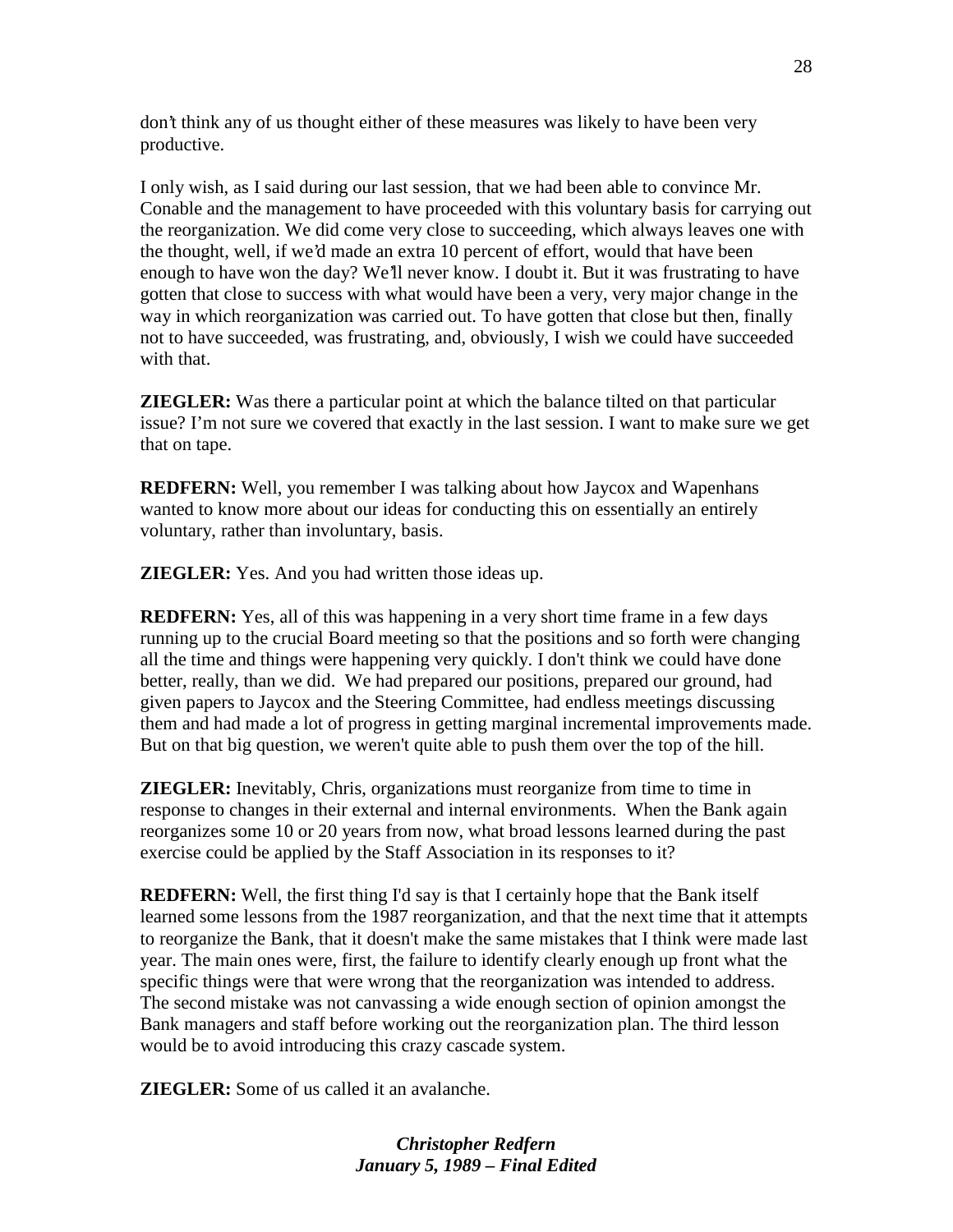don't think any of us thought either of these measures was likely to have been very productive.

I only wish, as I said during our last session, that we had been able to convince Mr. Conable and the management to have proceeded with this voluntary basis for carrying out the reorganization. We did come very close to succeeding, which always leaves one with the thought, well, if we'd made an extra 10 percent of effort, would that have been enough to have won the day? We'll never know. I doubt it. But it was frustrating to have gotten that close to success with what would have been a very, very major change in the way in which reorganization was carried out. To have gotten that close but then, finally not to have succeeded, was frustrating, and, obviously, I wish we could have succeeded with that.

**ZIEGLER:** Was there a particular point at which the balance tilted on that particular issue? I'm not sure we covered that exactly in the last session. I want to make sure we get that on tape.

**REDFERN:** Well, you remember I was talking about how Jaycox and Wapenhans wanted to know more about our ideas for conducting this on essentially an entirely voluntary, rather than involuntary, basis.

**ZIEGLER:** Yes. And you had written those ideas up.

**REDFERN:** Yes, all of this was happening in a very short time frame in a few days running up to the crucial Board meeting so that the positions and so forth were changing all the time and things were happening very quickly. I don't think we could have done better, really, than we did. We had prepared our positions, prepared our ground, had given papers to Jaycox and the Steering Committee, had endless meetings discussing them and had made a lot of progress in getting marginal incremental improvements made. But on that big question, we weren't quite able to push them over the top of the hill.

**ZIEGLER:** Inevitably, Chris, organizations must reorganize from time to time in response to changes in their external and internal environments. When the Bank again reorganizes some 10 or 20 years from now, what broad lessons learned during the past exercise could be applied by the Staff Association in its responses to it?

**REDFERN:** Well, the first thing I'd say is that I certainly hope that the Bank itself learned some lessons from the 1987 reorganization, and that the next time that it attempts to reorganize the Bank, that it doesn't make the same mistakes that I think were made last year. The main ones were, first, the failure to identify clearly enough up front what the specific things were that were wrong that the reorganization was intended to address. The second mistake was not canvassing a wide enough section of opinion amongst the Bank managers and staff before working out the reorganization plan. The third lesson would be to avoid introducing this crazy cascade system.

**ZIEGLER:** Some of us called it an avalanche.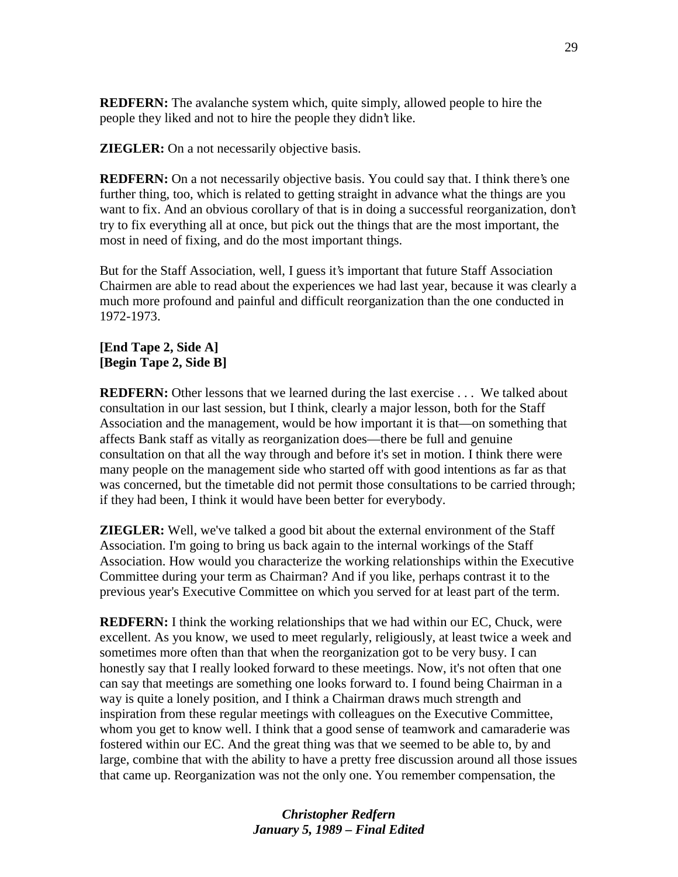**REDFERN:** The avalanche system which, quite simply, allowed people to hire the people they liked and not to hire the people they didn't like.

**ZIEGLER:** On a not necessarily objective basis.

**REDFERN:** On a not necessarily objective basis. You could say that. I think there's one further thing, too, which is related to getting straight in advance what the things are you want to fix. And an obvious corollary of that is in doing a successful reorganization, don't try to fix everything all at once, but pick out the things that are the most important, the most in need of fixing, and do the most important things.

But for the Staff Association, well, I guess it's important that future Staff Association Chairmen are able to read about the experiences we had last year, because it was clearly a much more profound and painful and difficult reorganization than the one conducted in 1972-1973.

**[End Tape 2, Side A]**
**[Begin Tape 2, Side B]**

**REDFERN:** Other lessons that we learned during the last exercise . . .  We talked about consultation in our last session, but I think, clearly a major lesson, both for the Staff Association and the management, would be how important it is that—on something that affects Bank staff as vitally as reorganization does—there be full and genuine consultation on that all the way through and before it's set in motion. I think there were many people on the management side who started off with good intentions as far as that was concerned, but the timetable did not permit those consultations to be carried through; if they had been, I think it would have been better for everybody.

**ZIEGLER:** Well, we've talked a good bit about the external environment of the Staff Association. I'm going to bring us back again to the internal workings of the Staff Association. How would you characterize the working relationships within the Executive Committee during your term as Chairman? And if you like, perhaps contrast it to the previous year's Executive Committee on which you served for at least part of the term.

**REDFERN:** I think the working relationships that we had within our EC, Chuck, were excellent. As you know, we used to meet regularly, religiously, at least twice a week and sometimes more often than that when the reorganization got to be very busy. I can honestly say that I really looked forward to these meetings. Now, it's not often that one can say that meetings are something one looks forward to. I found being Chairman in a way is quite a lonely position, and I think a Chairman draws much strength and inspiration from these regular meetings with colleagues on the Executive Committee, whom you get to know well. I think that a good sense of teamwork and camaraderie was fostered within our EC. And the great thing was that we seemed to be able to, by and large, combine that with the ability to have a pretty free discussion around all those issues that came up. Reorganization was not the only one. You remember compensation, the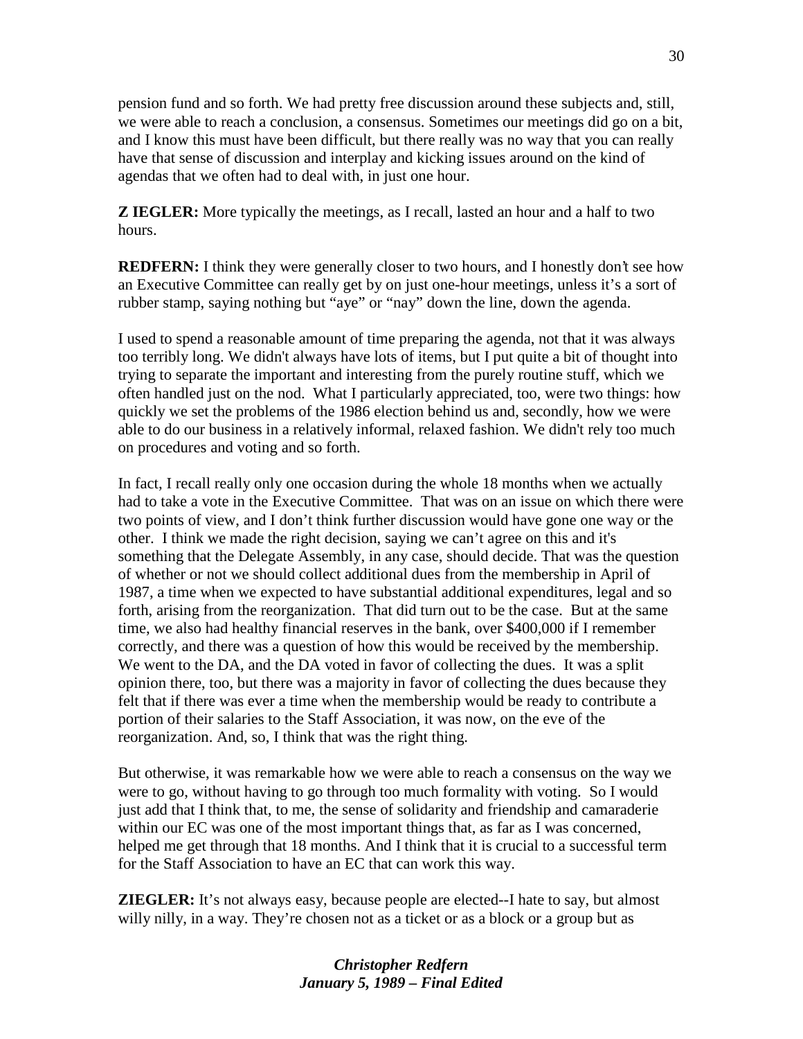pension fund and so forth. We had pretty free discussion around these subjects and, still, we were able to reach a conclusion, a consensus. Sometimes our meetings did go on a bit, and I know this must have been difficult, but there really was no way that you can really have that sense of discussion and interplay and kicking issues around on the kind of agendas that we often had to deal with, in just one hour.

**Z IEGLER:** More typically the meetings, as I recall, lasted an hour and a half to two hours.

**REDFERN:** I think they were generally closer to two hours, and I honestly don't see how an Executive Committee can really get by on just one-hour meetings, unless it's a sort of rubber stamp, saying nothing but "aye" or "nay" down the line, down the agenda.

I used to spend a reasonable amount of time preparing the agenda, not that it was always too terribly long. We didn't always have lots of items, but I put quite a bit of thought into trying to separate the important and interesting from the purely routine stuff, which we often handled just on the nod. What I particularly appreciated, too, were two things: how quickly we set the problems of the 1986 election behind us and, secondly, how we were able to do our business in a relatively informal, relaxed fashion. We didn't rely too much on procedures and voting and so forth.

In fact, I recall really only one occasion during the whole 18 months when we actually had to take a vote in the Executive Committee. That was on an issue on which there were two points of view, and I don't think further discussion would have gone one way or the other. I think we made the right decision, saying we can't agree on this and it's something that the Delegate Assembly, in any case, should decide. That was the question of whether or not we should collect additional dues from the membership in April of 1987, a time when we expected to have substantial additional expenditures, legal and so forth, arising from the reorganization. That did turn out to be the case. But at the same time, we also had healthy financial reserves in the bank, over $400,000 if I remember correctly, and there was a question of how this would be received by the membership. We went to the DA, and the DA voted in favor of collecting the dues. It was a split opinion there, too, but there was a majority in favor of collecting the dues because they felt that if there was ever a time when the membership would be ready to contribute a portion of their salaries to the Staff Association, it was now, on the eve of the reorganization. And, so, I think that was the right thing.

But otherwise, it was remarkable how we were able to reach a consensus on the way we were to go, without having to go through too much formality with voting. So I would just add that I think that, to me, the sense of solidarity and friendship and camaraderie within our EC was one of the most important things that, as far as I was concerned, helped me get through that 18 months. And I think that it is crucial to a successful term for the Staff Association to have an EC that can work this way.

**ZIEGLER:** It's not always easy, because people are elected--I hate to say, but almost willy nilly, in a way. They're chosen not as a ticket or as a block or a group but as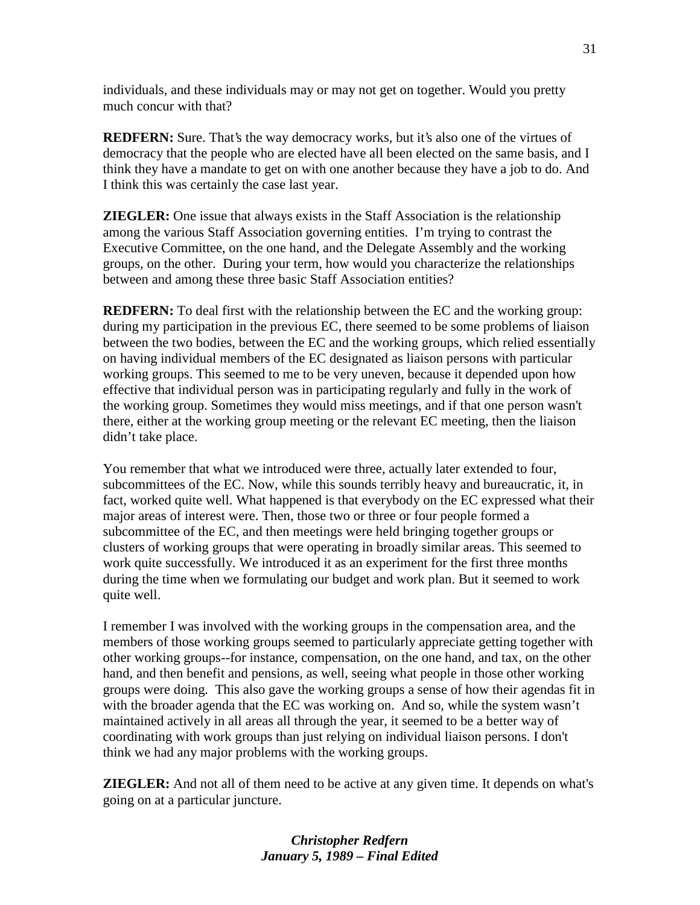individuals, and these individuals may or may not get on together. Would you pretty much concur with that?

**REDFERN:** Sure. That's the way democracy works, but it's also one of the virtues of democracy that the people who are elected have all been elected on the same basis, and I think they have a mandate to get on with one another because they have a job to do. And I think this was certainly the case last year.

**ZIEGLER:** One issue that always exists in the Staff Association is the relationship among the various Staff Association governing entities. I'm trying to contrast the Executive Committee, on the one hand, and the Delegate Assembly and the working groups, on the other. During your term, how would you characterize the relationships between and among these three basic Staff Association entities?

**REDFERN:** To deal first with the relationship between the EC and the working group: during my participation in the previous EC, there seemed to be some problems of liaison between the two bodies, between the EC and the working groups, which relied essentially on having individual members of the EC designated as liaison persons with particular working groups. This seemed to me to be very uneven, because it depended upon how effective that individual person was in participating regularly and fully in the work of the working group. Sometimes they would miss meetings, and if that one person wasn't there, either at the working group meeting or the relevant EC meeting, then the liaison didn't take place.

You remember that what we introduced were three, actually later extended to four, subcommittees of the EC. Now, while this sounds terribly heavy and bureaucratic, it, in fact, worked quite well. What happened is that everybody on the EC expressed what their major areas of interest were. Then, those two or three or four people formed a subcommittee of the EC, and then meetings were held bringing together groups or clusters of working groups that were operating in broadly similar areas. This seemed to work quite successfully. We introduced it as an experiment for the first three months during the time when we formulating our budget and work plan. But it seemed to work quite well.

I remember I was involved with the working groups in the compensation area, and the members of those working groups seemed to particularly appreciate getting together with other working groups--for instance, compensation, on the one hand, and tax, on the other hand, and then benefit and pensions, as well, seeing what people in those other working groups were doing. This also gave the working groups a sense of how their agendas fit in with the broader agenda that the EC was working on. And so, while the system wasn't maintained actively in all areas all through the year, it seemed to be a better way of coordinating with work groups than just relying on individual liaison persons. I don't think we had any major problems with the working groups.

**ZIEGLER:** And not all of them need to be active at any given time. It depends on what's going on at a particular juncture.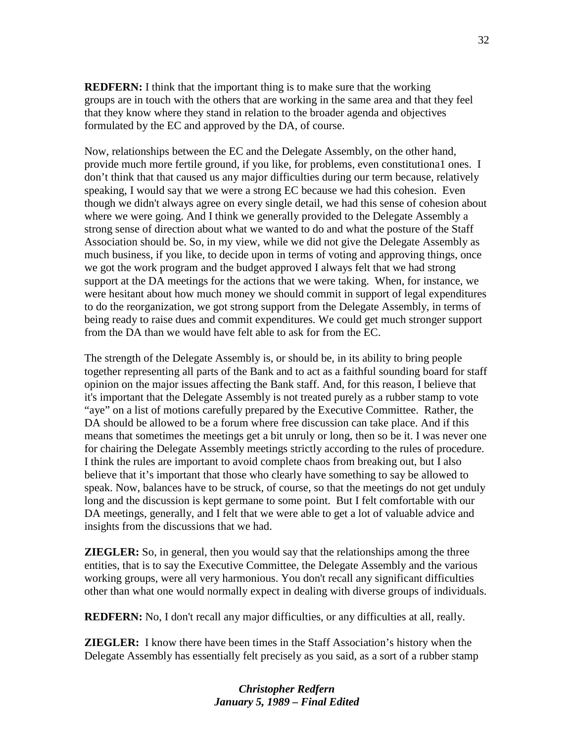**REDFERN:** I think that the important thing is to make sure that the working groups are in touch with the others that are working in the same area and that they feel that they know where they stand in relation to the broader agenda and objectives formulated by the EC and approved by the DA, of course.

Now, relationships between the EC and the Delegate Assembly, on the other hand, provide much more fertile ground, if you like, for problems, even constitutiona1 ones. I don't think that that caused us any major difficulties during our term because, relatively speaking, I would say that we were a strong EC because we had this cohesion. Even though we didn't always agree on every single detail, we had this sense of cohesion about where we were going. And I think we generally provided to the Delegate Assembly a strong sense of direction about what we wanted to do and what the posture of the Staff Association should be. So, in my view, while we did not give the Delegate Assembly as much business, if you like, to decide upon in terms of voting and approving things, once we got the work program and the budget approved I always felt that we had strong support at the DA meetings for the actions that we were taking. When, for instance, we were hesitant about how much money we should commit in support of legal expenditures to do the reorganization, we got strong support from the Delegate Assembly, in terms of being ready to raise dues and commit expenditures. We could get much stronger support from the DA than we would have felt able to ask for from the EC.

The strength of the Delegate Assembly is, or should be, in its ability to bring people together representing all parts of the Bank and to act as a faithful sounding board for staff opinion on the major issues affecting the Bank staff. And, for this reason, I believe that it's important that the Delegate Assembly is not treated purely as a rubber stamp to vote "aye" on a list of motions carefully prepared by the Executive Committee. Rather, the DA should be allowed to be a forum where free discussion can take place. And if this means that sometimes the meetings get a bit unruly or long, then so be it. I was never one for chairing the Delegate Assembly meetings strictly according to the rules of procedure. I think the rules are important to avoid complete chaos from breaking out, but I also believe that it's important that those who clearly have something to say be allowed to speak. Now, balances have to be struck, of course, so that the meetings do not get unduly long and the discussion is kept germane to some point. But I felt comfortable with our DA meetings, generally, and I felt that we were able to get a lot of valuable advice and insights from the discussions that we had.

**ZIEGLER:** So, in general, then you would say that the relationships among the three entities, that is to say the Executive Committee, the Delegate Assembly and the various working groups, were all very harmonious. You don't recall any significant difficulties other than what one would normally expect in dealing with diverse groups of individuals.

**REDFERN:** No, I don't recall any major difficulties, or any difficulties at all, really.

**ZIEGLER:** I know there have been times in the Staff Association's history when the Delegate Assembly has essentially felt precisely as you said, as a sort of a rubber stamp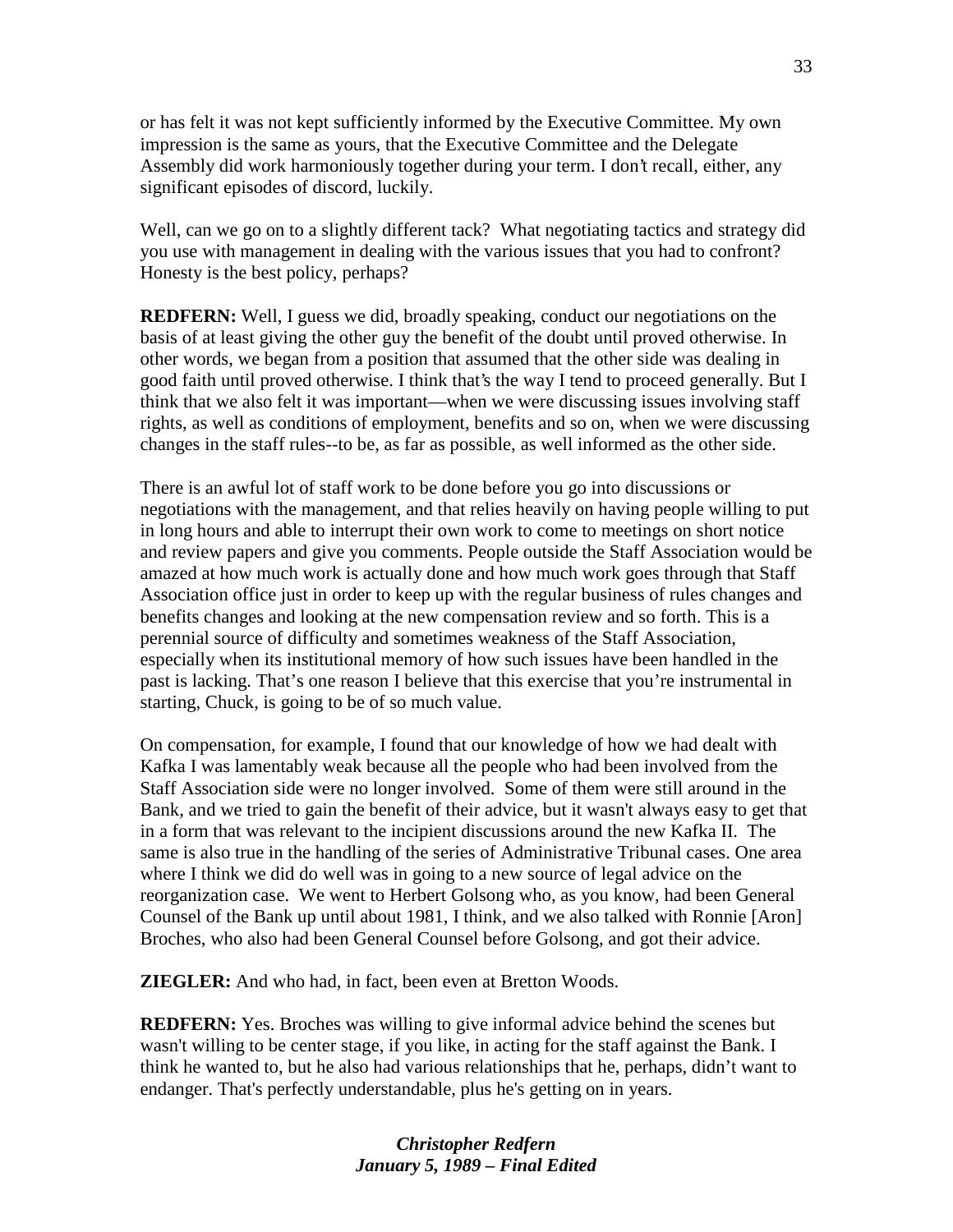or has felt it was not kept sufficiently informed by the Executive Committee. My own impression is the same as yours, that the Executive Committee and the Delegate Assembly did work harmoniously together during your term. I don't recall, either, any significant episodes of discord, luckily.

Well, can we go on to a slightly different tack? What negotiating tactics and strategy did you use with management in dealing with the various issues that you had to confront? Honesty is the best policy, perhaps?

**REDFERN:** Well, I guess we did, broadly speaking, conduct our negotiations on the basis of at least giving the other guy the benefit of the doubt until proved otherwise. In other words, we began from a position that assumed that the other side was dealing in good faith until proved otherwise. I think that's the way I tend to proceed generally. But I think that we also felt it was important—when we were discussing issues involving staff rights, as well as conditions of employment, benefits and so on, when we were discussing changes in the staff rules--to be, as far as possible, as well informed as the other side.

There is an awful lot of staff work to be done before you go into discussions or negotiations with the management, and that relies heavily on having people willing to put in long hours and able to interrupt their own work to come to meetings on short notice and review papers and give you comments. People outside the Staff Association would be amazed at how much work is actually done and how much work goes through that Staff Association office just in order to keep up with the regular business of rules changes and benefits changes and looking at the new compensation review and so forth. This is a perennial source of difficulty and sometimes weakness of the Staff Association, especially when its institutional memory of how such issues have been handled in the past is lacking. That's one reason I believe that this exercise that you're instrumental in starting, Chuck, is going to be of so much value.

On compensation, for example, I found that our knowledge of how we had dealt with Kafka I was lamentably weak because all the people who had been involved from the Staff Association side were no longer involved. Some of them were still around in the Bank, and we tried to gain the benefit of their advice, but it wasn't always easy to get that in a form that was relevant to the incipient discussions around the new Kafka II. The same is also true in the handling of the series of Administrative Tribunal cases. One area where I think we did do well was in going to a new source of legal advice on the reorganization case. We went to Herbert Golsong who, as you know, had been General Counsel of the Bank up until about 1981, I think, and we also talked with Ronnie [Aron] Broches, who also had been General Counsel before Golsong, and got their advice.

**ZIEGLER:** And who had, in fact, been even at Bretton Woods.

**REDFERN:** Yes. Broches was willing to give informal advice behind the scenes but wasn't willing to be center stage, if you like, in acting for the staff against the Bank. I think he wanted to, but he also had various relationships that he, perhaps, didn't want to endanger. That's perfectly understandable, plus he's getting on in years.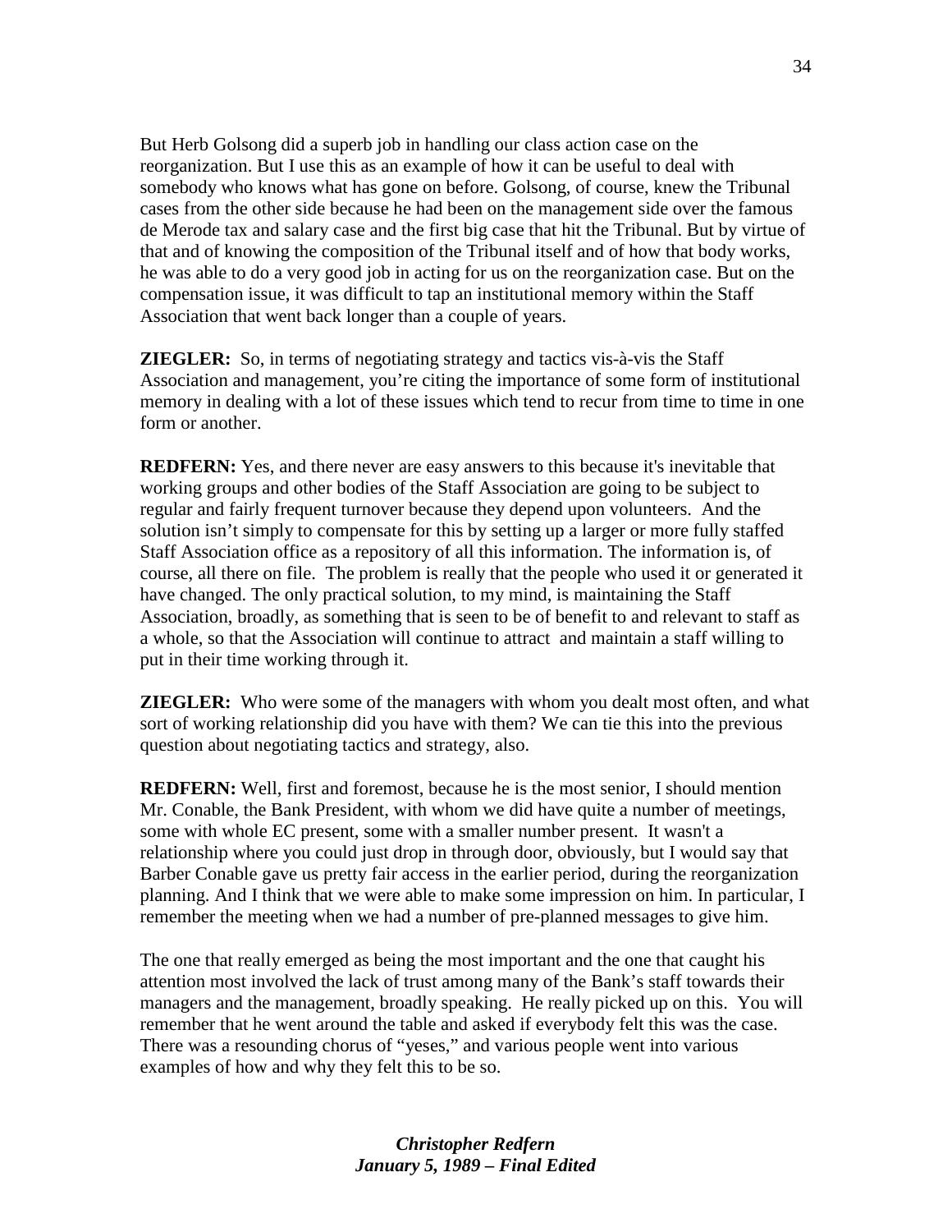But Herb Golsong did a superb job in handling our class action case on the reorganization. But I use this as an example of how it can be useful to deal with somebody who knows what has gone on before. Golsong, of course, knew the Tribunal cases from the other side because he had been on the management side over the famous de Merode tax and salary case and the first big case that hit the Tribunal. But by virtue of that and of knowing the composition of the Tribunal itself and of how that body works, he was able to do a very good job in acting for us on the reorganization case. But on the compensation issue, it was difficult to tap an institutional memory within the Staff Association that went back longer than a couple of years.

**ZIEGLER:** So, in terms of negotiating strategy and tactics vis-à-vis the Staff Association and management, you're citing the importance of some form of institutional memory in dealing with a lot of these issues which tend to recur from time to time in one form or another.

**REDFERN:** Yes, and there never are easy answers to this because it's inevitable that working groups and other bodies of the Staff Association are going to be subject to regular and fairly frequent turnover because they depend upon volunteers. And the solution isn't simply to compensate for this by setting up a larger or more fully staffed Staff Association office as a repository of all this information. The information is, of course, all there on file. The problem is really that the people who used it or generated it have changed. The only practical solution, to my mind, is maintaining the Staff Association, broadly, as something that is seen to be of benefit to and relevant to staff as a whole, so that the Association will continue to attract and maintain a staff willing to put in their time working through it.

**ZIEGLER:** Who were some of the managers with whom you dealt most often, and what sort of working relationship did you have with them? We can tie this into the previous question about negotiating tactics and strategy, also.

**REDFERN:** Well, first and foremost, because he is the most senior, I should mention Mr. Conable, the Bank President, with whom we did have quite a number of meetings, some with whole EC present, some with a smaller number present. It wasn't a relationship where you could just drop in through door, obviously, but I would say that Barber Conable gave us pretty fair access in the earlier period, during the reorganization planning. And I think that we were able to make some impression on him. In particular, I remember the meeting when we had a number of pre-planned messages to give him.

The one that really emerged as being the most important and the one that caught his attention most involved the lack of trust among many of the Bank's staff towards their managers and the management, broadly speaking. He really picked up on this. You will remember that he went around the table and asked if everybody felt this was the case. There was a resounding chorus of "yeses," and various people went into various examples of how and why they felt this to be so.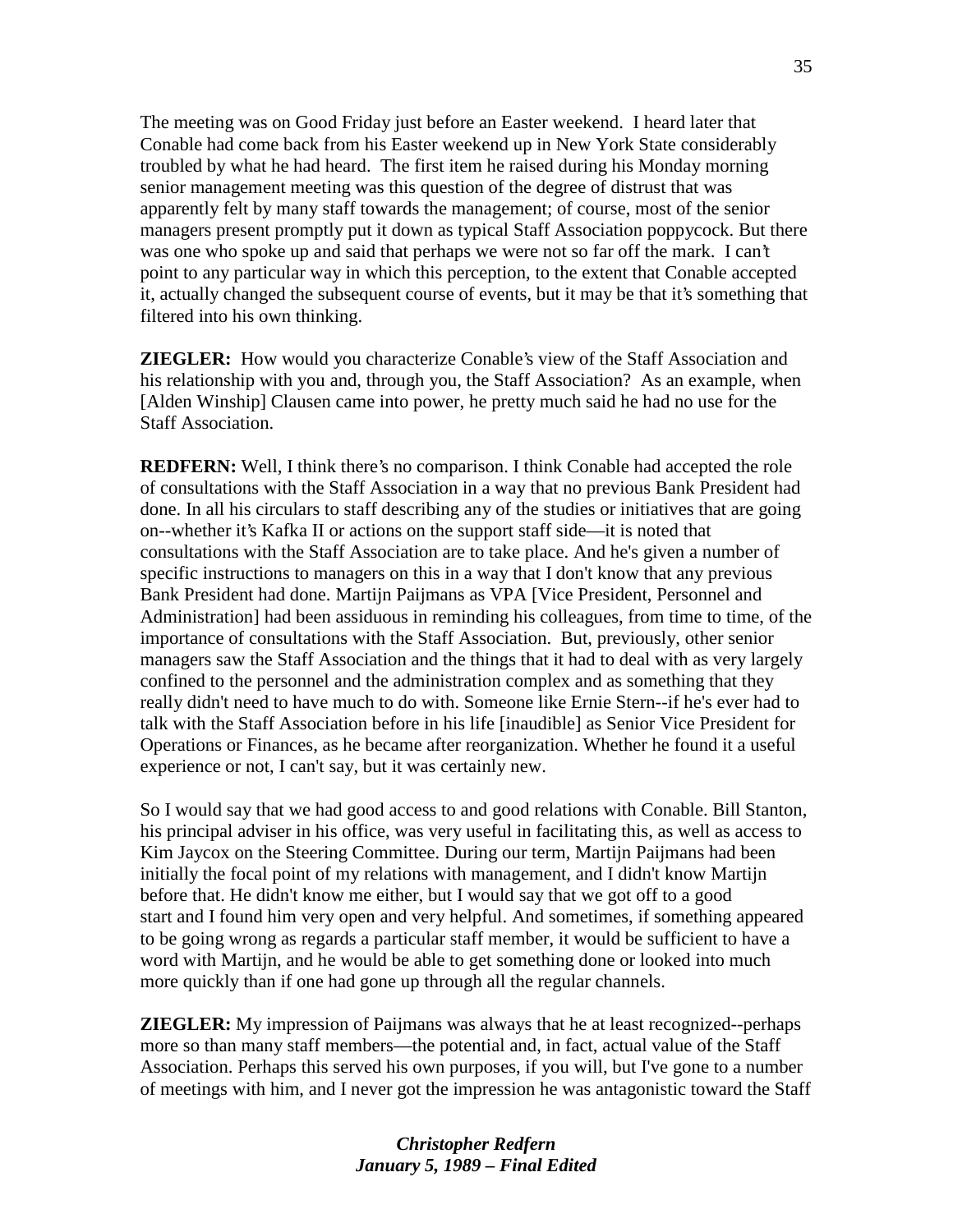The meeting was on Good Friday just before an Easter weekend. I heard later that Conable had come back from his Easter weekend up in New York State considerably troubled by what he had heard. The first item he raised during his Monday morning senior management meeting was this question of the degree of distrust that was apparently felt by many staff towards the management; of course, most of the senior managers present promptly put it down as typical Staff Association poppycock. But there was one who spoke up and said that perhaps we were not so far off the mark. I can't point to any particular way in which this perception, to the extent that Conable accepted it, actually changed the subsequent course of events, but it may be that it's something that filtered into his own thinking.

**ZIEGLER:** How would you characterize Conable's view of the Staff Association and his relationship with you and, through you, the Staff Association? As an example, when [Alden Winship] Clausen came into power, he pretty much said he had no use for the Staff Association.

**REDFERN:** Well, I think there's no comparison. I think Conable had accepted the role of consultations with the Staff Association in a way that no previous Bank President had done. In all his circulars to staff describing any of the studies or initiatives that are going on--whether it's Kafka II or actions on the support staff side—it is noted that consultations with the Staff Association are to take place. And he's given a number of specific instructions to managers on this in a way that I don't know that any previous Bank President had done. Martijn Paijmans as VPA [Vice President, Personnel and Administration] had been assiduous in reminding his colleagues, from time to time, of the importance of consultations with the Staff Association. But, previously, other senior managers saw the Staff Association and the things that it had to deal with as very largely confined to the personnel and the administration complex and as something that they really didn't need to have much to do with. Someone like Ernie Stern--if he's ever had to talk with the Staff Association before in his life [inaudible] as Senior Vice President for Operations or Finances, as he became after reorganization. Whether he found it a useful experience or not, I can't say, but it was certainly new.

So I would say that we had good access to and good relations with Conable. Bill Stanton, his principal adviser in his office, was very useful in facilitating this, as well as access to Kim Jaycox on the Steering Committee. During our term, Martijn Paijmans had been initially the focal point of my relations with management, and I didn't know Martijn before that. He didn't know me either, but I would say that we got off to a good start and I found him very open and very helpful. And sometimes, if something appeared to be going wrong as regards a particular staff member, it would be sufficient to have a word with Martijn, and he would be able to get something done or looked into much more quickly than if one had gone up through all the regular channels.

**ZIEGLER:** My impression of Paijmans was always that he at least recognized--perhaps more so than many staff members—the potential and, in fact, actual value of the Staff Association. Perhaps this served his own purposes, if you will, but I've gone to a number of meetings with him, and I never got the impression he was antagonistic toward the Staff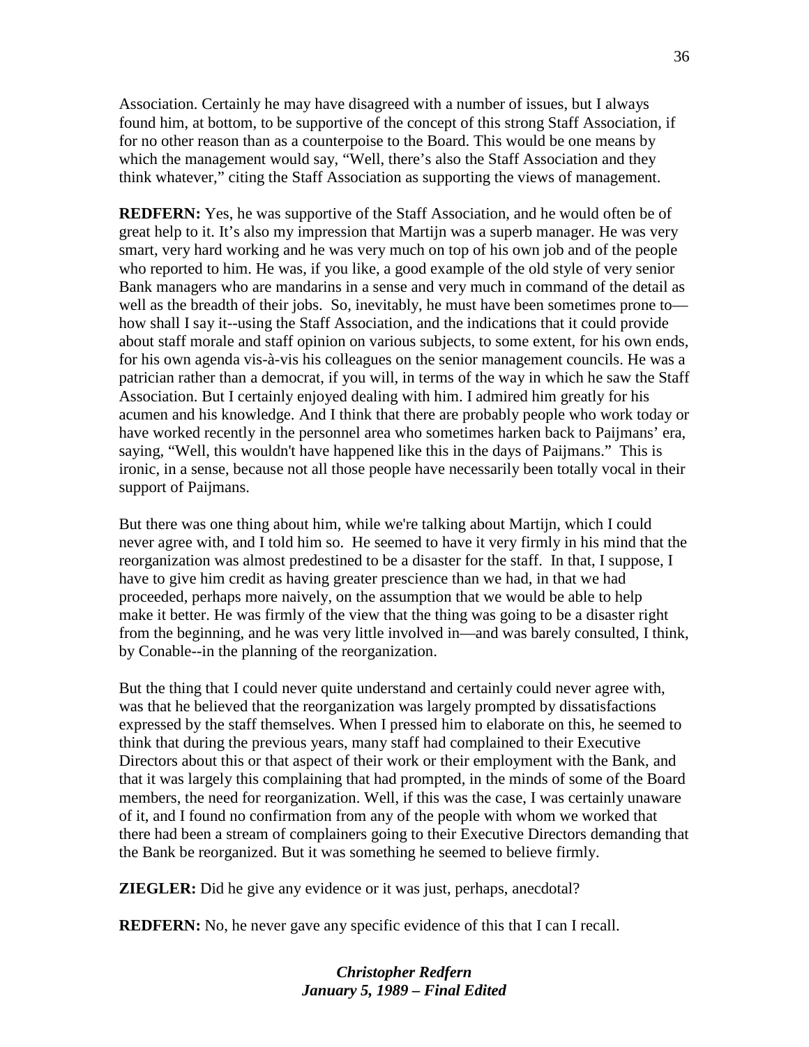Association. Certainly he may have disagreed with a number of issues, but I always found him, at bottom, to be supportive of the concept of this strong Staff Association, if for no other reason than as a counterpoise to the Board. This would be one means by which the management would say, "Well, there's also the Staff Association and they think whatever," citing the Staff Association as supporting the views of management.

**REDFERN:** Yes, he was supportive of the Staff Association, and he would often be of great help to it. It's also my impression that Martijn was a superb manager. He was very smart, very hard working and he was very much on top of his own job and of the people who reported to him. He was, if you like, a good example of the old style of very senior Bank managers who are mandarins in a sense and very much in command of the detail as well as the breadth of their jobs. So, inevitably, he must have been sometimes prone to—how shall I say it--using the Staff Association, and the indications that it could provide about staff morale and staff opinion on various subjects, to some extent, for his own ends, for his own agenda vis-à-vis his colleagues on the senior management councils. He was a patrician rather than a democrat, if you will, in terms of the way in which he saw the Staff Association. But I certainly enjoyed dealing with him. I admired him greatly for his acumen and his knowledge. And I think that there are probably people who work today or have worked recently in the personnel area who sometimes harken back to Paijmans' era, saying, "Well, this wouldn't have happened like this in the days of Paijmans." This is ironic, in a sense, because not all those people have necessarily been totally vocal in their support of Paijmans.

But there was one thing about him, while we're talking about Martijn, which I could never agree with, and I told him so. He seemed to have it very firmly in his mind that the reorganization was almost predestined to be a disaster for the staff. In that, I suppose, I have to give him credit as having greater prescience than we had, in that we had proceeded, perhaps more naively, on the assumption that we would be able to help make it better. He was firmly of the view that the thing was going to be a disaster right from the beginning, and he was very little involved in—and was barely consulted, I think, by Conable--in the planning of the reorganization.

But the thing that I could never quite understand and certainly could never agree with, was that he believed that the reorganization was largely prompted by dissatisfactions expressed by the staff themselves. When I pressed him to elaborate on this, he seemed to think that during the previous years, many staff had complained to their Executive Directors about this or that aspect of their work or their employment with the Bank, and that it was largely this complaining that had prompted, in the minds of some of the Board members, the need for reorganization. Well, if this was the case, I was certainly unaware of it, and I found no confirmation from any of the people with whom we worked that there had been a stream of complainers going to their Executive Directors demanding that the Bank be reorganized. But it was something he seemed to believe firmly.

**ZIEGLER:** Did he give any evidence or it was just, perhaps, anecdotal?

**REDFERN:** No, he never gave any specific evidence of this that I can I recall.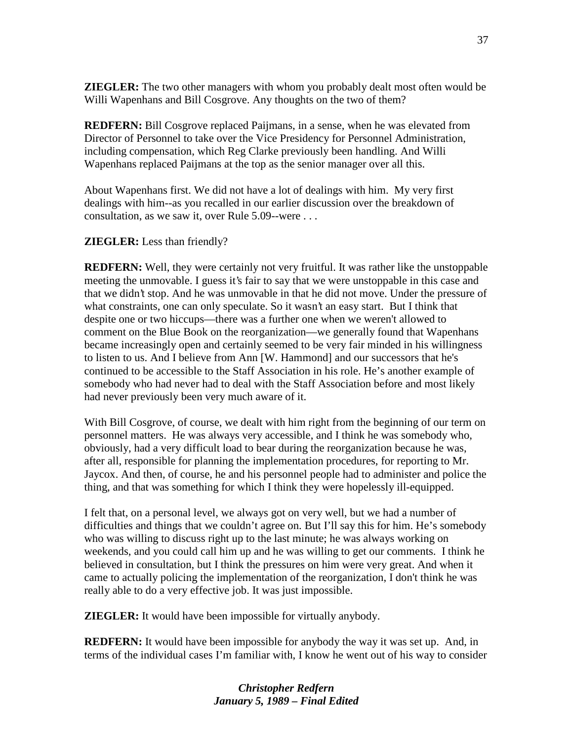**ZIEGLER:** The two other managers with whom you probably dealt most often would be Willi Wapenhans and Bill Cosgrove. Any thoughts on the two of them?

**REDFERN:** Bill Cosgrove replaced Paijmans, in a sense, when he was elevated from Director of Personnel to take over the Vice Presidency for Personnel Administration, including compensation, which Reg Clarke previously been handling. And Willi Wapenhans replaced Paijmans at the top as the senior manager over all this.

About Wapenhans first. We did not have a lot of dealings with him. My very first dealings with him--as you recalled in our earlier discussion over the breakdown of consultation, as we saw it, over Rule 5.09--were . . .

**ZIEGLER:** Less than friendly?

**REDFERN:** Well, they were certainly not very fruitful. It was rather like the unstoppable meeting the unmovable. I guess it's fair to say that we were unstoppable in this case and that we didn't stop. And he was unmovable in that he did not move. Under the pressure of what constraints, one can only speculate. So it wasn't an easy start. But I think that despite one or two hiccups—there was a further one when we weren't allowed to comment on the Blue Book on the reorganization—we generally found that Wapenhans became increasingly open and certainly seemed to be very fair minded in his willingness to listen to us. And I believe from Ann [W. Hammond] and our successors that he's continued to be accessible to the Staff Association in his role. He's another example of somebody who had never had to deal with the Staff Association before and most likely had never previously been very much aware of it.

With Bill Cosgrove, of course, we dealt with him right from the beginning of our term on personnel matters. He was always very accessible, and I think he was somebody who, obviously, had a very difficult load to bear during the reorganization because he was, after all, responsible for planning the implementation procedures, for reporting to Mr. Jaycox. And then, of course, he and his personnel people had to administer and police the thing, and that was something for which I think they were hopelessly ill-equipped.

I felt that, on a personal level, we always got on very well, but we had a number of difficulties and things that we couldn't agree on. But I'll say this for him. He's somebody who was willing to discuss right up to the last minute; he was always working on weekends, and you could call him up and he was willing to get our comments. I think he believed in consultation, but I think the pressures on him were very great. And when it came to actually policing the implementation of the reorganization, I don't think he was really able to do a very effective job. It was just impossible.

**ZIEGLER:** It would have been impossible for virtually anybody.

**REDFERN:** It would have been impossible for anybody the way it was set up. And, in terms of the individual cases I'm familiar with, I know he went out of his way to consider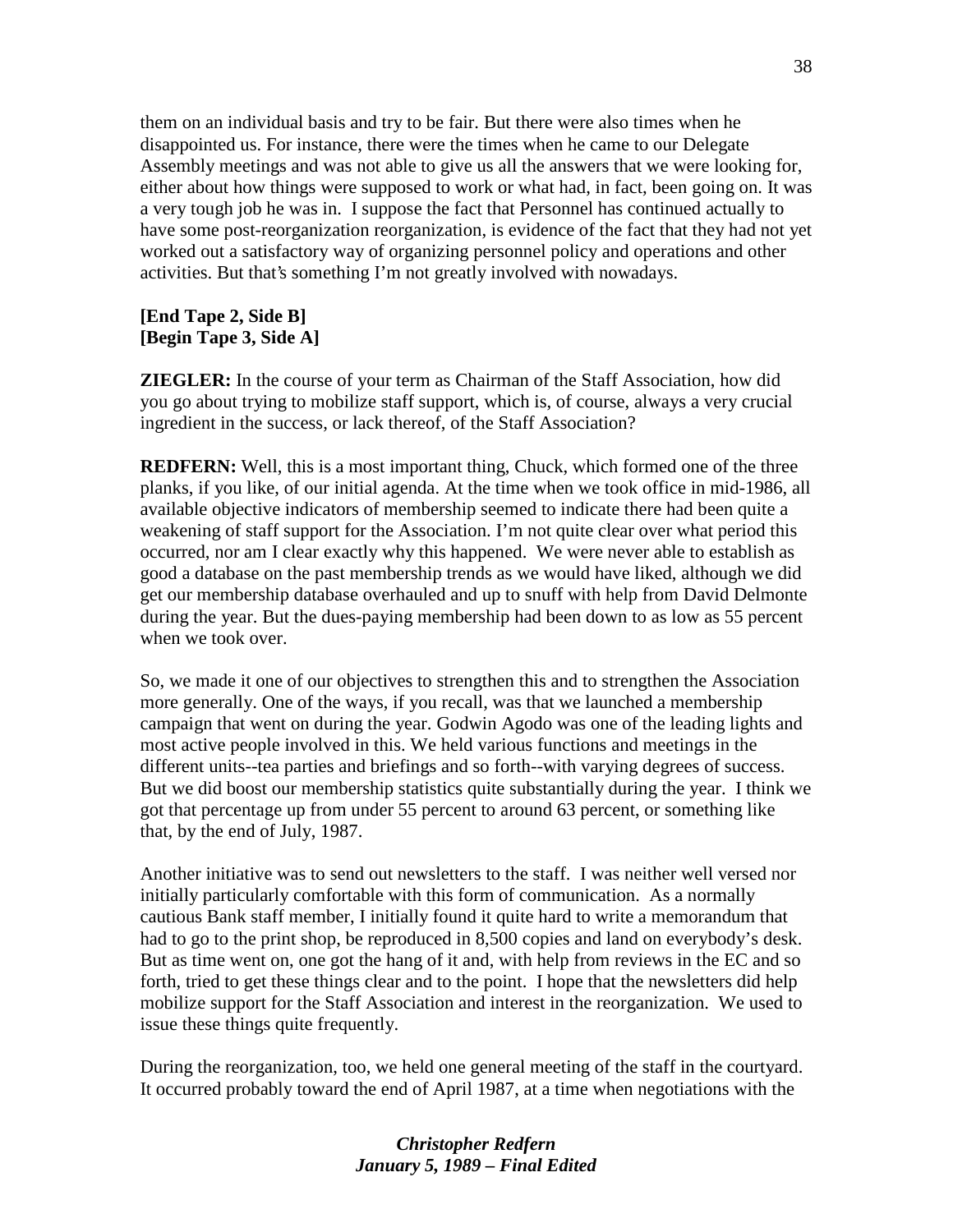them on an individual basis and try to be fair. But there were also times when he disappointed us. For instance, there were the times when he came to our Delegate Assembly meetings and was not able to give us all the answers that we were looking for, either about how things were supposed to work or what had, in fact, been going on. It was a very tough job he was in. I suppose the fact that Personnel has continued actually to have some post-reorganization reorganization, is evidence of the fact that they had not yet worked out a satisfactory way of organizing personnel policy and operations and other activities. But that's something I'm not greatly involved with nowadays.

**[End Tape 2, Side B]**
**[Begin Tape 3, Side A]**

**ZIEGLER:** In the course of your term as Chairman of the Staff Association, how did you go about trying to mobilize staff support, which is, of course, always a very crucial ingredient in the success, or lack thereof, of the Staff Association?

**REDFERN:** Well, this is a most important thing, Chuck, which formed one of the three planks, if you like, of our initial agenda. At the time when we took office in mid-1986, all available objective indicators of membership seemed to indicate there had been quite a weakening of staff support for the Association. I'm not quite clear over what period this occurred, nor am I clear exactly why this happened. We were never able to establish as good a database on the past membership trends as we would have liked, although we did get our membership database overhauled and up to snuff with help from David Delmonte during the year. But the dues-paying membership had been down to as low as 55 percent when we took over.

So, we made it one of our objectives to strengthen this and to strengthen the Association more generally. One of the ways, if you recall, was that we launched a membership campaign that went on during the year. Godwin Agodo was one of the leading lights and most active people involved in this. We held various functions and meetings in the different units--tea parties and briefings and so forth--with varying degrees of success. But we did boost our membership statistics quite substantially during the year. I think we got that percentage up from under 55 percent to around 63 percent, or something like that, by the end of July, 1987.

Another initiative was to send out newsletters to the staff. I was neither well versed nor initially particularly comfortable with this form of communication. As a normally cautious Bank staff member, I initially found it quite hard to write a memorandum that had to go to the print shop, be reproduced in 8,500 copies and land on everybody's desk. But as time went on, one got the hang of it and, with help from reviews in the EC and so forth, tried to get these things clear and to the point. I hope that the newsletters did help mobilize support for the Staff Association and interest in the reorganization. We used to issue these things quite frequently.

During the reorganization, too, we held one general meeting of the staff in the courtyard. It occurred probably toward the end of April 1987, at a time when negotiations with the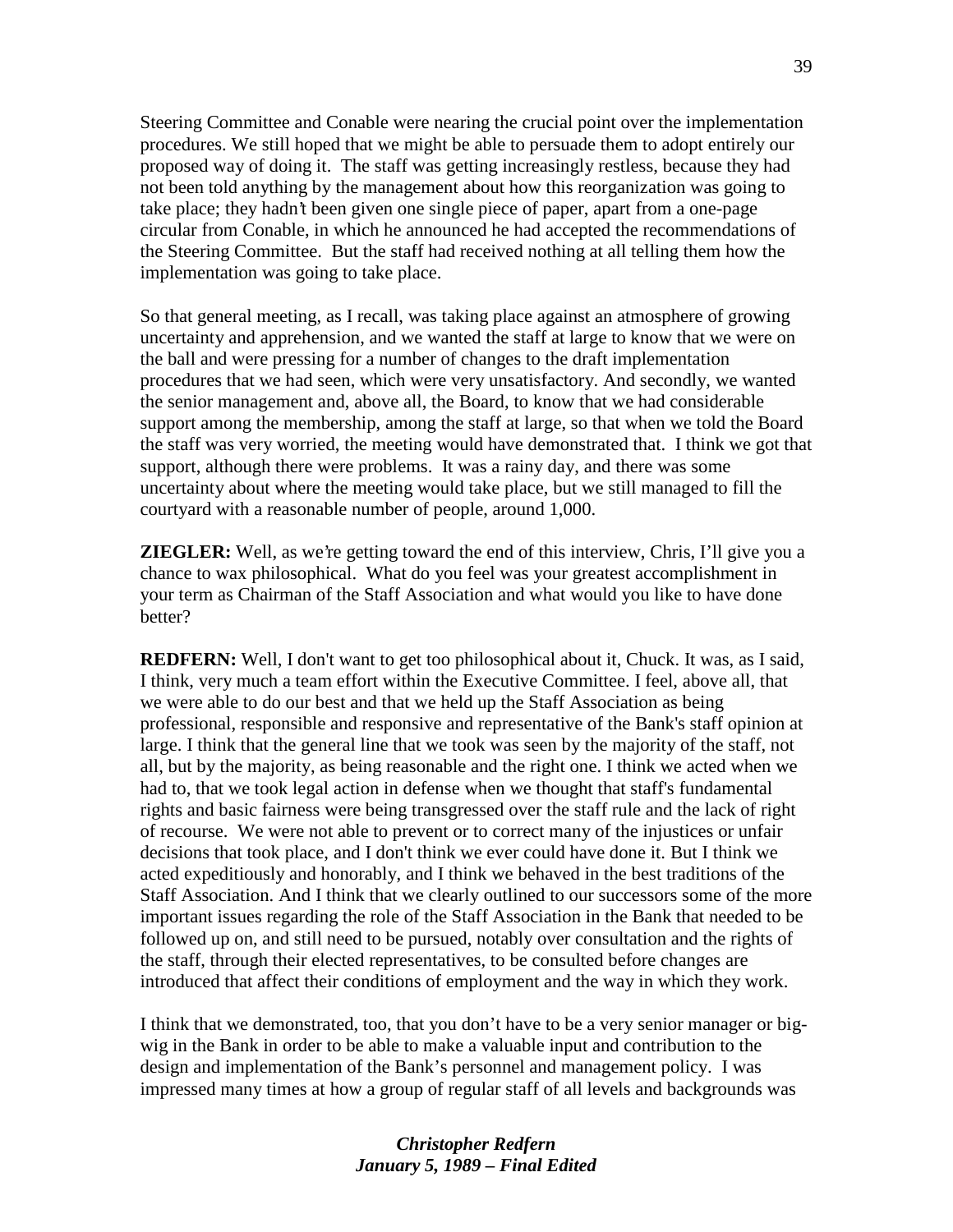Steering Committee and Conable were nearing the crucial point over the implementation procedures. We still hoped that we might be able to persuade them to adopt entirely our proposed way of doing it. The staff was getting increasingly restless, because they had not been told anything by the management about how this reorganization was going to take place; they hadn't been given one single piece of paper, apart from a one-page circular from Conable, in which he announced he had accepted the recommendations of the Steering Committee. But the staff had received nothing at all telling them how the implementation was going to take place.

So that general meeting, as I recall, was taking place against an atmosphere of growing uncertainty and apprehension, and we wanted the staff at large to know that we were on the ball and were pressing for a number of changes to the draft implementation procedures that we had seen, which were very unsatisfactory. And secondly, we wanted the senior management and, above all, the Board, to know that we had considerable support among the membership, among the staff at large, so that when we told the Board the staff was very worried, the meeting would have demonstrated that. I think we got that support, although there were problems. It was a rainy day, and there was some uncertainty about where the meeting would take place, but we still managed to fill the courtyard with a reasonable number of people, around 1,000.

**ZIEGLER:** Well, as we're getting toward the end of this interview, Chris, I'll give you a chance to wax philosophical. What do you feel was your greatest accomplishment in your term as Chairman of the Staff Association and what would you like to have done better?

**REDFERN:** Well, I don't want to get too philosophical about it, Chuck. It was, as I said, I think, very much a team effort within the Executive Committee. I feel, above all, that we were able to do our best and that we held up the Staff Association as being professional, responsible and responsive and representative of the Bank's staff opinion at large. I think that the general line that we took was seen by the majority of the staff, not all, but by the majority, as being reasonable and the right one. I think we acted when we had to, that we took legal action in defense when we thought that staff's fundamental rights and basic fairness were being transgressed over the staff rule and the lack of right of recourse. We were not able to prevent or to correct many of the injustices or unfair decisions that took place, and I don't think we ever could have done it. But I think we acted expeditiously and honorably, and I think we behaved in the best traditions of the Staff Association. And I think that we clearly outlined to our successors some of the more important issues regarding the role of the Staff Association in the Bank that needed to be followed up on, and still need to be pursued, notably over consultation and the rights of the staff, through their elected representatives, to be consulted before changes are introduced that affect their conditions of employment and the way in which they work.

I think that we demonstrated, too, that you don't have to be a very senior manager or big-wig in the Bank in order to be able to make a valuable input and contribution to the design and implementation of the Bank's personnel and management policy. I was impressed many times at how a group of regular staff of all levels and backgrounds was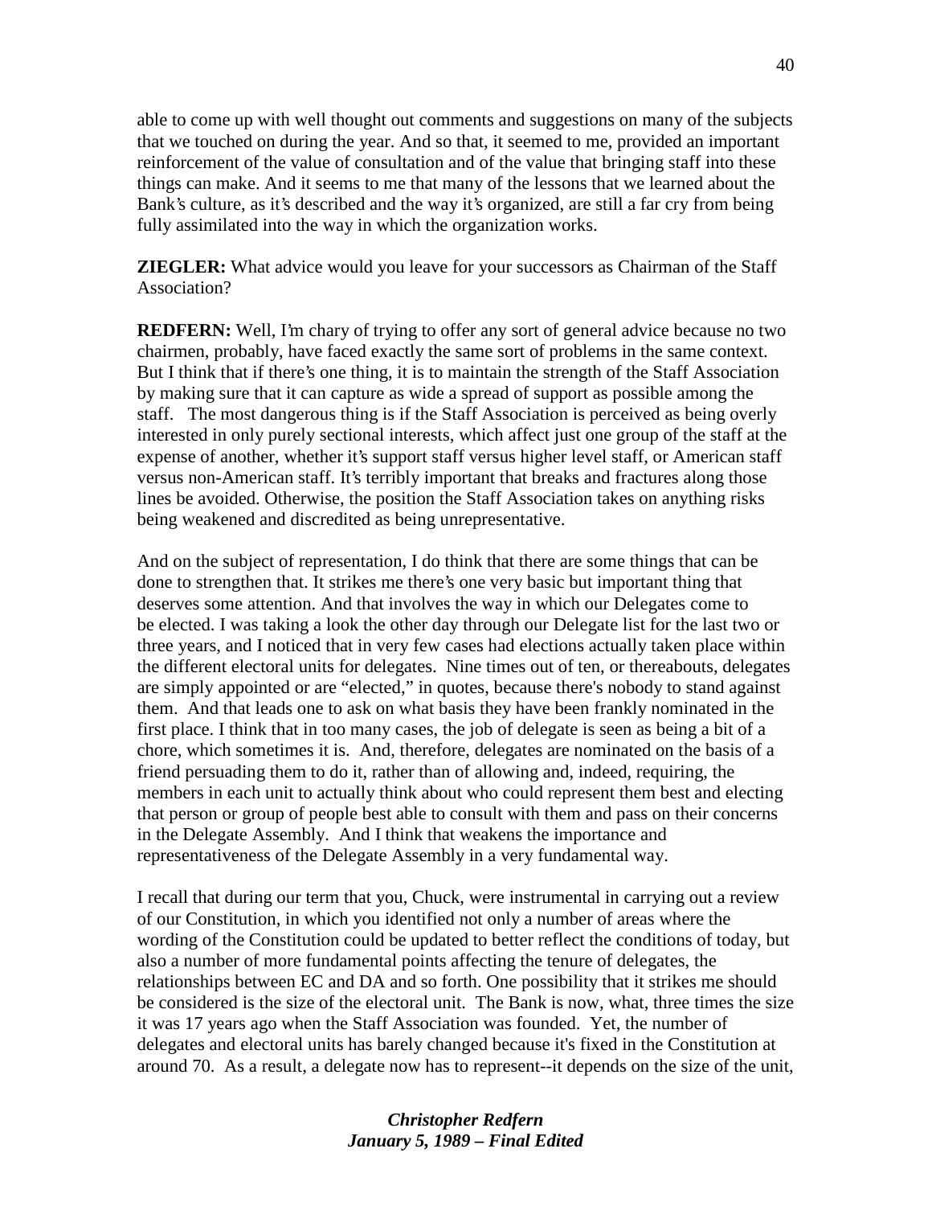able to come up with well thought out comments and suggestions on many of the subjects that we touched on during the year. And so that, it seemed to me, provided an important reinforcement of the value of consultation and of the value that bringing staff into these things can make. And it seems to me that many of the lessons that we learned about the Bank's culture, as it's described and the way it's organized, are still a far cry from being fully assimilated into the way in which the organization works.

**ZIEGLER:** What advice would you leave for your successors as Chairman of the Staff Association?

**REDFERN:** Well, I'm chary of trying to offer any sort of general advice because no two chairmen, probably, have faced exactly the same sort of problems in the same context. But I think that if there's one thing, it is to maintain the strength of the Staff Association by making sure that it can capture as wide a spread of support as possible among the staff. The most dangerous thing is if the Staff Association is perceived as being overly interested in only purely sectional interests, which affect just one group of the staff at the expense of another, whether it's support staff versus higher level staff, or American staff versus non-American staff. It's terribly important that breaks and fractures along those lines be avoided. Otherwise, the position the Staff Association takes on anything risks being weakened and discredited as being unrepresentative.

And on the subject of representation, I do think that there are some things that can be done to strengthen that. It strikes me there's one very basic but important thing that deserves some attention. And that involves the way in which our Delegates come to be elected. I was taking a look the other day through our Delegate list for the last two or three years, and I noticed that in very few cases had elections actually taken place within the different electoral units for delegates. Nine times out of ten, or thereabouts, delegates are simply appointed or are "elected," in quotes, because there's nobody to stand against them. And that leads one to ask on what basis they have been frankly nominated in the first place. I think that in too many cases, the job of delegate is seen as being a bit of a chore, which sometimes it is. And, therefore, delegates are nominated on the basis of a friend persuading them to do it, rather than of allowing and, indeed, requiring, the members in each unit to actually think about who could represent them best and electing that person or group of people best able to consult with them and pass on their concerns in the Delegate Assembly. And I think that weakens the importance and representativeness of the Delegate Assembly in a very fundamental way.

I recall that during our term that you, Chuck, were instrumental in carrying out a review of our Constitution, in which you identified not only a number of areas where the wording of the Constitution could be updated to better reflect the conditions of today, but also a number of more fundamental points affecting the tenure of delegates, the relationships between EC and DA and so forth. One possibility that it strikes me should be considered is the size of the electoral unit. The Bank is now, what, three times the size it was 17 years ago when the Staff Association was founded. Yet, the number of delegates and electoral units has barely changed because it's fixed in the Constitution at around 70. As a result, a delegate now has to represent--it depends on the size of the unit,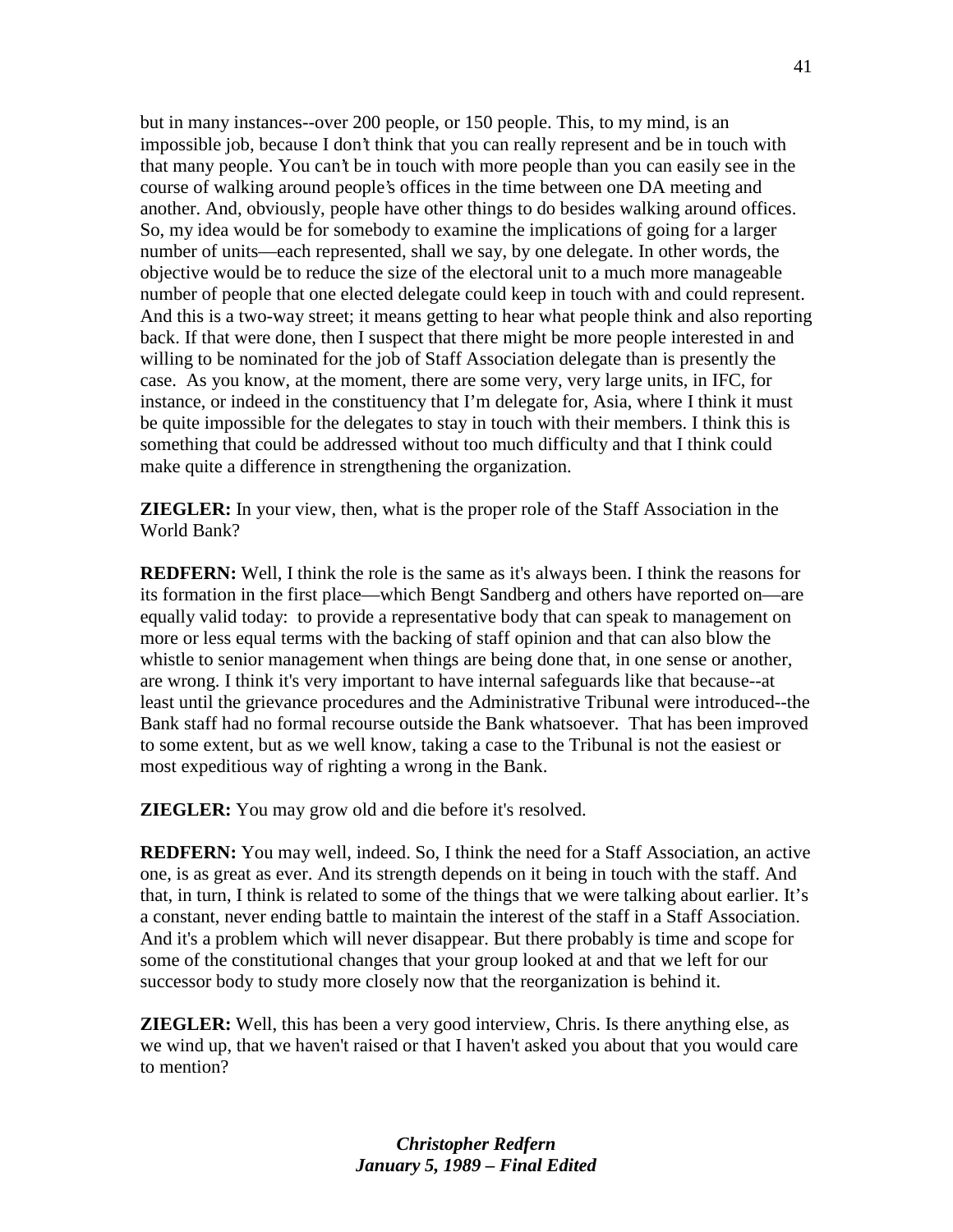but in many instances--over 200 people, or 150 people. This, to my mind, is an impossible job, because I don't think that you can really represent and be in touch with that many people. You can't be in touch with more people than you can easily see in the course of walking around people's offices in the time between one DA meeting and another. And, obviously, people have other things to do besides walking around offices. So, my idea would be for somebody to examine the implications of going for a larger number of units—each represented, shall we say, by one delegate. In other words, the objective would be to reduce the size of the electoral unit to a much more manageable number of people that one elected delegate could keep in touch with and could represent. And this is a two-way street; it means getting to hear what people think and also reporting back. If that were done, then I suspect that there might be more people interested in and willing to be nominated for the job of Staff Association delegate than is presently the case. As you know, at the moment, there are some very, very large units, in IFC, for instance, or indeed in the constituency that I'm delegate for, Asia, where I think it must be quite impossible for the delegates to stay in touch with their members. I think this is something that could be addressed without too much difficulty and that I think could make quite a difference in strengthening the organization.

**ZIEGLER:** In your view, then, what is the proper role of the Staff Association in the World Bank?

**REDFERN:** Well, I think the role is the same as it's always been. I think the reasons for its formation in the first place—which Bengt Sandberg and others have reported on—are equally valid today: to provide a representative body that can speak to management on more or less equal terms with the backing of staff opinion and that can also blow the whistle to senior management when things are being done that, in one sense or another, are wrong. I think it's very important to have internal safeguards like that because--at least until the grievance procedures and the Administrative Tribunal were introduced--the Bank staff had no formal recourse outside the Bank whatsoever. That has been improved to some extent, but as we well know, taking a case to the Tribunal is not the easiest or most expeditious way of righting a wrong in the Bank.

**ZIEGLER:** You may grow old and die before it's resolved.

**REDFERN:** You may well, indeed. So, I think the need for a Staff Association, an active one, is as great as ever. And its strength depends on it being in touch with the staff. And that, in turn, I think is related to some of the things that we were talking about earlier. It's a constant, never ending battle to maintain the interest of the staff in a Staff Association. And it's a problem which will never disappear. But there probably is time and scope for some of the constitutional changes that your group looked at and that we left for our successor body to study more closely now that the reorganization is behind it.

**ZIEGLER:** Well, this has been a very good interview, Chris. Is there anything else, as we wind up, that we haven't raised or that I haven't asked you about that you would care to mention?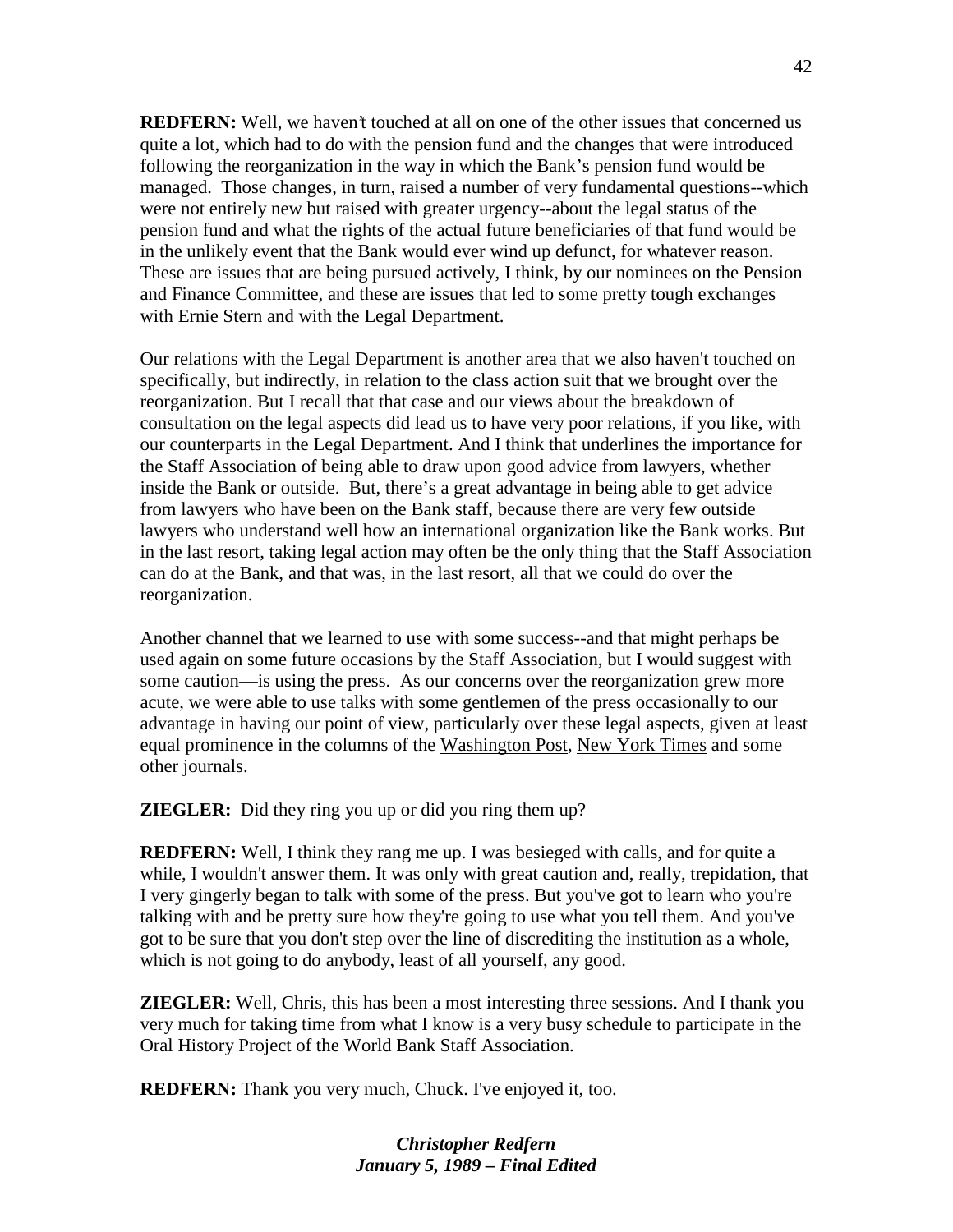**REDFERN:** Well, we haven't touched at all on one of the other issues that concerned us quite a lot, which had to do with the pension fund and the changes that were introduced following the reorganization in the way in which the Bank's pension fund would be managed. Those changes, in turn, raised a number of very fundamental questions--which were not entirely new but raised with greater urgency--about the legal status of the pension fund and what the rights of the actual future beneficiaries of that fund would be in the unlikely event that the Bank would ever wind up defunct, for whatever reason. These are issues that are being pursued actively, I think, by our nominees on the Pension and Finance Committee, and these are issues that led to some pretty tough exchanges with Ernie Stern and with the Legal Department.

Our relations with the Legal Department is another area that we also haven't touched on specifically, but indirectly, in relation to the class action suit that we brought over the reorganization. But I recall that that case and our views about the breakdown of consultation on the legal aspects did lead us to have very poor relations, if you like, with our counterparts in the Legal Department. And I think that underlines the importance for the Staff Association of being able to draw upon good advice from lawyers, whether inside the Bank or outside. But, there's a great advantage in being able to get advice from lawyers who have been on the Bank staff, because there are very few outside lawyers who understand well how an international organization like the Bank works. But in the last resort, taking legal action may often be the only thing that the Staff Association can do at the Bank, and that was, in the last resort, all that we could do over the reorganization.

Another channel that we learned to use with some success--and that might perhaps be used again on some future occasions by the Staff Association, but I would suggest with some caution—is using the press. As our concerns over the reorganization grew more acute, we were able to use talks with some gentlemen of the press occasionally to our advantage in having our point of view, particularly over these legal aspects, given at least equal prominence in the columns of the Washington Post, New York Times and some other journals.

**ZIEGLER:** Did they ring you up or did you ring them up?

**REDFERN:** Well, I think they rang me up. I was besieged with calls, and for quite a while, I wouldn't answer them. It was only with great caution and, really, trepidation, that I very gingerly began to talk with some of the press. But you've got to learn who you're talking with and be pretty sure how they're going to use what you tell them. And you've got to be sure that you don't step over the line of discrediting the institution as a whole, which is not going to do anybody, least of all yourself, any good.

**ZIEGLER:** Well, Chris, this has been a most interesting three sessions. And I thank you very much for taking time from what I know is a very busy schedule to participate in the Oral History Project of the World Bank Staff Association.

**REDFERN:** Thank you very much, Chuck. I've enjoyed it, too.

***Christopher Redfern***
***January 5, 1989 – Final Edited***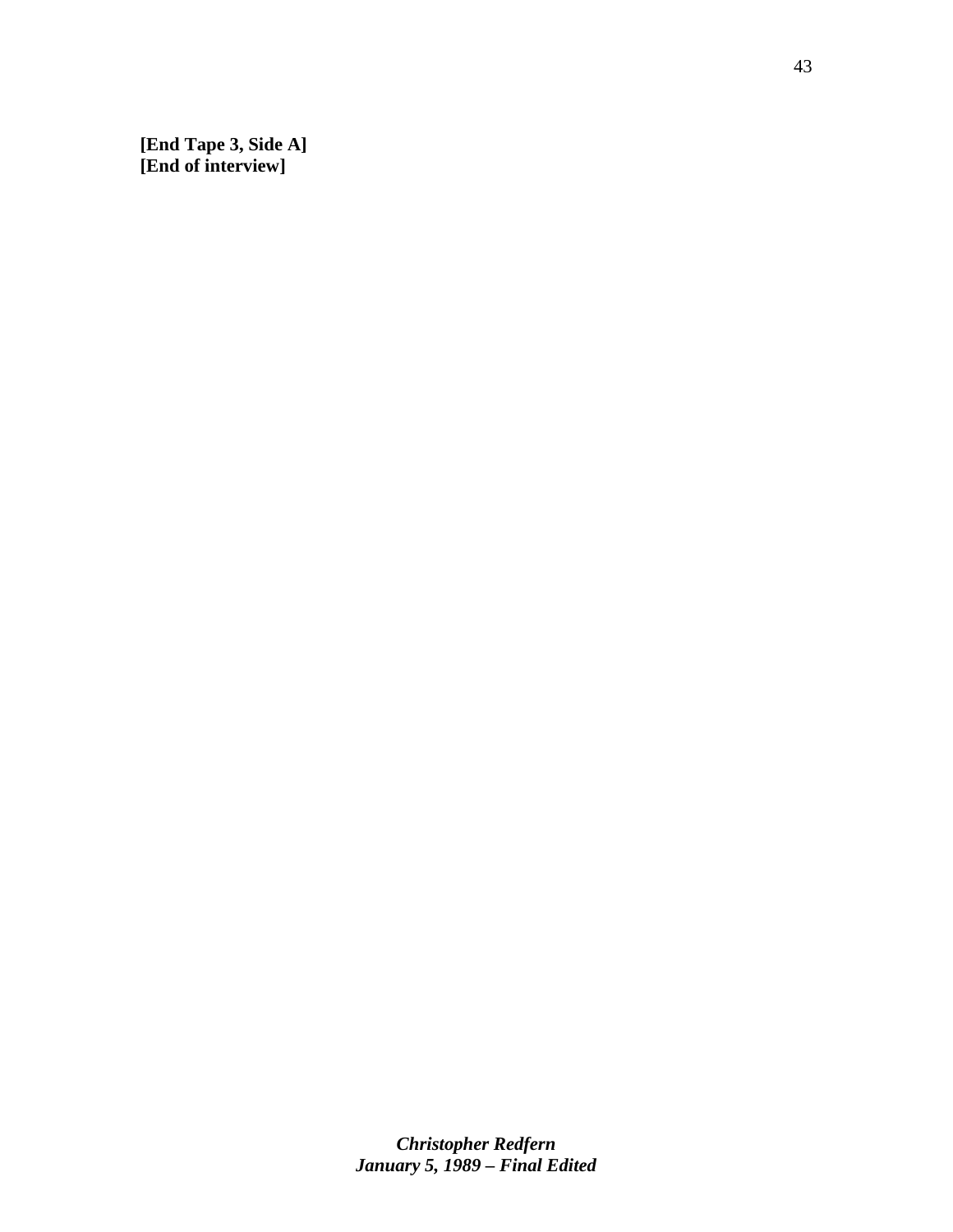**[End Tape 3, Side A]**
**[End of interview]**